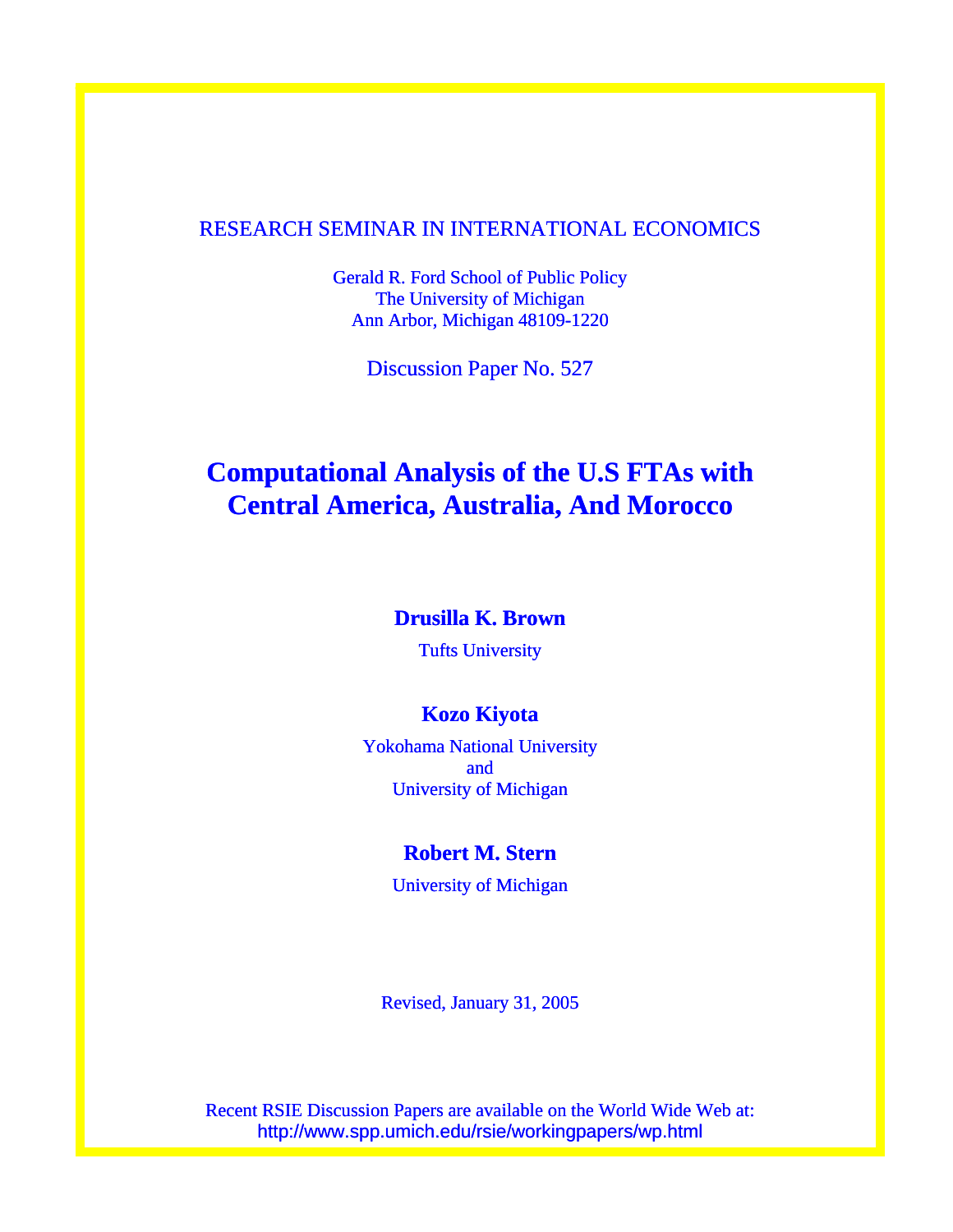RESEARCH SEMINAR IN INTERNATIONAL ECONOMICS

Gerald R. Ford School of Public Policy
The University of Michigan
Ann Arbor, Michigan 48109-1220

Discussion Paper No. 527

# Computational Analysis of the U.S FTAs with Central America, Australia, And Morocco

**Drusilla K. Brown**
Tufts University

**Kozo Kiyota**
Yokohama National University
and
University of Michigan

**Robert M. Stern**
University of Michigan

Revised, January 31, 2005

Recent RSIE Discussion Papers are available on the World Wide Web at:
http://www.spp.umich.edu/rsie/workingpapers/wp.html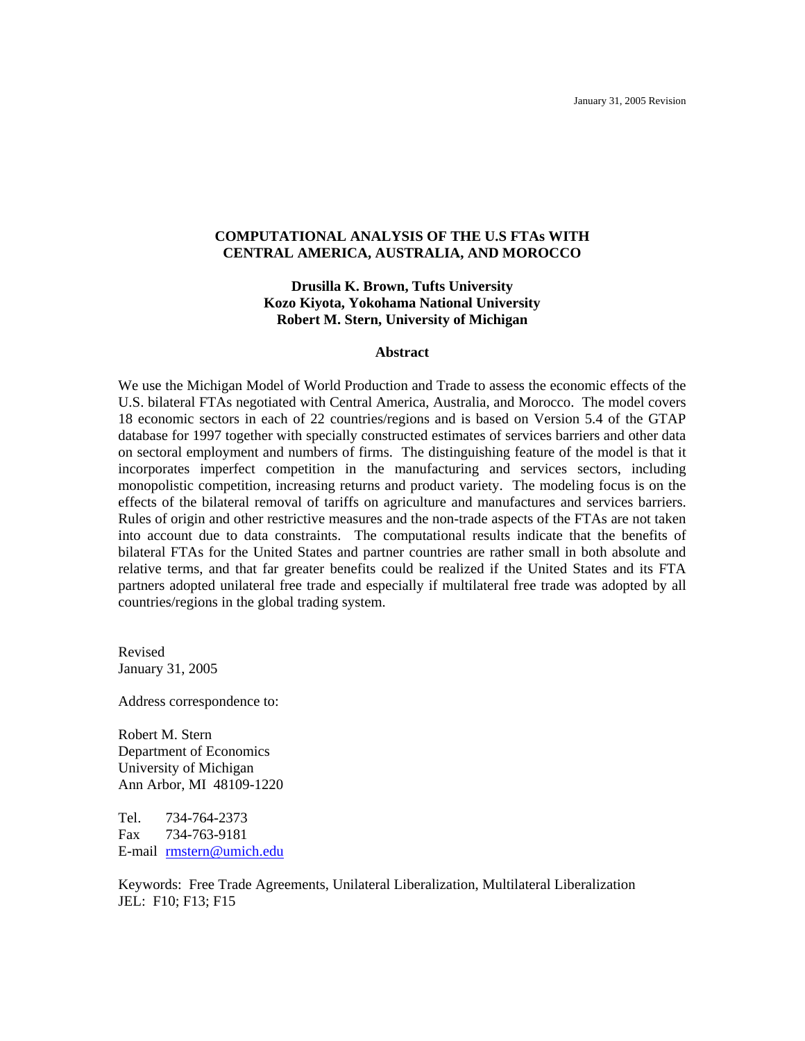January 31, 2005 Revision

**COMPUTATIONAL ANALYSIS OF THE U.S FTAs WITH CENTRAL AMERICA, AUSTRALIA, AND MOROCCO**

**Drusilla K. Brown, Tufts University**
**Kozo Kiyota, Yokohama National University**
**Robert M. Stern, University of Michigan**

**Abstract**

We use the Michigan Model of World Production and Trade to assess the economic effects of the U.S. bilateral FTAs negotiated with Central America, Australia, and Morocco. The model covers 18 economic sectors in each of 22 countries/regions and is based on Version 5.4 of the GTAP database for 1997 together with specially constructed estimates of services barriers and other data on sectoral employment and numbers of firms. The distinguishing feature of the model is that it incorporates imperfect competition in the manufacturing and services sectors, including monopolistic competition, increasing returns and product variety. The modeling focus is on the effects of the bilateral removal of tariffs on agriculture and manufactures and services barriers. Rules of origin and other restrictive measures and the non-trade aspects of the FTAs are not taken into account due to data constraints. The computational results indicate that the benefits of bilateral FTAs for the United States and partner countries are rather small in both absolute and relative terms, and that far greater benefits could be realized if the United States and its FTA partners adopted unilateral free trade and especially if multilateral free trade was adopted by all countries/regions in the global trading system.

Revised
January 31, 2005

Address correspondence to:

Robert M. Stern
Department of Economics
University of Michigan
Ann Arbor, MI 48109-1220

Tel. 734-764-2373
Fax 734-763-9181
E-mail rmstern@umich.edu

Keywords: Free Trade Agreements, Unilateral Liberalization, Multilateral Liberalization
JEL: F10; F13; F15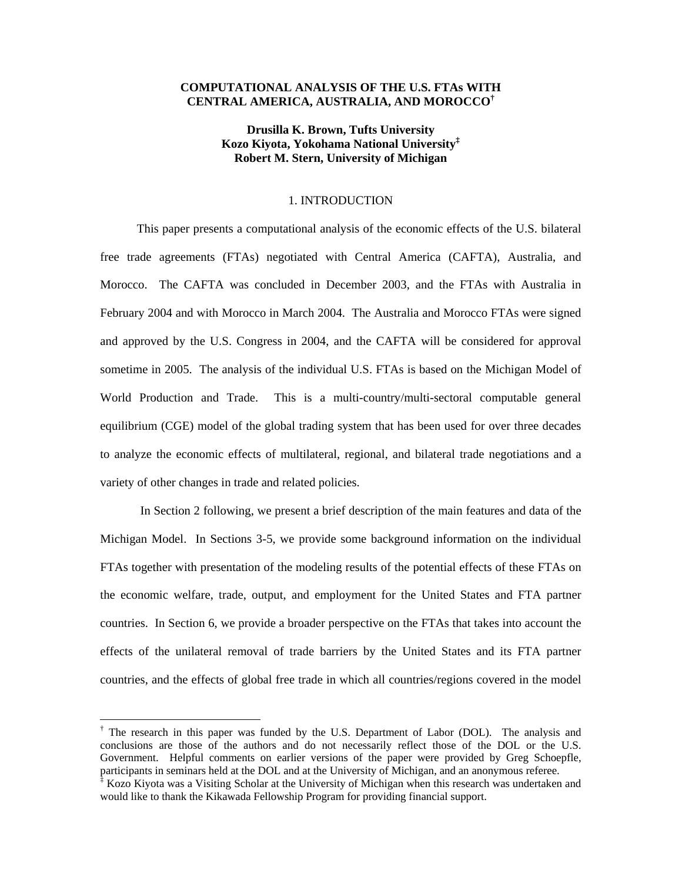# COMPUTATIONAL ANALYSIS OF THE U.S. FTAs WITH CENTRAL AMERICA, AUSTRALIA, AND MOROCCO[†]

**Drusilla K. Brown, Tufts University**
**Kozo Kiyota, Yokohama National University[‡]**
**Robert M. Stern, University of Michigan**

## 1. INTRODUCTION

This paper presents a computational analysis of the economic effects of the U.S. bilateral free trade agreements (FTAs) negotiated with Central America (CAFTA), Australia, and Morocco. The CAFTA was concluded in December 2003, and the FTAs with Australia in February 2004 and with Morocco in March 2004. The Australia and Morocco FTAs were signed and approved by the U.S. Congress in 2004, and the CAFTA will be considered for approval sometime in 2005. The analysis of the individual U.S. FTAs is based on the Michigan Model of World Production and Trade. This is a multi-country/multi-sectoral computable general equilibrium (CGE) model of the global trading system that has been used for over three decades to analyze the economic effects of multilateral, regional, and bilateral trade negotiations and a variety of other changes in trade and related policies.

In Section 2 following, we present a brief description of the main features and data of the Michigan Model. In Sections 3-5, we provide some background information on the individual FTAs together with presentation of the modeling results of the potential effects of these FTAs on the economic welfare, trade, output, and employment for the United States and FTA partner countries. In Section 6, we provide a broader perspective on the FTAs that takes into account the effects of the unilateral removal of trade barriers by the United States and its FTA partner countries, and the effects of global free trade in which all countries/regions covered in the model

---

[†] The research in this paper was funded by the U.S. Department of Labor (DOL). The analysis and conclusions are those of the authors and do not necessarily reflect those of the DOL or the U.S. Government. Helpful comments on earlier versions of the paper were provided by Greg Schoepfle, participants in seminars held at the DOL and at the University of Michigan, and an anonymous referee.

[‡] Kozo Kiyota was a Visiting Scholar at the University of Michigan when this research was undertaken and would like to thank the Kikawada Fellowship Program for providing financial support.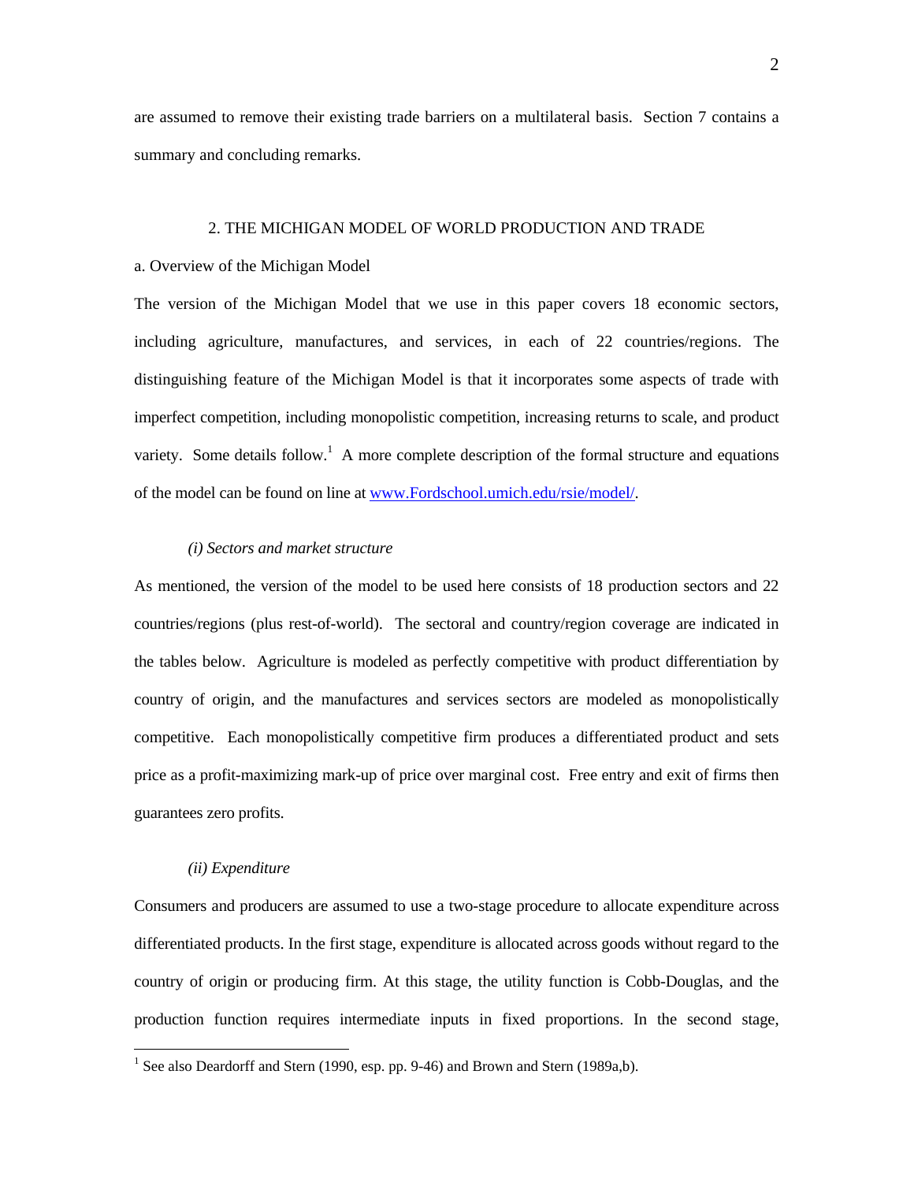are assumed to remove their existing trade barriers on a multilateral basis. Section 7 contains a summary and concluding remarks.

## 2. THE MICHIGAN MODEL OF WORLD PRODUCTION AND TRADE

### a. Overview of the Michigan Model

The version of the Michigan Model that we use in this paper covers 18 economic sectors, including agriculture, manufactures, and services, in each of 22 countries/regions. The distinguishing feature of the Michigan Model is that it incorporates some aspects of trade with imperfect competition, including monopolistic competition, increasing returns to scale, and product variety. Some details follow.[1] A more complete description of the formal structure and equations of the model can be found on line at www.Fordschool.umich.edu/rsie/model/.

#### *(i) Sectors and market structure*

As mentioned, the version of the model to be used here consists of 18 production sectors and 22 countries/regions (plus rest-of-world). The sectoral and country/region coverage are indicated in the tables below. Agriculture is modeled as perfectly competitive with product differentiation by country of origin, and the manufactures and services sectors are modeled as monopolistically competitive. Each monopolistically competitive firm produces a differentiated product and sets price as a profit-maximizing mark-up of price over marginal cost. Free entry and exit of firms then guarantees zero profits.

#### *(ii) Expenditure*

Consumers and producers are assumed to use a two-stage procedure to allocate expenditure across differentiated products. In the first stage, expenditure is allocated across goods without regard to the country of origin or producing firm. At this stage, the utility function is Cobb-Douglas, and the production function requires intermediate inputs in fixed proportions. In the second stage,

[1] See also Deardorff and Stern (1990, esp. pp. 9-46) and Brown and Stern (1989a,b).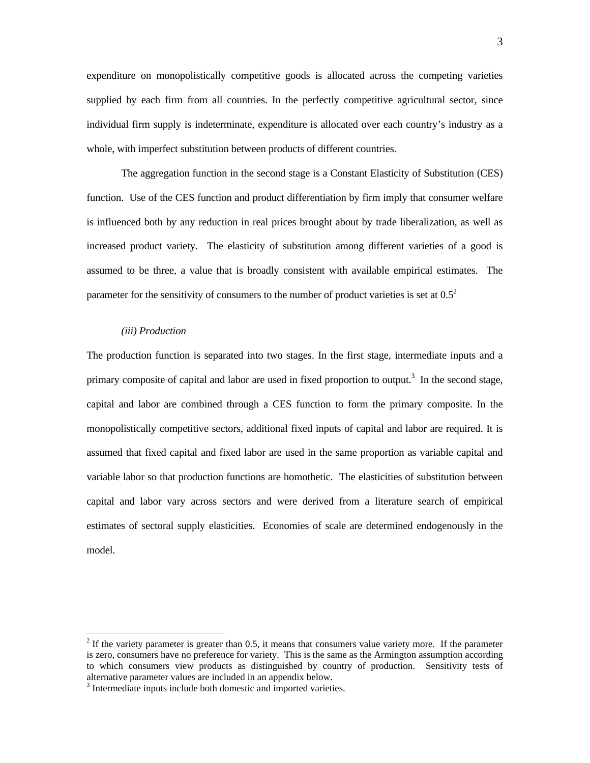expenditure on monopolistically competitive goods is allocated across the competing varieties supplied by each firm from all countries. In the perfectly competitive agricultural sector, since individual firm supply is indeterminate, expenditure is allocated over each country's industry as a whole, with imperfect substitution between products of different countries.

The aggregation function in the second stage is a Constant Elasticity of Substitution (CES) function. Use of the CES function and product differentiation by firm imply that consumer welfare is influenced both by any reduction in real prices brought about by trade liberalization, as well as increased product variety. The elasticity of substitution among different varieties of a good is assumed to be three, a value that is broadly consistent with available empirical estimates. The parameter for the sensitivity of consumers to the number of product varieties is set at 0.5[2]

*(iii) Production*

The production function is separated into two stages. In the first stage, intermediate inputs and a primary composite of capital and labor are used in fixed proportion to output.[3] In the second stage, capital and labor are combined through a CES function to form the primary composite. In the monopolistically competitive sectors, additional fixed inputs of capital and labor are required. It is assumed that fixed capital and fixed labor are used in the same proportion as variable capital and variable labor so that production functions are homothetic. The elasticities of substitution between capital and labor vary across sectors and were derived from a literature search of empirical estimates of sectoral supply elasticities. Economies of scale are determined endogenously in the model.

---

[2] If the variety parameter is greater than 0.5, it means that consumers value variety more. If the parameter is zero, consumers have no preference for variety. This is the same as the Armington assumption according to which consumers view products as distinguished by country of production. Sensitivity tests of alternative parameter values are included in an appendix below.

[3] Intermediate inputs include both domestic and imported varieties.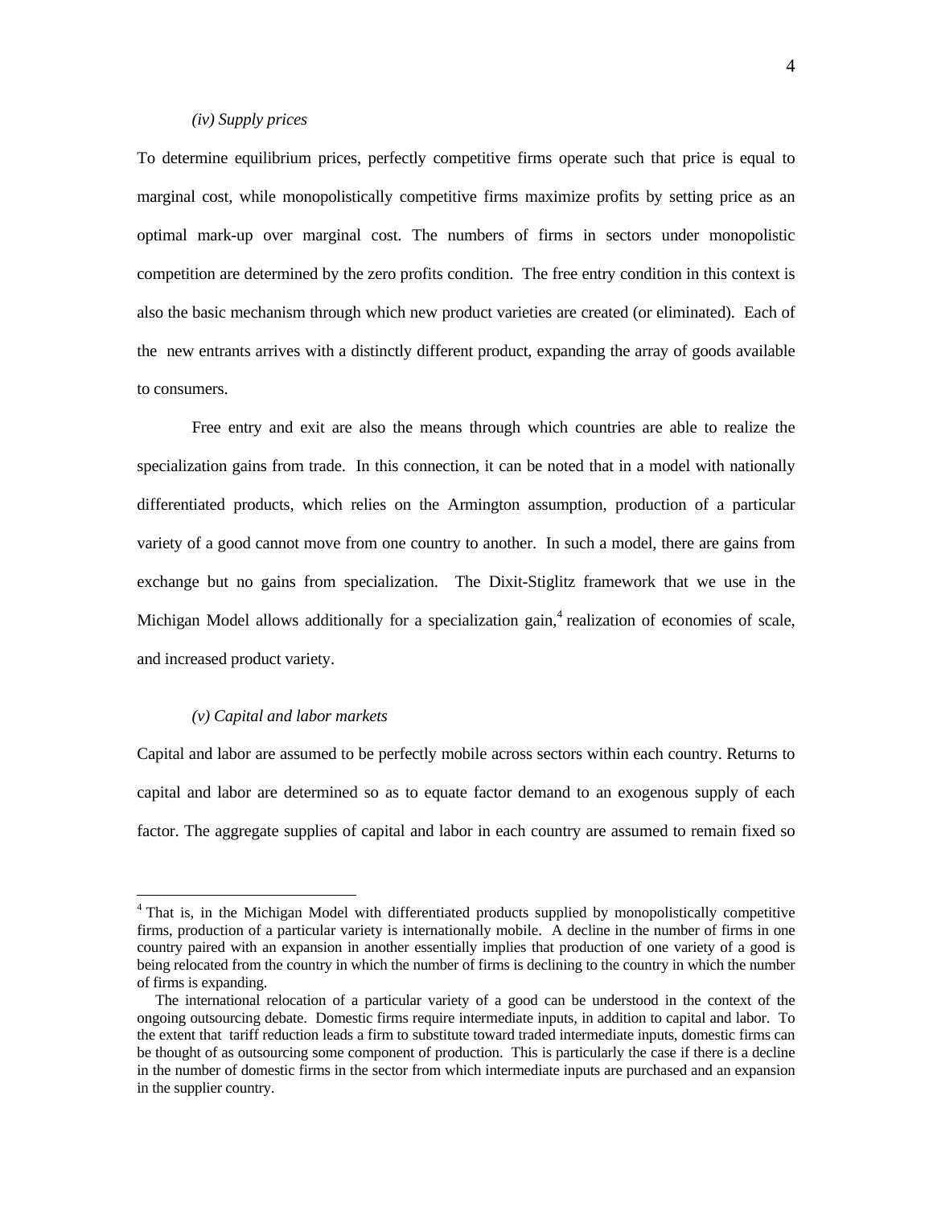*(iv) Supply prices*

To determine equilibrium prices, perfectly competitive firms operate such that price is equal to marginal cost, while monopolistically competitive firms maximize profits by setting price as an optimal mark-up over marginal cost. The numbers of firms in sectors under monopolistic competition are determined by the zero profits condition. The free entry condition in this context is also the basic mechanism through which new product varieties are created (or eliminated). Each of the new entrants arrives with a distinctly different product, expanding the array of goods available to consumers.

Free entry and exit are also the means through which countries are able to realize the specialization gains from trade. In this connection, it can be noted that in a model with nationally differentiated products, which relies on the Armington assumption, production of a particular variety of a good cannot move from one country to another. In such a model, there are gains from exchange but no gains from specialization. The Dixit-Stiglitz framework that we use in the Michigan Model allows additionally for a specialization gain,[4] realization of economies of scale, and increased product variety.

*(v) Capital and labor markets*

Capital and labor are assumed to be perfectly mobile across sectors within each country. Returns to capital and labor are determined so as to equate factor demand to an exogenous supply of each factor. The aggregate supplies of capital and labor in each country are assumed to remain fixed so

---

[4] That is, in the Michigan Model with differentiated products supplied by monopolistically competitive firms, production of a particular variety is internationally mobile. A decline in the number of firms in one country paired with an expansion in another essentially implies that production of one variety of a good is being relocated from the country in which the number of firms is declining to the country in which the number of firms is expanding.

The international relocation of a particular variety of a good can be understood in the context of the ongoing outsourcing debate. Domestic firms require intermediate inputs, in addition to capital and labor. To the extent that tariff reduction leads a firm to substitute toward traded intermediate inputs, domestic firms can be thought of as outsourcing some component of production. This is particularly the case if there is a decline in the number of domestic firms in the sector from which intermediate inputs are purchased and an expansion in the supplier country.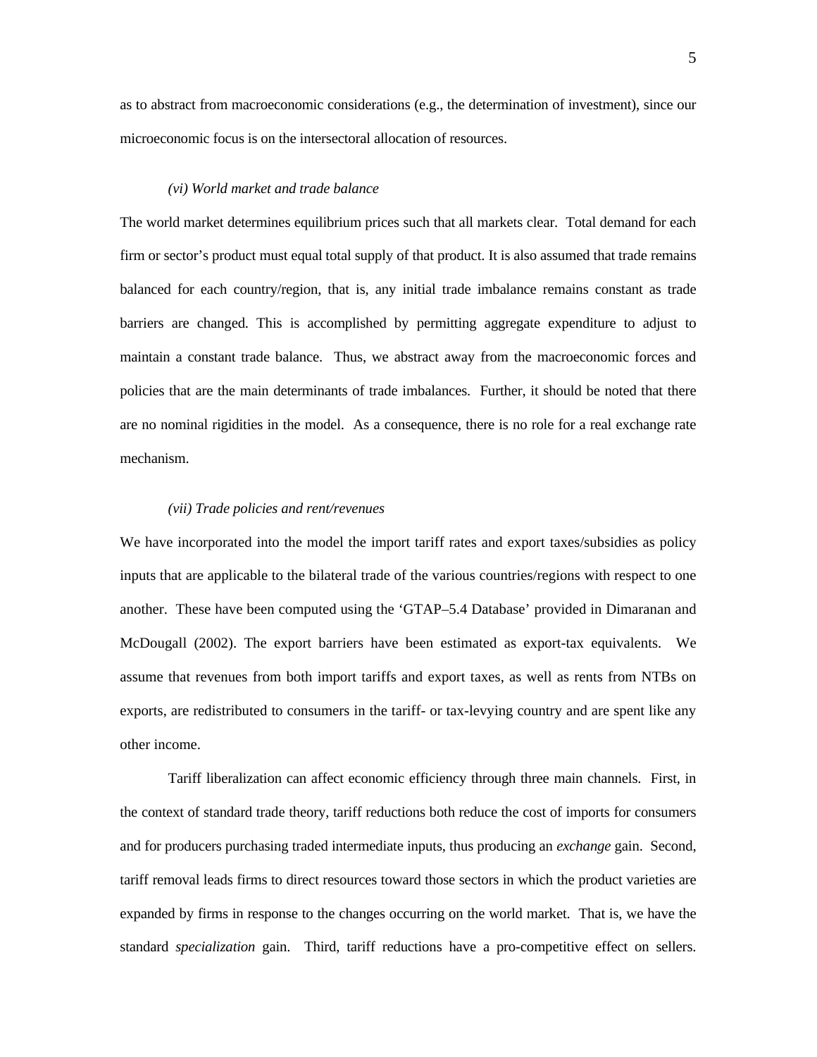as to abstract from macroeconomic considerations (e.g., the determination of investment), since our microeconomic focus is on the intersectoral allocation of resources.

*(vi) World market and trade balance*

The world market determines equilibrium prices such that all markets clear. Total demand for each firm or sector's product must equal total supply of that product. It is also assumed that trade remains balanced for each country/region, that is, any initial trade imbalance remains constant as trade barriers are changed. This is accomplished by permitting aggregate expenditure to adjust to maintain a constant trade balance. Thus, we abstract away from the macroeconomic forces and policies that are the main determinants of trade imbalances. Further, it should be noted that there are no nominal rigidities in the model. As a consequence, there is no role for a real exchange rate mechanism.

*(vii) Trade policies and rent/revenues*

We have incorporated into the model the import tariff rates and export taxes/subsidies as policy inputs that are applicable to the bilateral trade of the various countries/regions with respect to one another. These have been computed using the 'GTAP–5.4 Database' provided in Dimaranan and McDougall (2002). The export barriers have been estimated as export-tax equivalents. We assume that revenues from both import tariffs and export taxes, as well as rents from NTBs on exports, are redistributed to consumers in the tariff- or tax-levying country and are spent like any other income.

Tariff liberalization can affect economic efficiency through three main channels. First, in the context of standard trade theory, tariff reductions both reduce the cost of imports for consumers and for producers purchasing traded intermediate inputs, thus producing an *exchange* gain. Second, tariff removal leads firms to direct resources toward those sectors in which the product varieties are expanded by firms in response to the changes occurring on the world market. That is, we have the standard *specialization* gain. Third, tariff reductions have a pro-competitive effect on sellers.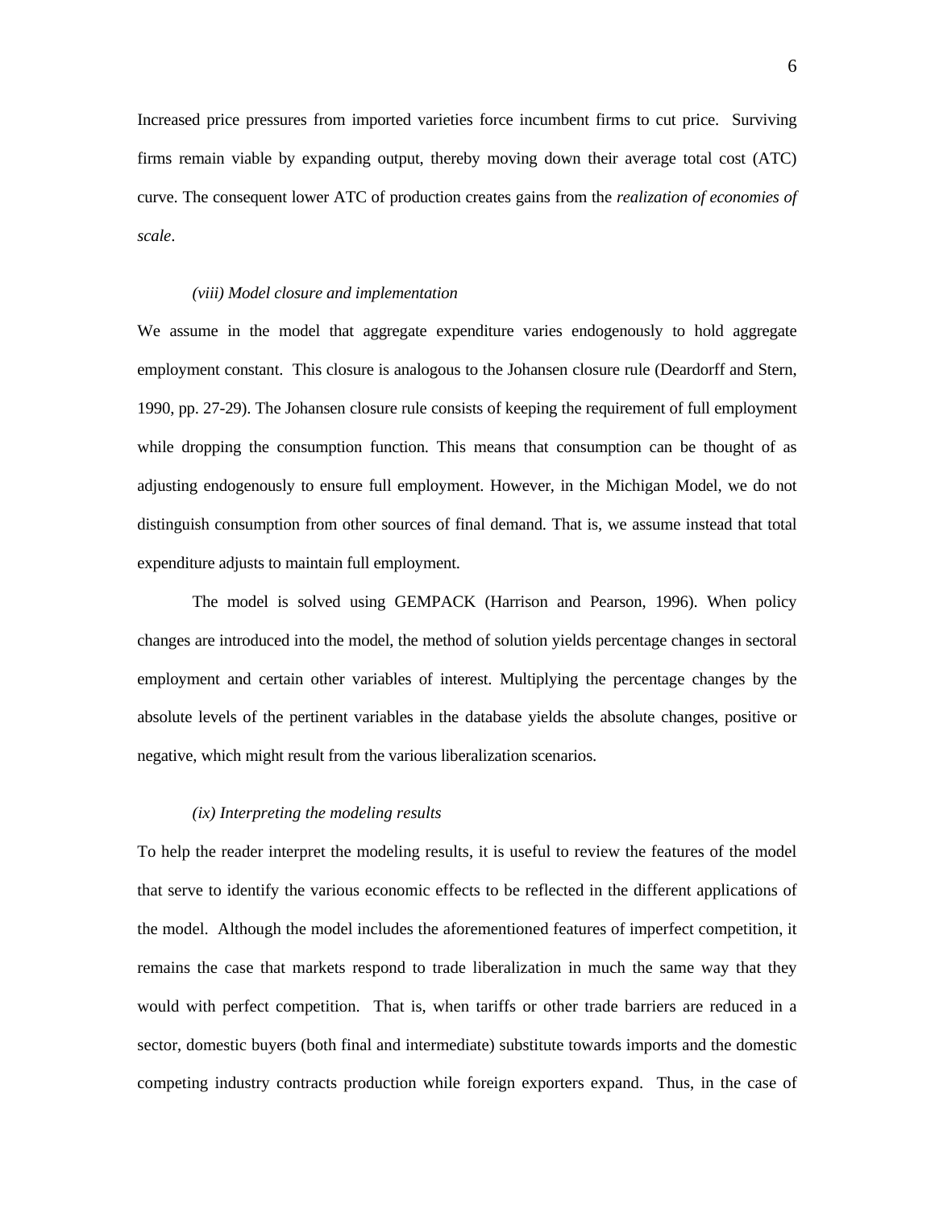Increased price pressures from imported varieties force incumbent firms to cut price. Surviving firms remain viable by expanding output, thereby moving down their average total cost (ATC) curve. The consequent lower ATC of production creates gains from the *realization of economies of scale*.

*(viii) Model closure and implementation*

We assume in the model that aggregate expenditure varies endogenously to hold aggregate employment constant. This closure is analogous to the Johansen closure rule (Deardorff and Stern, 1990, pp. 27-29). The Johansen closure rule consists of keeping the requirement of full employment while dropping the consumption function. This means that consumption can be thought of as adjusting endogenously to ensure full employment. However, in the Michigan Model, we do not distinguish consumption from other sources of final demand. That is, we assume instead that total expenditure adjusts to maintain full employment.

The model is solved using GEMPACK (Harrison and Pearson, 1996). When policy changes are introduced into the model, the method of solution yields percentage changes in sectoral employment and certain other variables of interest. Multiplying the percentage changes by the absolute levels of the pertinent variables in the database yields the absolute changes, positive or negative, which might result from the various liberalization scenarios.

*(ix) Interpreting the modeling results*

To help the reader interpret the modeling results, it is useful to review the features of the model that serve to identify the various economic effects to be reflected in the different applications of the model. Although the model includes the aforementioned features of imperfect competition, it remains the case that markets respond to trade liberalization in much the same way that they would with perfect competition. That is, when tariffs or other trade barriers are reduced in a sector, domestic buyers (both final and intermediate) substitute towards imports and the domestic competing industry contracts production while foreign exporters expand. Thus, in the case of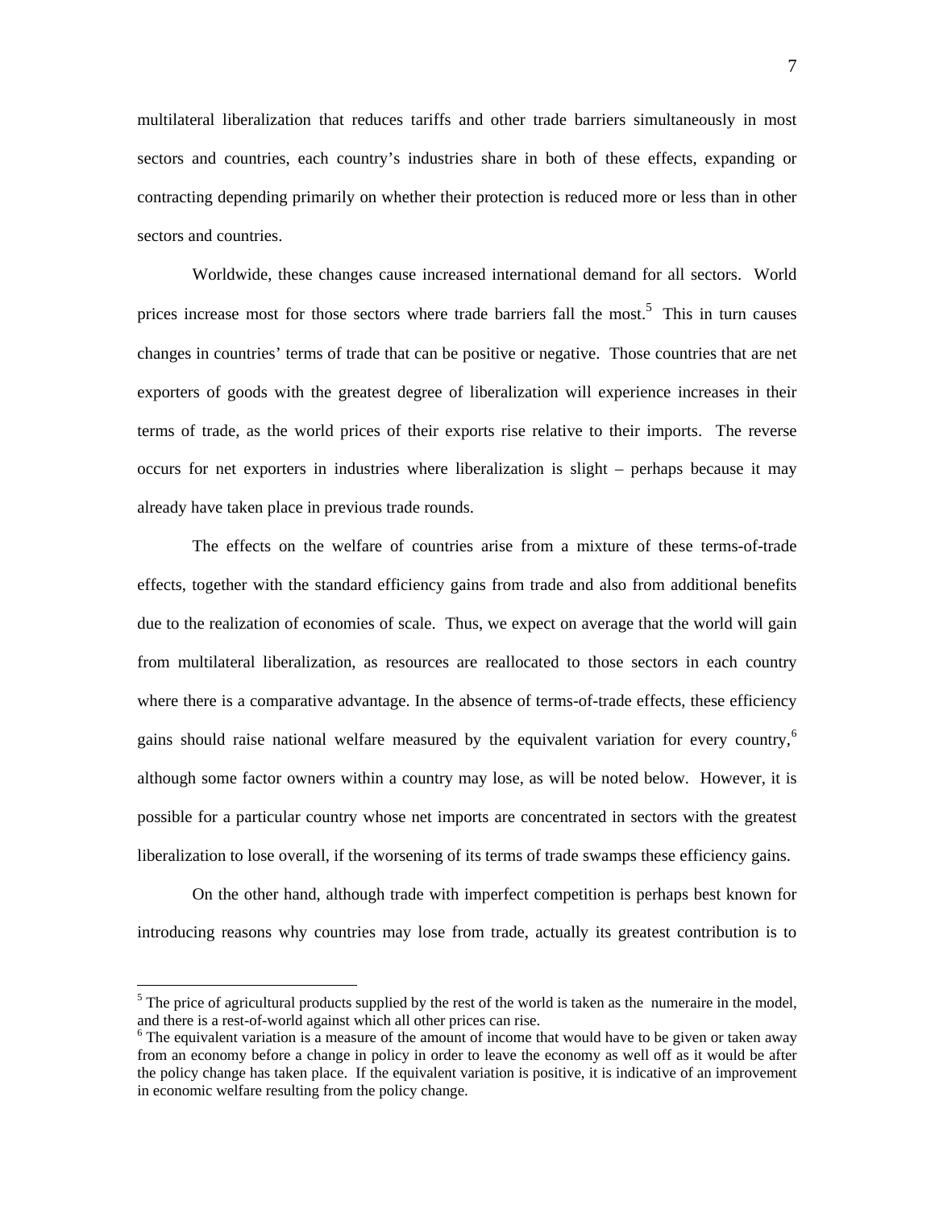multilateral liberalization that reduces tariffs and other trade barriers simultaneously in most sectors and countries, each country's industries share in both of these effects, expanding or contracting depending primarily on whether their protection is reduced more or less than in other sectors and countries.

Worldwide, these changes cause increased international demand for all sectors. World prices increase most for those sectors where trade barriers fall the most.[5] This in turn causes changes in countries' terms of trade that can be positive or negative. Those countries that are net exporters of goods with the greatest degree of liberalization will experience increases in their terms of trade, as the world prices of their exports rise relative to their imports. The reverse occurs for net exporters in industries where liberalization is slight – perhaps because it may already have taken place in previous trade rounds.

The effects on the welfare of countries arise from a mixture of these terms-of-trade effects, together with the standard efficiency gains from trade and also from additional benefits due to the realization of economies of scale. Thus, we expect on average that the world will gain from multilateral liberalization, as resources are reallocated to those sectors in each country where there is a comparative advantage. In the absence of terms-of-trade effects, these efficiency gains should raise national welfare measured by the equivalent variation for every country,[6] although some factor owners within a country may lose, as will be noted below. However, it is possible for a particular country whose net imports are concentrated in sectors with the greatest liberalization to lose overall, if the worsening of its terms of trade swamps these efficiency gains.

On the other hand, although trade with imperfect competition is perhaps best known for introducing reasons why countries may lose from trade, actually its greatest contribution is to

[5] The price of agricultural products supplied by the rest of the world is taken as the numeraire in the model, and there is a rest-of-world against which all other prices can rise.

[6] The equivalent variation is a measure of the amount of income that would have to be given or taken away from an economy before a change in policy in order to leave the economy as well off as it would be after the policy change has taken place. If the equivalent variation is positive, it is indicative of an improvement in economic welfare resulting from the policy change.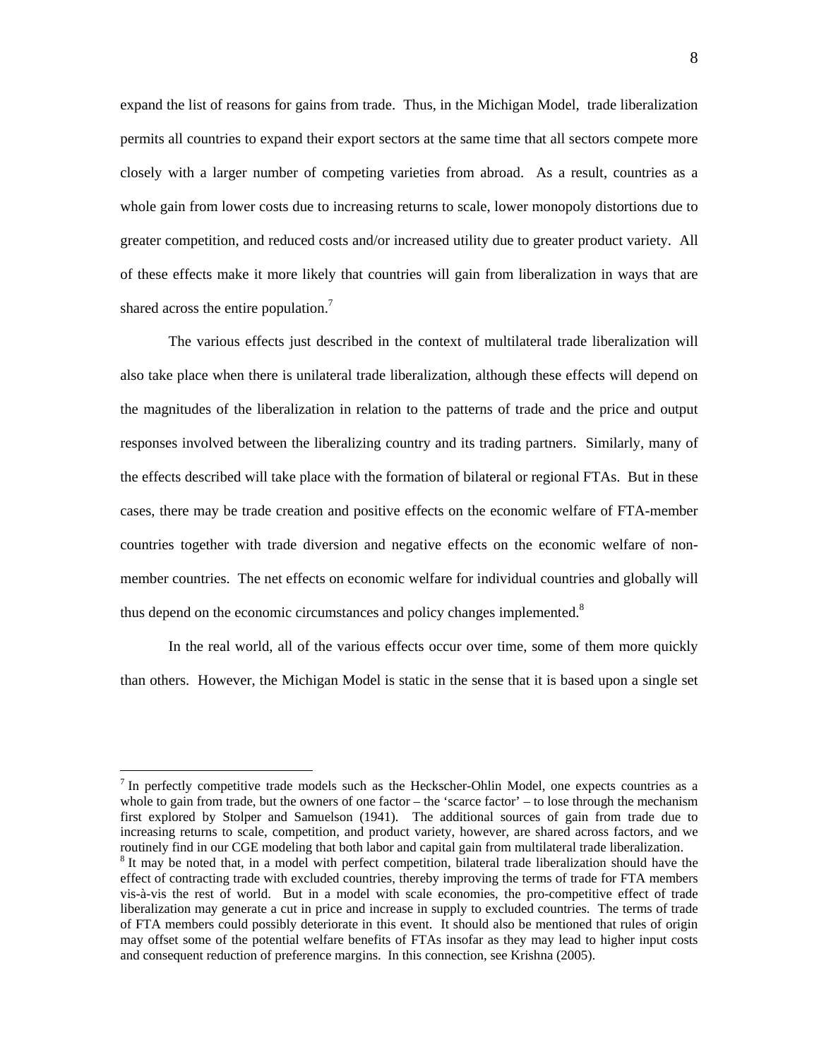expand the list of reasons for gains from trade. Thus, in the Michigan Model, trade liberalization permits all countries to expand their export sectors at the same time that all sectors compete more closely with a larger number of competing varieties from abroad. As a result, countries as a whole gain from lower costs due to increasing returns to scale, lower monopoly distortions due to greater competition, and reduced costs and/or increased utility due to greater product variety. All of these effects make it more likely that countries will gain from liberalization in ways that are shared across the entire population.[7]

The various effects just described in the context of multilateral trade liberalization will also take place when there is unilateral trade liberalization, although these effects will depend on the magnitudes of the liberalization in relation to the patterns of trade and the price and output responses involved between the liberalizing country and its trading partners. Similarly, many of the effects described will take place with the formation of bilateral or regional FTAs. But in these cases, there may be trade creation and positive effects on the economic welfare of FTA-member countries together with trade diversion and negative effects on the economic welfare of non-member countries. The net effects on economic welfare for individual countries and globally will thus depend on the economic circumstances and policy changes implemented.[8]

In the real world, all of the various effects occur over time, some of them more quickly than others. However, the Michigan Model is static in the sense that it is based upon a single set

---

[7] In perfectly competitive trade models such as the Heckscher-Ohlin Model, one expects countries as a whole to gain from trade, but the owners of one factor – the 'scarce factor' – to lose through the mechanism first explored by Stolper and Samuelson (1941). The additional sources of gain from trade due to increasing returns to scale, competition, and product variety, however, are shared across factors, and we routinely find in our CGE modeling that both labor and capital gain from multilateral trade liberalization.

[8] It may be noted that, in a model with perfect competition, bilateral trade liberalization should have the effect of contracting trade with excluded countries, thereby improving the terms of trade for FTA members vis-à-vis the rest of world. But in a model with scale economies, the pro-competitive effect of trade liberalization may generate a cut in price and increase in supply to excluded countries. The terms of trade of FTA members could possibly deteriorate in this event. It should also be mentioned that rules of origin may offset some of the potential welfare benefits of FTAs insofar as they may lead to higher input costs and consequent reduction of preference margins. In this connection, see Krishna (2005).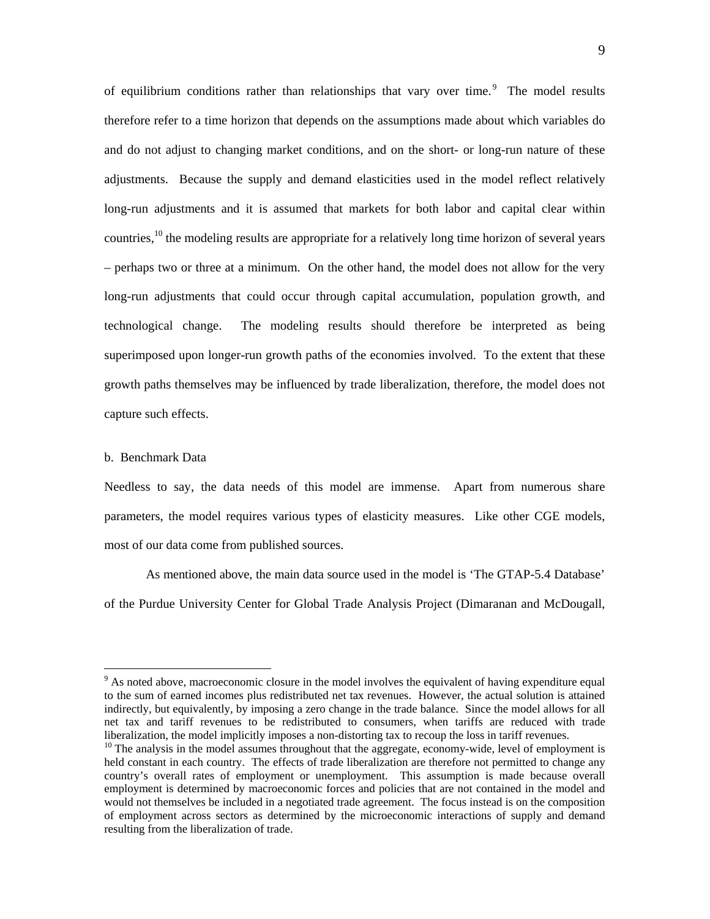of equilibrium conditions rather than relationships that vary over time.[9] The model results therefore refer to a time horizon that depends on the assumptions made about which variables do and do not adjust to changing market conditions, and on the short- or long-run nature of these adjustments. Because the supply and demand elasticities used in the model reflect relatively long-run adjustments and it is assumed that markets for both labor and capital clear within countries,[10] the modeling results are appropriate for a relatively long time horizon of several years – perhaps two or three at a minimum. On the other hand, the model does not allow for the very long-run adjustments that could occur through capital accumulation, population growth, and technological change. The modeling results should therefore be interpreted as being superimposed upon longer-run growth paths of the economies involved. To the extent that these growth paths themselves may be influenced by trade liberalization, therefore, the model does not capture such effects.

b. Benchmark Data

Needless to say, the data needs of this model are immense. Apart from numerous share parameters, the model requires various types of elasticity measures. Like other CGE models, most of our data come from published sources.

As mentioned above, the main data source used in the model is 'The GTAP-5.4 Database' of the Purdue University Center for Global Trade Analysis Project (Dimaranan and McDougall,

---

[9] As noted above, macroeconomic closure in the model involves the equivalent of having expenditure equal to the sum of earned incomes plus redistributed net tax revenues. However, the actual solution is attained indirectly, but equivalently, by imposing a zero change in the trade balance. Since the model allows for all net tax and tariff revenues to be redistributed to consumers, when tariffs are reduced with trade liberalization, the model implicitly imposes a non-distorting tax to recoup the loss in tariff revenues.

[10] The analysis in the model assumes throughout that the aggregate, economy-wide, level of employment is held constant in each country. The effects of trade liberalization are therefore not permitted to change any country's overall rates of employment or unemployment. This assumption is made because overall employment is determined by macroeconomic forces and policies that are not contained in the model and would not themselves be included in a negotiated trade agreement. The focus instead is on the composition of employment across sectors as determined by the microeconomic interactions of supply and demand resulting from the liberalization of trade.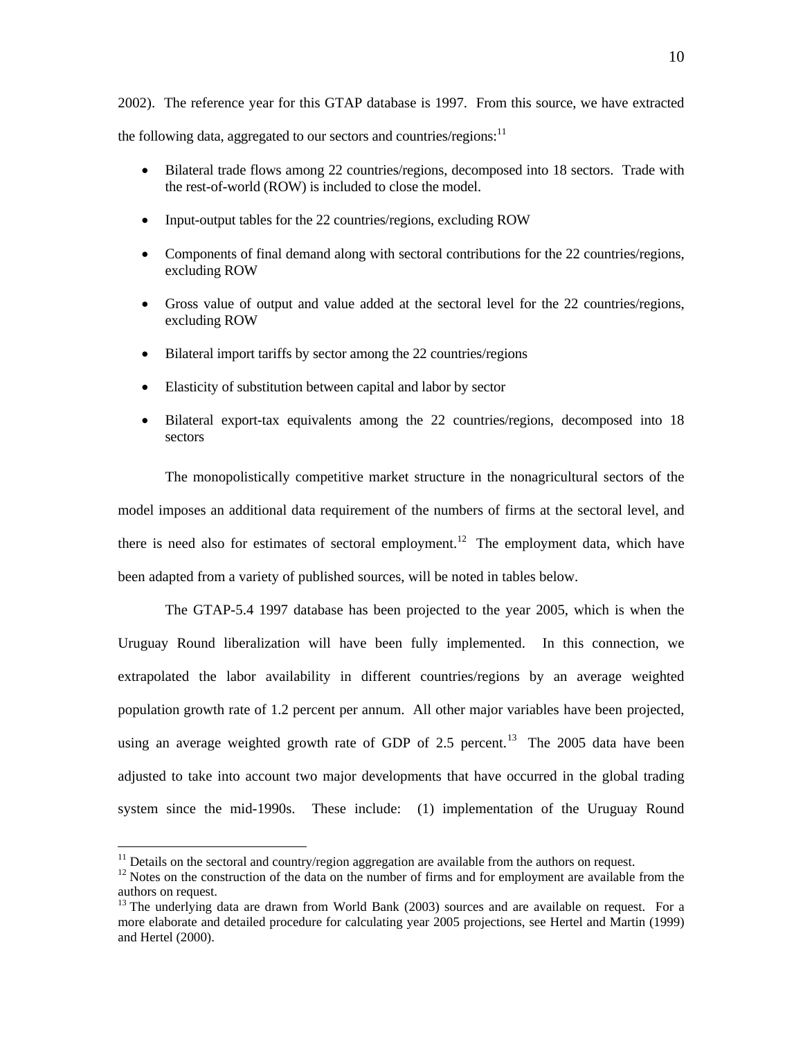2002). The reference year for this GTAP database is 1997. From this source, we have extracted the following data, aggregated to our sectors and countries/regions:[11]

- Bilateral trade flows among 22 countries/regions, decomposed into 18 sectors. Trade with the rest-of-world (ROW) is included to close the model.
- Input-output tables for the 22 countries/regions, excluding ROW
- Components of final demand along with sectoral contributions for the 22 countries/regions, excluding ROW
- Gross value of output and value added at the sectoral level for the 22 countries/regions, excluding ROW
- Bilateral import tariffs by sector among the 22 countries/regions
- Elasticity of substitution between capital and labor by sector
- Bilateral export-tax equivalents among the 22 countries/regions, decomposed into 18 sectors

The monopolistically competitive market structure in the nonagricultural sectors of the model imposes an additional data requirement of the numbers of firms at the sectoral level, and there is need also for estimates of sectoral employment.[12] The employment data, which have been adapted from a variety of published sources, will be noted in tables below.

The GTAP-5.4 1997 database has been projected to the year 2005, which is when the Uruguay Round liberalization will have been fully implemented. In this connection, we extrapolated the labor availability in different countries/regions by an average weighted population growth rate of 1.2 percent per annum. All other major variables have been projected, using an average weighted growth rate of GDP of 2.5 percent.[13] The 2005 data have been adjusted to take into account two major developments that have occurred in the global trading system since the mid-1990s. These include: (1) implementation of the Uruguay Round

---

[11] Details on the sectoral and country/region aggregation are available from the authors on request.

[12] Notes on the construction of the data on the number of firms and for employment are available from the authors on request.

[13] The underlying data are drawn from World Bank (2003) sources and are available on request. For a more elaborate and detailed procedure for calculating year 2005 projections, see Hertel and Martin (1999) and Hertel (2000).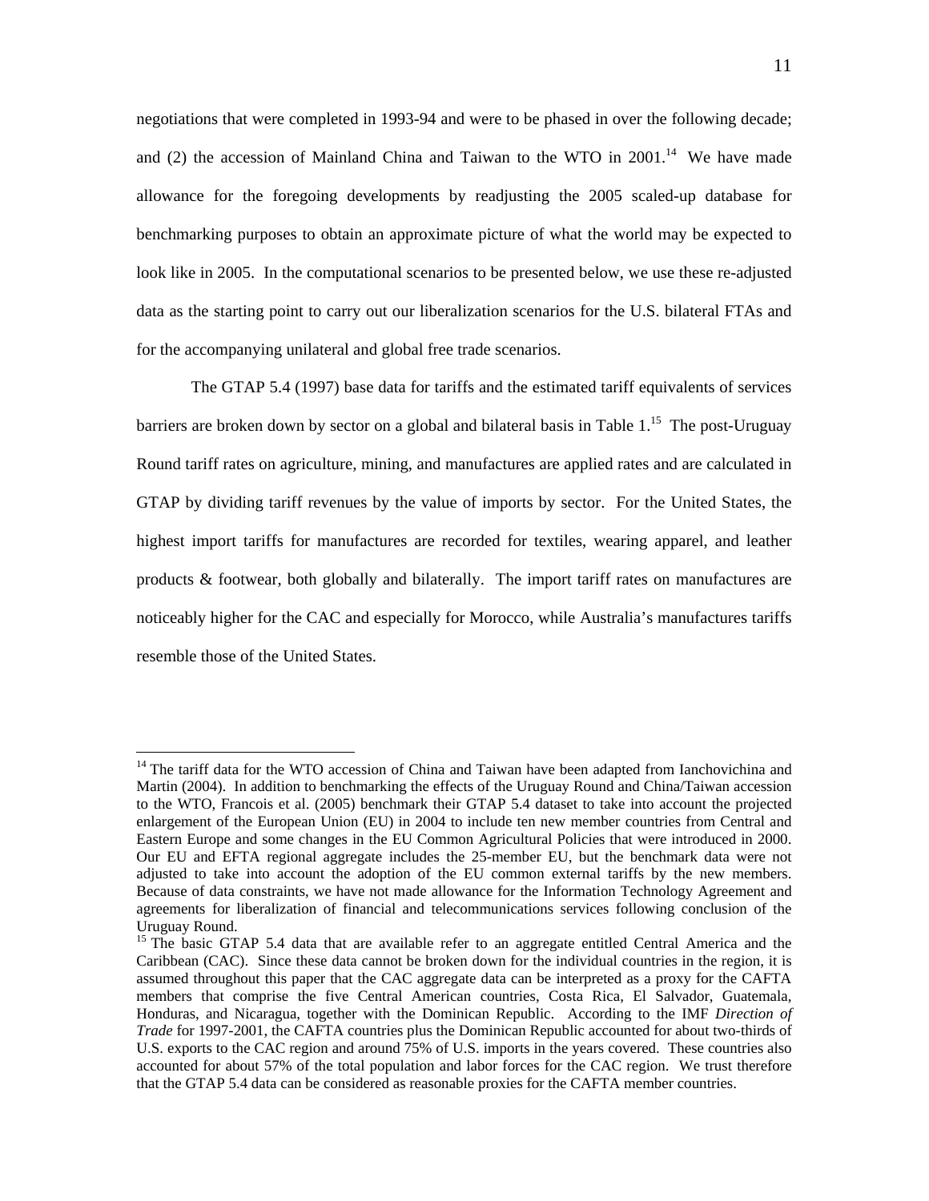negotiations that were completed in 1993-94 and were to be phased in over the following decade; and (2) the accession of Mainland China and Taiwan to the WTO in 2001.[14] We have made allowance for the foregoing developments by readjusting the 2005 scaled-up database for benchmarking purposes to obtain an approximate picture of what the world may be expected to look like in 2005. In the computational scenarios to be presented below, we use these re-adjusted data as the starting point to carry out our liberalization scenarios for the U.S. bilateral FTAs and for the accompanying unilateral and global free trade scenarios.

The GTAP 5.4 (1997) base data for tariffs and the estimated tariff equivalents of services barriers are broken down by sector on a global and bilateral basis in Table 1.[15] The post-Uruguay Round tariff rates on agriculture, mining, and manufactures are applied rates and are calculated in GTAP by dividing tariff revenues by the value of imports by sector. For the United States, the highest import tariffs for manufactures are recorded for textiles, wearing apparel, and leather products & footwear, both globally and bilaterally. The import tariff rates on manufactures are noticeably higher for the CAC and especially for Morocco, while Australia's manufactures tariffs resemble those of the United States.

---

[14] The tariff data for the WTO accession of China and Taiwan have been adapted from Ianchovichina and Martin (2004). In addition to benchmarking the effects of the Uruguay Round and China/Taiwan accession to the WTO, Francois et al. (2005) benchmark their GTAP 5.4 dataset to take into account the projected enlargement of the European Union (EU) in 2004 to include ten new member countries from Central and Eastern Europe and some changes in the EU Common Agricultural Policies that were introduced in 2000. Our EU and EFTA regional aggregate includes the 25-member EU, but the benchmark data were not adjusted to take into account the adoption of the EU common external tariffs by the new members. Because of data constraints, we have not made allowance for the Information Technology Agreement and agreements for liberalization of financial and telecommunications services following conclusion of the Uruguay Round.

[15] The basic GTAP 5.4 data that are available refer to an aggregate entitled Central America and the Caribbean (CAC). Since these data cannot be broken down for the individual countries in the region, it is assumed throughout this paper that the CAC aggregate data can be interpreted as a proxy for the CAFTA members that comprise the five Central American countries, Costa Rica, El Salvador, Guatemala, Honduras, and Nicaragua, together with the Dominican Republic. According to the IMF *Direction of Trade* for 1997-2001, the CAFTA countries plus the Dominican Republic accounted for about two-thirds of U.S. exports to the CAC region and around 75% of U.S. imports in the years covered. These countries also accounted for about 57% of the total population and labor forces for the CAC region. We trust therefore that the GTAP 5.4 data can be considered as reasonable proxies for the CAFTA member countries.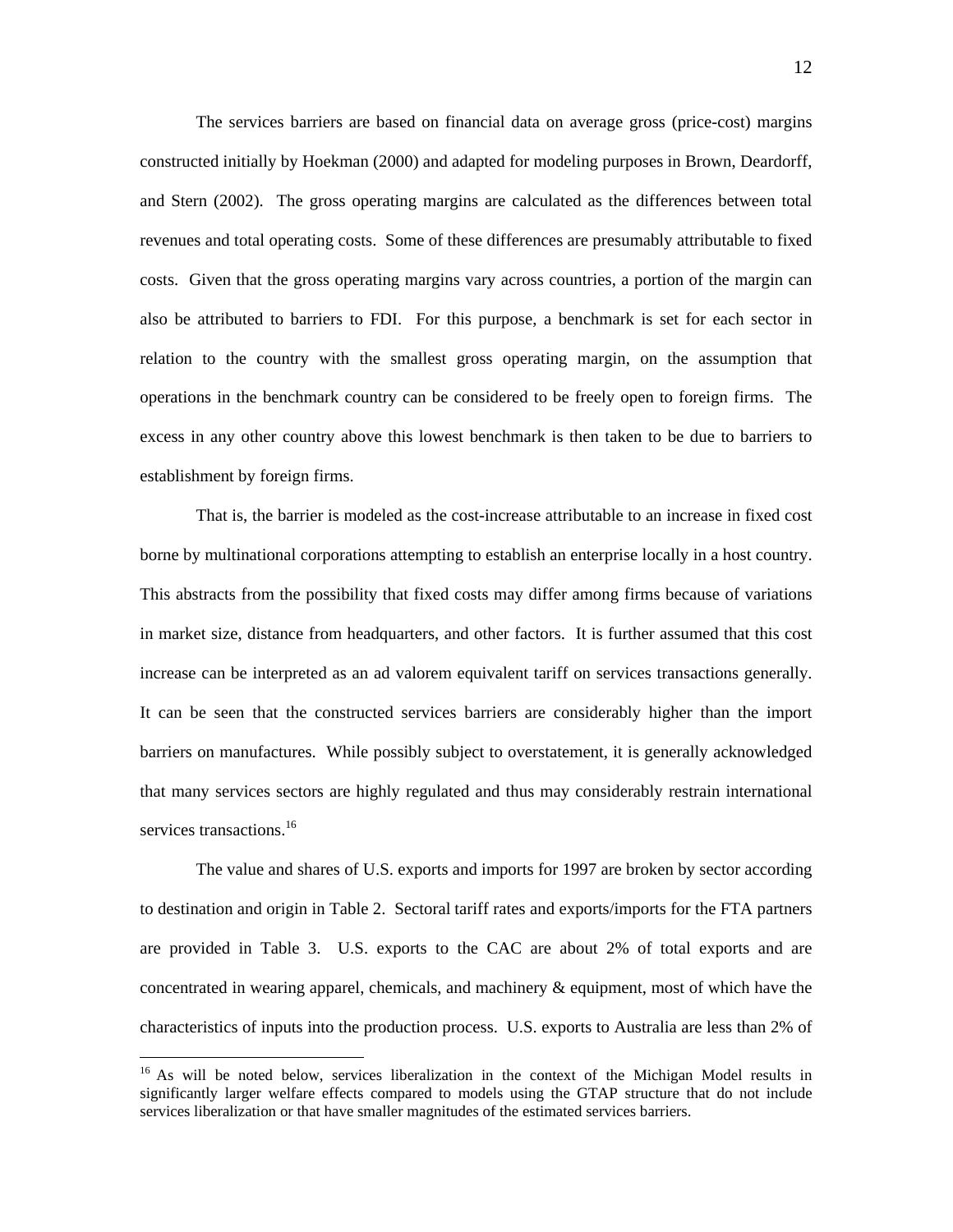The services barriers are based on financial data on average gross (price-cost) margins constructed initially by Hoekman (2000) and adapted for modeling purposes in Brown, Deardorff, and Stern (2002). The gross operating margins are calculated as the differences between total revenues and total operating costs. Some of these differences are presumably attributable to fixed costs. Given that the gross operating margins vary across countries, a portion of the margin can also be attributed to barriers to FDI. For this purpose, a benchmark is set for each sector in relation to the country with the smallest gross operating margin, on the assumption that operations in the benchmark country can be considered to be freely open to foreign firms. The excess in any other country above this lowest benchmark is then taken to be due to barriers to establishment by foreign firms.

That is, the barrier is modeled as the cost-increase attributable to an increase in fixed cost borne by multinational corporations attempting to establish an enterprise locally in a host country. This abstracts from the possibility that fixed costs may differ among firms because of variations in market size, distance from headquarters, and other factors. It is further assumed that this cost increase can be interpreted as an ad valorem equivalent tariff on services transactions generally. It can be seen that the constructed services barriers are considerably higher than the import barriers on manufactures. While possibly subject to overstatement, it is generally acknowledged that many services sectors are highly regulated and thus may considerably restrain international services transactions.[16]

The value and shares of U.S. exports and imports for 1997 are broken by sector according to destination and origin in Table 2. Sectoral tariff rates and exports/imports for the FTA partners are provided in Table 3. U.S. exports to the CAC are about 2% of total exports and are concentrated in wearing apparel, chemicals, and machinery & equipment, most of which have the characteristics of inputs into the production process. U.S. exports to Australia are less than 2% of

[16] As will be noted below, services liberalization in the context of the Michigan Model results in significantly larger welfare effects compared to models using the GTAP structure that do not include services liberalization or that have smaller magnitudes of the estimated services barriers.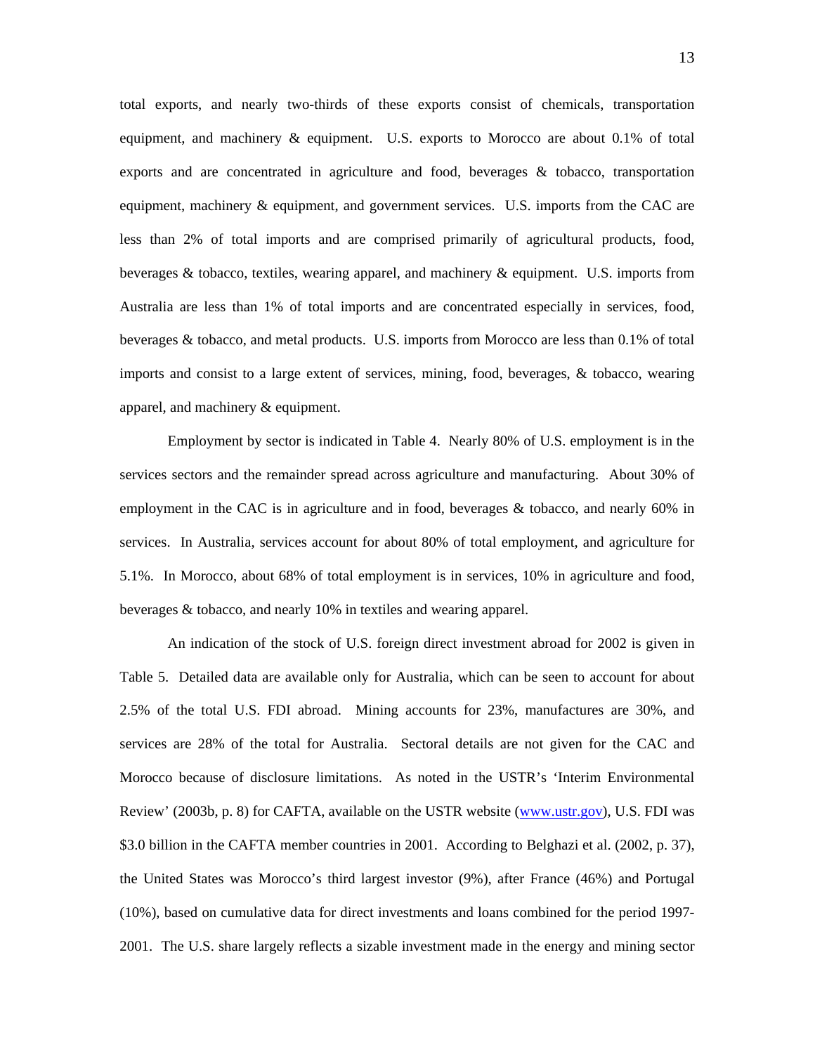total exports, and nearly two-thirds of these exports consist of chemicals, transportation equipment, and machinery & equipment. U.S. exports to Morocco are about 0.1% of total exports and are concentrated in agriculture and food, beverages & tobacco, transportation equipment, machinery & equipment, and government services. U.S. imports from the CAC are less than 2% of total imports and are comprised primarily of agricultural products, food, beverages & tobacco, textiles, wearing apparel, and machinery & equipment. U.S. imports from Australia are less than 1% of total imports and are concentrated especially in services, food, beverages & tobacco, and metal products. U.S. imports from Morocco are less than 0.1% of total imports and consist to a large extent of services, mining, food, beverages, & tobacco, wearing apparel, and machinery & equipment.

Employment by sector is indicated in Table 4. Nearly 80% of U.S. employment is in the services sectors and the remainder spread across agriculture and manufacturing. About 30% of employment in the CAC is in agriculture and in food, beverages & tobacco, and nearly 60% in services. In Australia, services account for about 80% of total employment, and agriculture for 5.1%. In Morocco, about 68% of total employment is in services, 10% in agriculture and food, beverages & tobacco, and nearly 10% in textiles and wearing apparel.

An indication of the stock of U.S. foreign direct investment abroad for 2002 is given in Table 5. Detailed data are available only for Australia, which can be seen to account for about 2.5% of the total U.S. FDI abroad. Mining accounts for 23%, manufactures are 30%, and services are 28% of the total for Australia. Sectoral details are not given for the CAC and Morocco because of disclosure limitations. As noted in the USTR's 'Interim Environmental Review' (2003b, p. 8) for CAFTA, available on the USTR website (www.ustr.gov), U.S. FDI was $3.0 billion in the CAFTA member countries in 2001. According to Belghazi et al. (2002, p. 37), the United States was Morocco's third largest investor (9%), after France (46%) and Portugal (10%), based on cumulative data for direct investments and loans combined for the period 1997-2001. The U.S. share largely reflects a sizable investment made in the energy and mining sector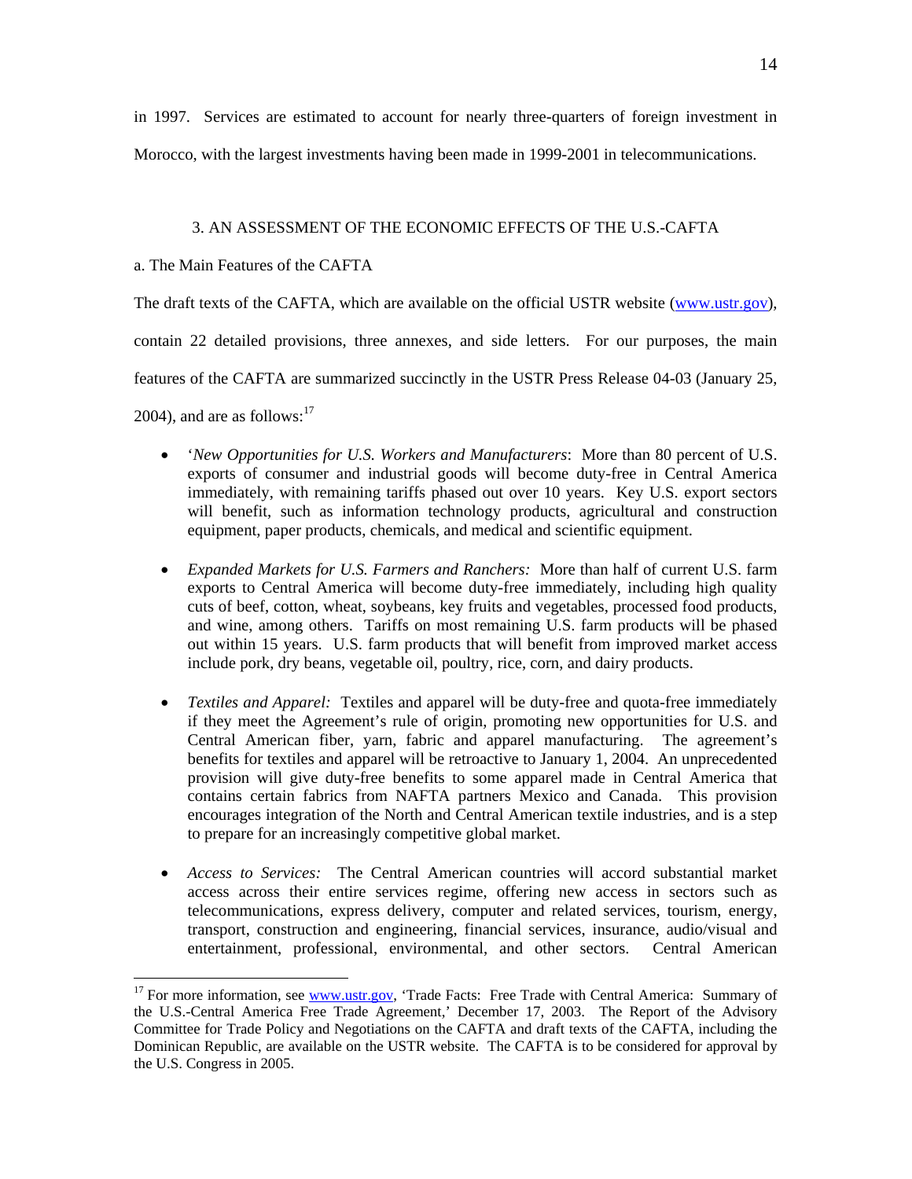in 1997. Services are estimated to account for nearly three-quarters of foreign investment in Morocco, with the largest investments having been made in 1999-2001 in telecommunications.

## 3. AN ASSESSMENT OF THE ECONOMIC EFFECTS OF THE U.S.-CAFTA

### a. The Main Features of the CAFTA

The draft texts of the CAFTA, which are available on the official USTR website (www.ustr.gov), contain 22 detailed provisions, three annexes, and side letters. For our purposes, the main features of the CAFTA are summarized succinctly in the USTR Press Release 04-03 (January 25, 2004), and are as follows:[17]

- '*New Opportunities for U.S. Workers and Manufacturers*: More than 80 percent of U.S. exports of consumer and industrial goods will become duty-free in Central America immediately, with remaining tariffs phased out over 10 years. Key U.S. export sectors will benefit, such as information technology products, agricultural and construction equipment, paper products, chemicals, and medical and scientific equipment.

- *Expanded Markets for U.S. Farmers and Ranchers:* More than half of current U.S. farm exports to Central America will become duty-free immediately, including high quality cuts of beef, cotton, wheat, soybeans, key fruits and vegetables, processed food products, and wine, among others. Tariffs on most remaining U.S. farm products will be phased out within 15 years. U.S. farm products that will benefit from improved market access include pork, dry beans, vegetable oil, poultry, rice, corn, and dairy products.

- *Textiles and Apparel:* Textiles and apparel will be duty-free and quota-free immediately if they meet the Agreement's rule of origin, promoting new opportunities for U.S. and Central American fiber, yarn, fabric and apparel manufacturing. The agreement's benefits for textiles and apparel will be retroactive to January 1, 2004. An unprecedented provision will give duty-free benefits to some apparel made in Central America that contains certain fabrics from NAFTA partners Mexico and Canada. This provision encourages integration of the North and Central American textile industries, and is a step to prepare for an increasingly competitive global market.

- *Access to Services:* The Central American countries will accord substantial market access across their entire services regime, offering new access in sectors such as telecommunications, express delivery, computer and related services, tourism, energy, transport, construction and engineering, financial services, insurance, audio/visual and entertainment, professional, environmental, and other sectors. Central American

---

[17] For more information, see www.ustr.gov, 'Trade Facts: Free Trade with Central America: Summary of the U.S.-Central America Free Trade Agreement,' December 17, 2003. The Report of the Advisory Committee for Trade Policy and Negotiations on the CAFTA and draft texts of the CAFTA, including the Dominican Republic, are available on the USTR website. The CAFTA is to be considered for approval by the U.S. Congress in 2005.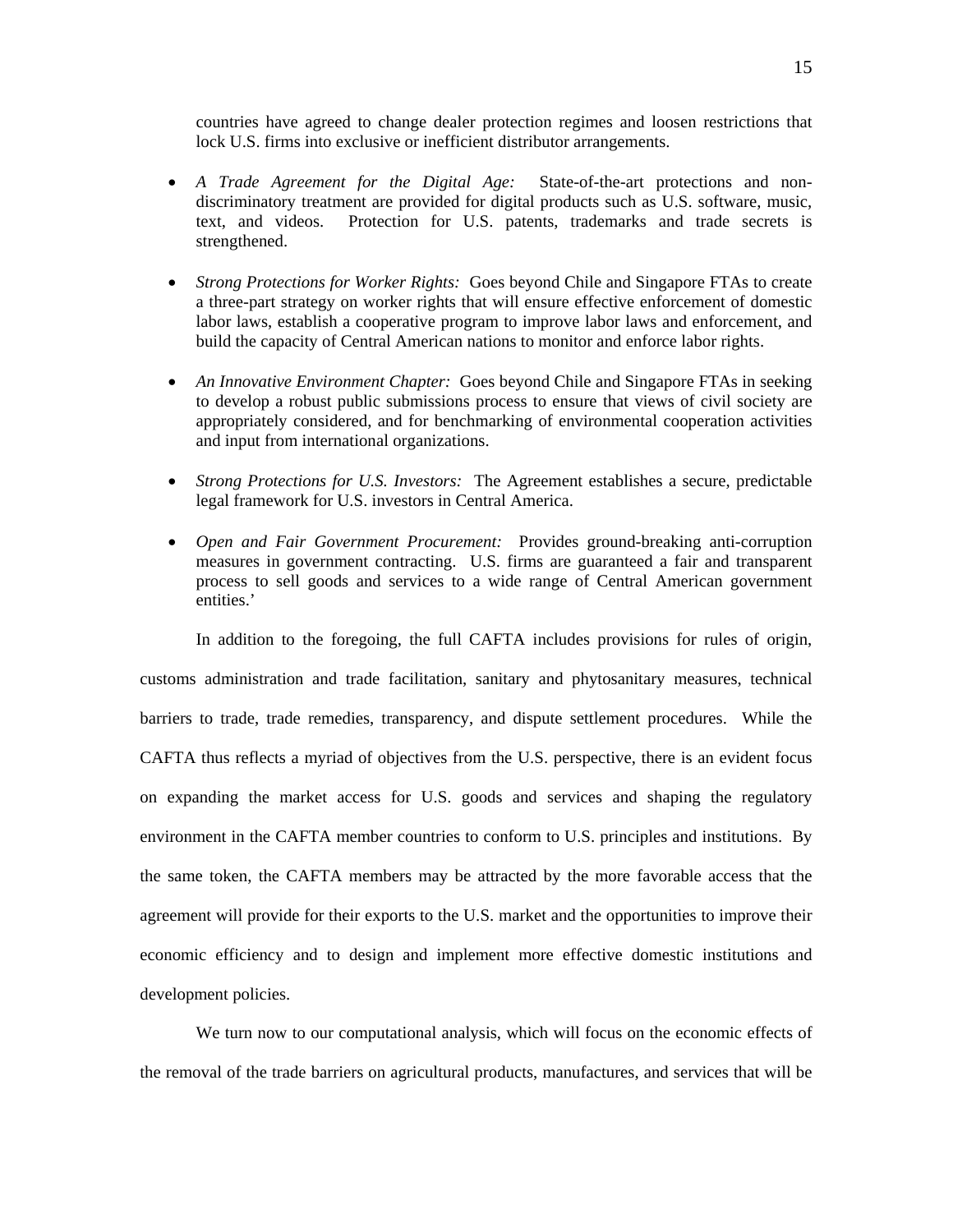countries have agreed to change dealer protection regimes and loosen restrictions that lock U.S. firms into exclusive or inefficient distributor arrangements.

- *A Trade Agreement for the Digital Age:* State-of-the-art protections and non-discriminatory treatment are provided for digital products such as U.S. software, music, text, and videos. Protection for U.S. patents, trademarks and trade secrets is strengthened.

- *Strong Protections for Worker Rights:* Goes beyond Chile and Singapore FTAs to create a three-part strategy on worker rights that will ensure effective enforcement of domestic labor laws, establish a cooperative program to improve labor laws and enforcement, and build the capacity of Central American nations to monitor and enforce labor rights.

- *An Innovative Environment Chapter:* Goes beyond Chile and Singapore FTAs in seeking to develop a robust public submissions process to ensure that views of civil society are appropriately considered, and for benchmarking of environmental cooperation activities and input from international organizations.

- *Strong Protections for U.S. Investors:* The Agreement establishes a secure, predictable legal framework for U.S. investors in Central America.

- *Open and Fair Government Procurement:* Provides ground-breaking anti-corruption measures in government contracting. U.S. firms are guaranteed a fair and transparent process to sell goods and services to a wide range of Central American government entities.'

In addition to the foregoing, the full CAFTA includes provisions for rules of origin, customs administration and trade facilitation, sanitary and phytosanitary measures, technical barriers to trade, trade remedies, transparency, and dispute settlement procedures. While the CAFTA thus reflects a myriad of objectives from the U.S. perspective, there is an evident focus on expanding the market access for U.S. goods and services and shaping the regulatory environment in the CAFTA member countries to conform to U.S. principles and institutions. By the same token, the CAFTA members may be attracted by the more favorable access that the agreement will provide for their exports to the U.S. market and the opportunities to improve their economic efficiency and to design and implement more effective domestic institutions and development policies.

We turn now to our computational analysis, which will focus on the economic effects of the removal of the trade barriers on agricultural products, manufactures, and services that will be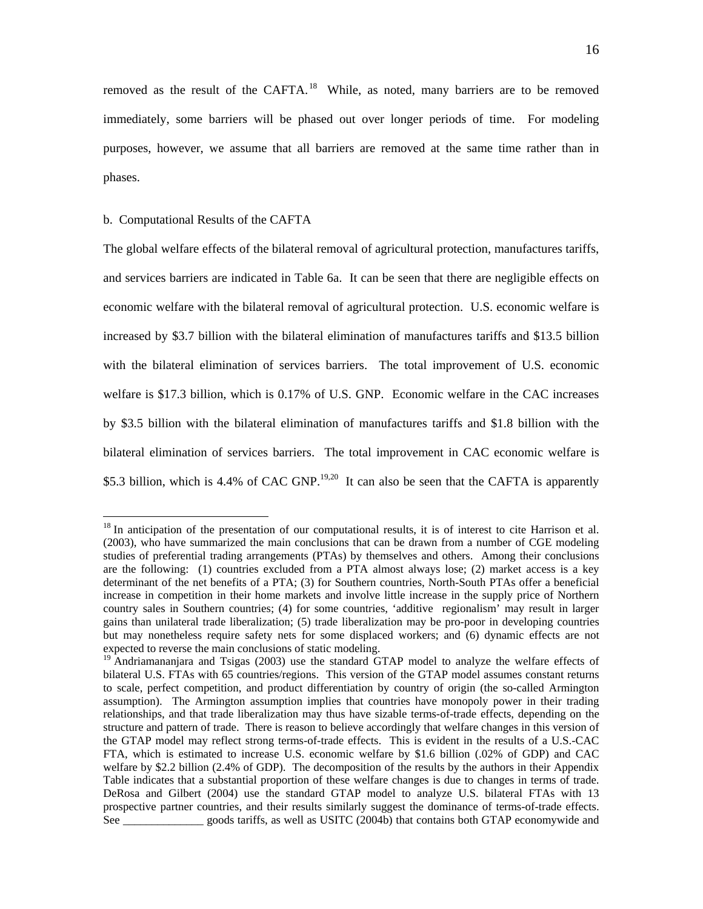removed as the result of the CAFTA.[18] While, as noted, many barriers are to be removed immediately, some barriers will be phased out over longer periods of time. For modeling purposes, however, we assume that all barriers are removed at the same time rather than in phases.

b. Computational Results of the CAFTA

The global welfare effects of the bilateral removal of agricultural protection, manufactures tariffs, and services barriers are indicated in Table 6a. It can be seen that there are negligible effects on economic welfare with the bilateral removal of agricultural protection. U.S. economic welfare is increased by $3.7 billion with the bilateral elimination of manufactures tariffs and $13.5 billion with the bilateral elimination of services barriers. The total improvement of U.S. economic welfare is $17.3 billion, which is 0.17% of U.S. GNP. Economic welfare in the CAC increases by $3.5 billion with the bilateral elimination of manufactures tariffs and $1.8 billion with the bilateral elimination of services barriers. The total improvement in CAC economic welfare is $5.3 billion, which is 4.4% of CAC GNP.[19,20] It can also be seen that the CAFTA is apparently

---

[18] In anticipation of the presentation of our computational results, it is of interest to cite Harrison et al. (2003), who have summarized the main conclusions that can be drawn from a number of CGE modeling studies of preferential trading arrangements (PTAs) by themselves and others. Among their conclusions are the following: (1) countries excluded from a PTA almost always lose; (2) market access is a key determinant of the net benefits of a PTA; (3) for Southern countries, North-South PTAs offer a beneficial increase in competition in their home markets and involve little increase in the supply price of Northern country sales in Southern countries; (4) for some countries, 'additive regionalism' may result in larger gains than unilateral trade liberalization; (5) trade liberalization may be pro-poor in developing countries but may nonetheless require safety nets for some displaced workers; and (6) dynamic effects are not expected to reverse the main conclusions of static modeling.

[19] Andriamananjara and Tsigas (2003) use the standard GTAP model to analyze the welfare effects of bilateral U.S. FTAs with 65 countries/regions. This version of the GTAP model assumes constant returns to scale, perfect competition, and product differentiation by country of origin (the so-called Armington assumption). The Armington assumption implies that countries have monopoly power in their trading relationships, and that trade liberalization may thus have sizable terms-of-trade effects, depending on the structure and pattern of trade. There is reason to believe accordingly that welfare changes in this version of the GTAP model may reflect strong terms-of-trade effects. This is evident in the results of a U.S.-CAC FTA, which is estimated to increase U.S. economic welfare by $1.6 billion (.02% of GDP) and CAC welfare by $2.2 billion (2.4% of GDP). The decomposition of the results by the authors in their Appendix Table indicates that a substantial proportion of these welfare changes is due to changes in terms of trade. DeRosa and Gilbert (2004) use the standard GTAP model to analyze U.S. bilateral FTAs with 13 prospective partner countries, and their results similarly suggest the dominance of terms-of-trade effects. See ______________ goods tariffs, as well as USITC (2004b) that contains both GTAP economywide and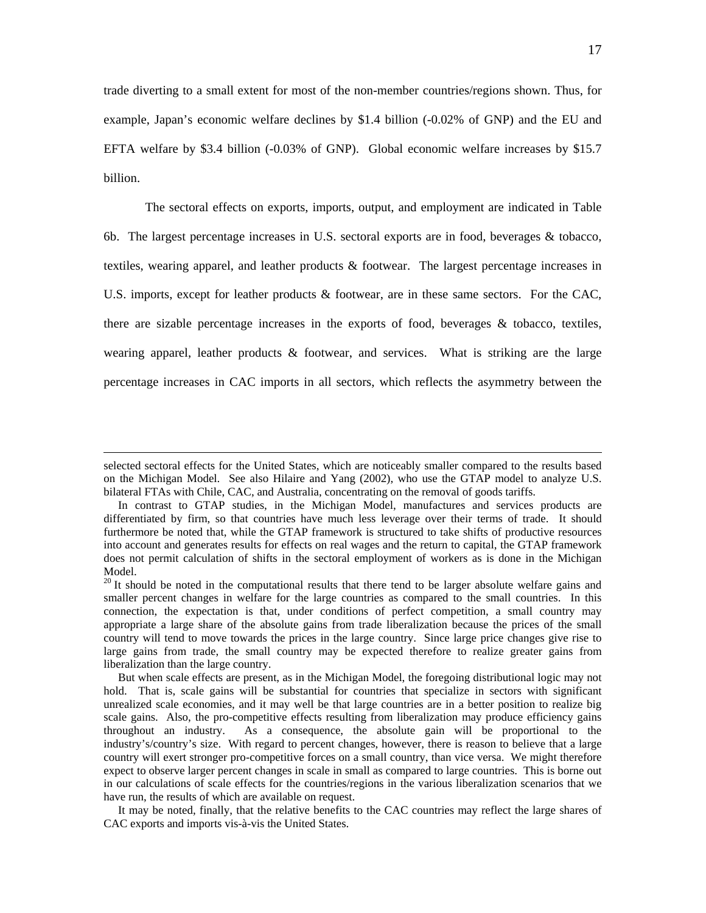trade diverting to a small extent for most of the non-member countries/regions shown. Thus, for example, Japan's economic welfare declines by $1.4 billion (-0.02% of GNP) and the EU and EFTA welfare by $3.4 billion (-0.03% of GNP). Global economic welfare increases by $15.7 billion.

The sectoral effects on exports, imports, output, and employment are indicated in Table 6b. The largest percentage increases in U.S. sectoral exports are in food, beverages & tobacco, textiles, wearing apparel, and leather products & footwear. The largest percentage increases in U.S. imports, except for leather products & footwear, are in these same sectors. For the CAC, there are sizable percentage increases in the exports of food, beverages & tobacco, textiles, wearing apparel, leather products & footwear, and services. What is striking are the large percentage increases in CAC imports in all sectors, which reflects the asymmetry between the

---

selected sectoral effects for the United States, which are noticeably smaller compared to the results based on the Michigan Model. See also Hilaire and Yang (2002), who use the GTAP model to analyze U.S. bilateral FTAs with Chile, CAC, and Australia, concentrating on the removal of goods tariffs.

In contrast to GTAP studies, in the Michigan Model, manufactures and services products are differentiated by firm, so that countries have much less leverage over their terms of trade. It should furthermore be noted that, while the GTAP framework is structured to take shifts of productive resources into account and generates results for effects on real wages and the return to capital, the GTAP framework does not permit calculation of shifts in the sectoral employment of workers as is done in the Michigan Model.

[20] It should be noted in the computational results that there tend to be larger absolute welfare gains and smaller percent changes in welfare for the large countries as compared to the small countries. In this connection, the expectation is that, under conditions of perfect competition, a small country may appropriate a large share of the absolute gains from trade liberalization because the prices of the small country will tend to move towards the prices in the large country. Since large price changes give rise to large gains from trade, the small country may be expected therefore to realize greater gains from liberalization than the large country.

But when scale effects are present, as in the Michigan Model, the foregoing distributional logic may not hold. That is, scale gains will be substantial for countries that specialize in sectors with significant unrealized scale economies, and it may well be that large countries are in a better position to realize big scale gains. Also, the pro-competitive effects resulting from liberalization may produce efficiency gains throughout an industry. As a consequence, the absolute gain will be proportional to the industry's/country's size. With regard to percent changes, however, there is reason to believe that a large country will exert stronger pro-competitive forces on a small country, than vice versa. We might therefore expect to observe larger percent changes in scale in small as compared to large countries. This is borne out in our calculations of scale effects for the countries/regions in the various liberalization scenarios that we have run, the results of which are available on request.

It may be noted, finally, that the relative benefits to the CAC countries may reflect the large shares of CAC exports and imports vis-à-vis the United States.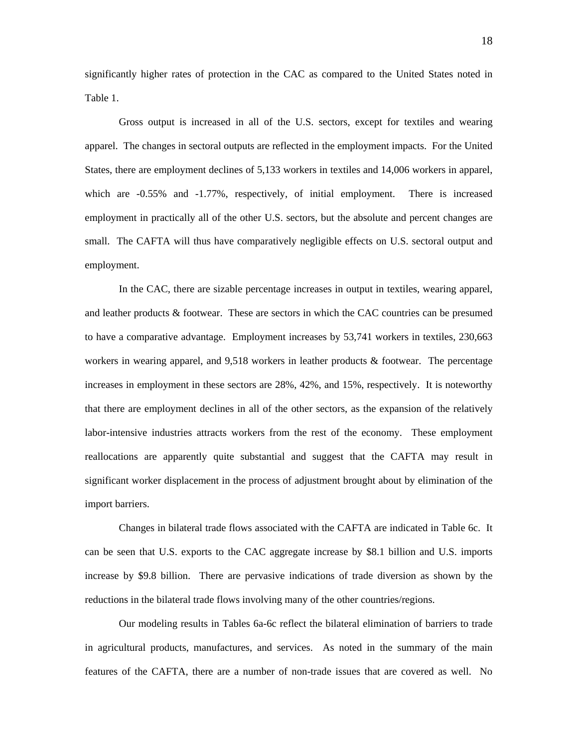significantly higher rates of protection in the CAC as compared to the United States noted in Table 1.

Gross output is increased in all of the U.S. sectors, except for textiles and wearing apparel. The changes in sectoral outputs are reflected in the employment impacts. For the United States, there are employment declines of 5,133 workers in textiles and 14,006 workers in apparel, which are -0.55% and -1.77%, respectively, of initial employment. There is increased employment in practically all of the other U.S. sectors, but the absolute and percent changes are small. The CAFTA will thus have comparatively negligible effects on U.S. sectoral output and employment.

In the CAC, there are sizable percentage increases in output in textiles, wearing apparel, and leather products & footwear. These are sectors in which the CAC countries can be presumed to have a comparative advantage. Employment increases by 53,741 workers in textiles, 230,663 workers in wearing apparel, and 9,518 workers in leather products & footwear. The percentage increases in employment in these sectors are 28%, 42%, and 15%, respectively. It is noteworthy that there are employment declines in all of the other sectors, as the expansion of the relatively labor-intensive industries attracts workers from the rest of the economy. These employment reallocations are apparently quite substantial and suggest that the CAFTA may result in significant worker displacement in the process of adjustment brought about by elimination of the import barriers.

Changes in bilateral trade flows associated with the CAFTA are indicated in Table 6c. It can be seen that U.S. exports to the CAC aggregate increase by $8.1 billion and U.S. imports increase by $9.8 billion. There are pervasive indications of trade diversion as shown by the reductions in the bilateral trade flows involving many of the other countries/regions.

Our modeling results in Tables 6a-6c reflect the bilateral elimination of barriers to trade in agricultural products, manufactures, and services. As noted in the summary of the main features of the CAFTA, there are a number of non-trade issues that are covered as well. No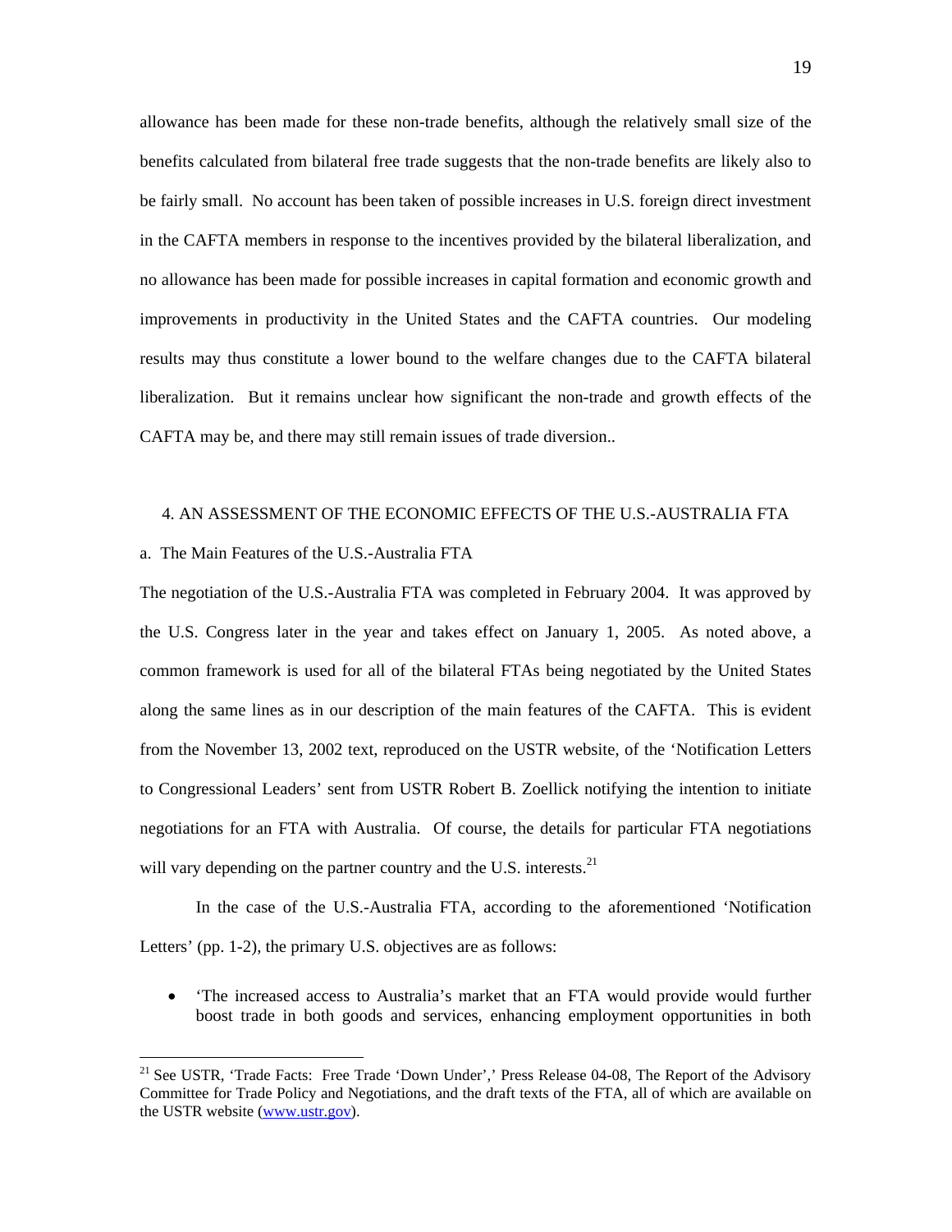allowance has been made for these non-trade benefits, although the relatively small size of the benefits calculated from bilateral free trade suggests that the non-trade benefits are likely also to be fairly small. No account has been taken of possible increases in U.S. foreign direct investment in the CAFTA members in response to the incentives provided by the bilateral liberalization, and no allowance has been made for possible increases in capital formation and economic growth and improvements in productivity in the United States and the CAFTA countries. Our modeling results may thus constitute a lower bound to the welfare changes due to the CAFTA bilateral liberalization. But it remains unclear how significant the non-trade and growth effects of the CAFTA may be, and there may still remain issues of trade diversion..

## 4. AN ASSESSMENT OF THE ECONOMIC EFFECTS OF THE U.S.-AUSTRALIA FTA

### a. The Main Features of the U.S.-Australia FTA

The negotiation of the U.S.-Australia FTA was completed in February 2004. It was approved by the U.S. Congress later in the year and takes effect on January 1, 2005. As noted above, a common framework is used for all of the bilateral FTAs being negotiated by the United States along the same lines as in our description of the main features of the CAFTA. This is evident from the November 13, 2002 text, reproduced on the USTR website, of the 'Notification Letters to Congressional Leaders' sent from USTR Robert B. Zoellick notifying the intention to initiate negotiations for an FTA with Australia. Of course, the details for particular FTA negotiations will vary depending on the partner country and the U.S. interests.[21]

In the case of the U.S.-Australia FTA, according to the aforementioned 'Notification Letters' (pp. 1-2), the primary U.S. objectives are as follows:

- 'The increased access to Australia's market that an FTA would provide would further boost trade in both goods and services, enhancing employment opportunities in both

[21] See USTR, 'Trade Facts: Free Trade 'Down Under',' Press Release 04-08, The Report of the Advisory Committee for Trade Policy and Negotiations, and the draft texts of the FTA, all of which are available on the USTR website (www.ustr.gov).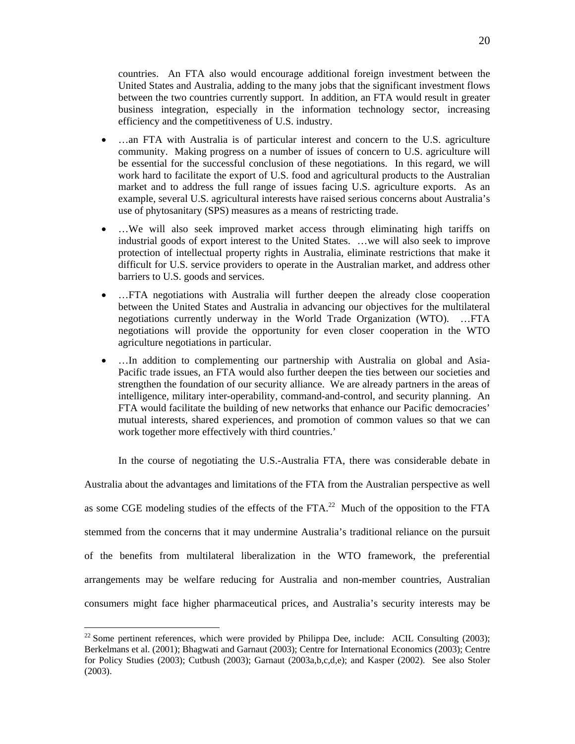countries. An FTA also would encourage additional foreign investment between the United States and Australia, adding to the many jobs that the significant investment flows between the two countries currently support. In addition, an FTA would result in greater business integration, especially in the information technology sector, increasing efficiency and the competitiveness of U.S. industry.

- …an FTA with Australia is of particular interest and concern to the U.S. agriculture community. Making progress on a number of issues of concern to U.S. agriculture will be essential for the successful conclusion of these negotiations. In this regard, we will work hard to facilitate the export of U.S. food and agricultural products to the Australian market and to address the full range of issues facing U.S. agriculture exports. As an example, several U.S. agricultural interests have raised serious concerns about Australia's use of phytosanitary (SPS) measures as a means of restricting trade.
- …We will also seek improved market access through eliminating high tariffs on industrial goods of export interest to the United States. …we will also seek to improve protection of intellectual property rights in Australia, eliminate restrictions that make it difficult for U.S. service providers to operate in the Australian market, and address other barriers to U.S. goods and services.
- …FTA negotiations with Australia will further deepen the already close cooperation between the United States and Australia in advancing our objectives for the multilateral negotiations currently underway in the World Trade Organization (WTO). …FTA negotiations will provide the opportunity for even closer cooperation in the WTO agriculture negotiations in particular.
- …In addition to complementing our partnership with Australia on global and Asia-Pacific trade issues, an FTA would also further deepen the ties between our societies and strengthen the foundation of our security alliance. We are already partners in the areas of intelligence, military inter-operability, command-and-control, and security planning. An FTA would facilitate the building of new networks that enhance our Pacific democracies' mutual interests, shared experiences, and promotion of common values so that we can work together more effectively with third countries.'

In the course of negotiating the U.S.-Australia FTA, there was considerable debate in Australia about the advantages and limitations of the FTA from the Australian perspective as well as some CGE modeling studies of the effects of the FTA.[22] Much of the opposition to the FTA stemmed from the concerns that it may undermine Australia's traditional reliance on the pursuit of the benefits from multilateral liberalization in the WTO framework, the preferential arrangements may be welfare reducing for Australia and non-member countries, Australian consumers might face higher pharmaceutical prices, and Australia's security interests may be

[22] Some pertinent references, which were provided by Philippa Dee, include: ACIL Consulting (2003); Berkelmans et al. (2001); Bhagwati and Garnaut (2003); Centre for International Economics (2003); Centre for Policy Studies (2003); Cutbush (2003); Garnaut (2003a,b,c,d,e); and Kasper (2002). See also Stoler (2003).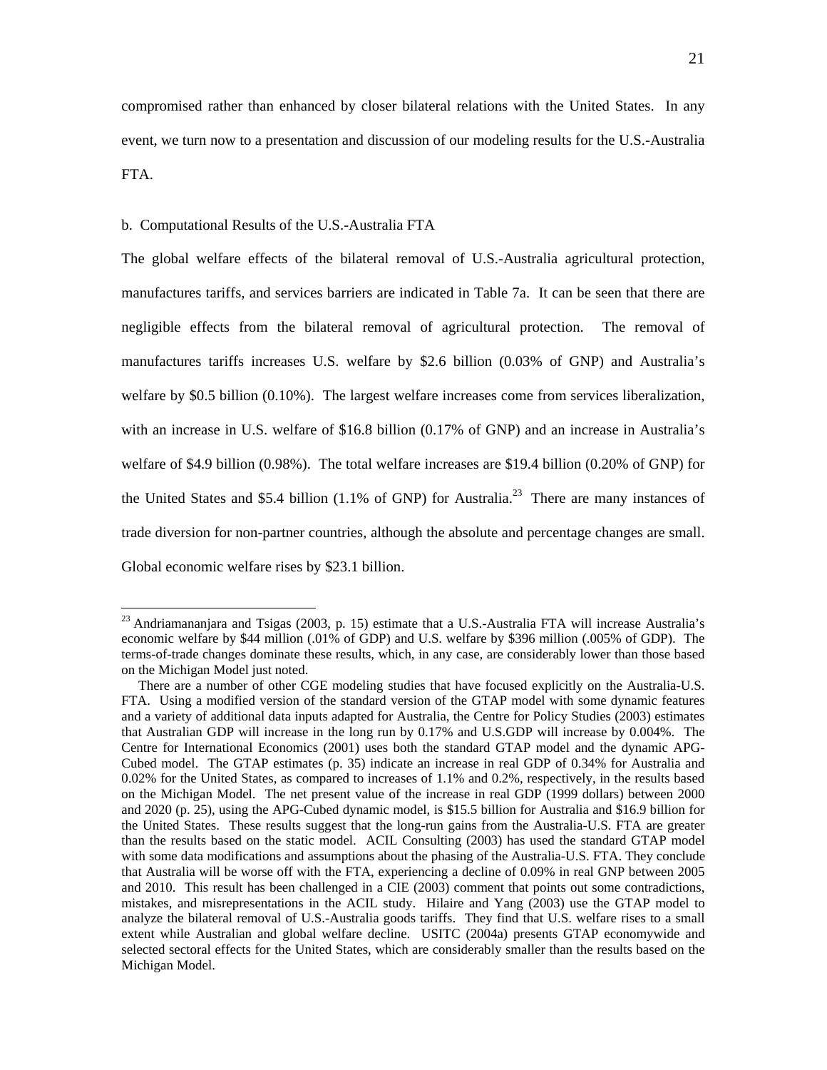compromised rather than enhanced by closer bilateral relations with the United States. In any event, we turn now to a presentation and discussion of our modeling results for the U.S.-Australia FTA.

b. Computational Results of the U.S.-Australia FTA

The global welfare effects of the bilateral removal of U.S.-Australia agricultural protection, manufactures tariffs, and services barriers are indicated in Table 7a. It can be seen that there are negligible effects from the bilateral removal of agricultural protection. The removal of manufactures tariffs increases U.S. welfare by $2.6 billion (0.03% of GNP) and Australia's welfare by $0.5 billion (0.10%). The largest welfare increases come from services liberalization, with an increase in U.S. welfare of $16.8 billion (0.17% of GNP) and an increase in Australia's welfare of $4.9 billion (0.98%). The total welfare increases are $19.4 billion (0.20% of GNP) for the United States and $5.4 billion (1.1% of GNP) for Australia.[23] There are many instances of trade diversion for non-partner countries, although the absolute and percentage changes are small. Global economic welfare rises by $23.1 billion.

---

[23] Andriamananjara and Tsigas (2003, p. 15) estimate that a U.S.-Australia FTA will increase Australia's economic welfare by $44 million (.01% of GDP) and U.S. welfare by $396 million (.005% of GDP). The terms-of-trade changes dominate these results, which, in any case, are considerably lower than those based on the Michigan Model just noted.

There are a number of other CGE modeling studies that have focused explicitly on the Australia-U.S. FTA. Using a modified version of the standard version of the GTAP model with some dynamic features and a variety of additional data inputs adapted for Australia, the Centre for Policy Studies (2003) estimates that Australian GDP will increase in the long run by 0.17% and U.S.GDP will increase by 0.004%. The Centre for International Economics (2001) uses both the standard GTAP model and the dynamic APG-Cubed model. The GTAP estimates (p. 35) indicate an increase in real GDP of 0.34% for Australia and 0.02% for the United States, as compared to increases of 1.1% and 0.2%, respectively, in the results based on the Michigan Model. The net present value of the increase in real GDP (1999 dollars) between 2000 and 2020 (p. 25), using the APG-Cubed dynamic model, is $15.5 billion for Australia and $16.9 billion for the United States. These results suggest that the long-run gains from the Australia-U.S. FTA are greater than the results based on the static model. ACIL Consulting (2003) has used the standard GTAP model with some data modifications and assumptions about the phasing of the Australia-U.S. FTA. They conclude that Australia will be worse off with the FTA, experiencing a decline of 0.09% in real GNP between 2005 and 2010. This result has been challenged in a CIE (2003) comment that points out some contradictions, mistakes, and misrepresentations in the ACIL study. Hilaire and Yang (2003) use the GTAP model to analyze the bilateral removal of U.S.-Australia goods tariffs. They find that U.S. welfare rises to a small extent while Australian and global welfare decline. USITC (2004a) presents GTAP economywide and selected sectoral effects for the United States, which are considerably smaller than the results based on the Michigan Model.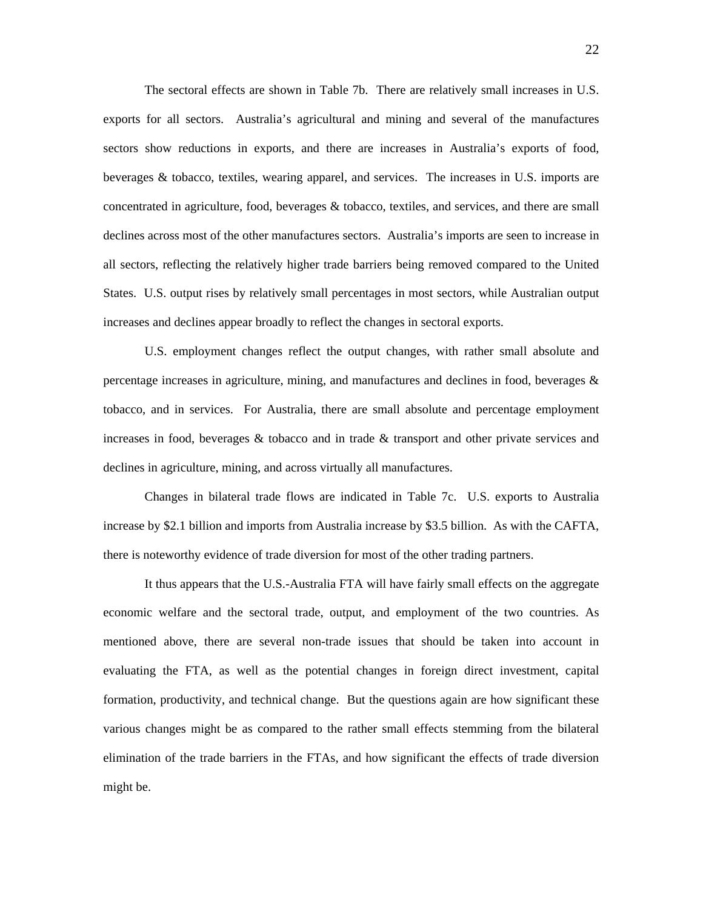The sectoral effects are shown in Table 7b. There are relatively small increases in U.S. exports for all sectors. Australia's agricultural and mining and several of the manufactures sectors show reductions in exports, and there are increases in Australia's exports of food, beverages & tobacco, textiles, wearing apparel, and services. The increases in U.S. imports are concentrated in agriculture, food, beverages & tobacco, textiles, and services, and there are small declines across most of the other manufactures sectors. Australia's imports are seen to increase in all sectors, reflecting the relatively higher trade barriers being removed compared to the United States. U.S. output rises by relatively small percentages in most sectors, while Australian output increases and declines appear broadly to reflect the changes in sectoral exports.

U.S. employment changes reflect the output changes, with rather small absolute and percentage increases in agriculture, mining, and manufactures and declines in food, beverages & tobacco, and in services. For Australia, there are small absolute and percentage employment increases in food, beverages & tobacco and in trade & transport and other private services and declines in agriculture, mining, and across virtually all manufactures.

Changes in bilateral trade flows are indicated in Table 7c. U.S. exports to Australia increase by $2.1 billion and imports from Australia increase by $3.5 billion. As with the CAFTA, there is noteworthy evidence of trade diversion for most of the other trading partners.

It thus appears that the U.S.-Australia FTA will have fairly small effects on the aggregate economic welfare and the sectoral trade, output, and employment of the two countries. As mentioned above, there are several non-trade issues that should be taken into account in evaluating the FTA, as well as the potential changes in foreign direct investment, capital formation, productivity, and technical change. But the questions again are how significant these various changes might be as compared to the rather small effects stemming from the bilateral elimination of the trade barriers in the FTAs, and how significant the effects of trade diversion might be.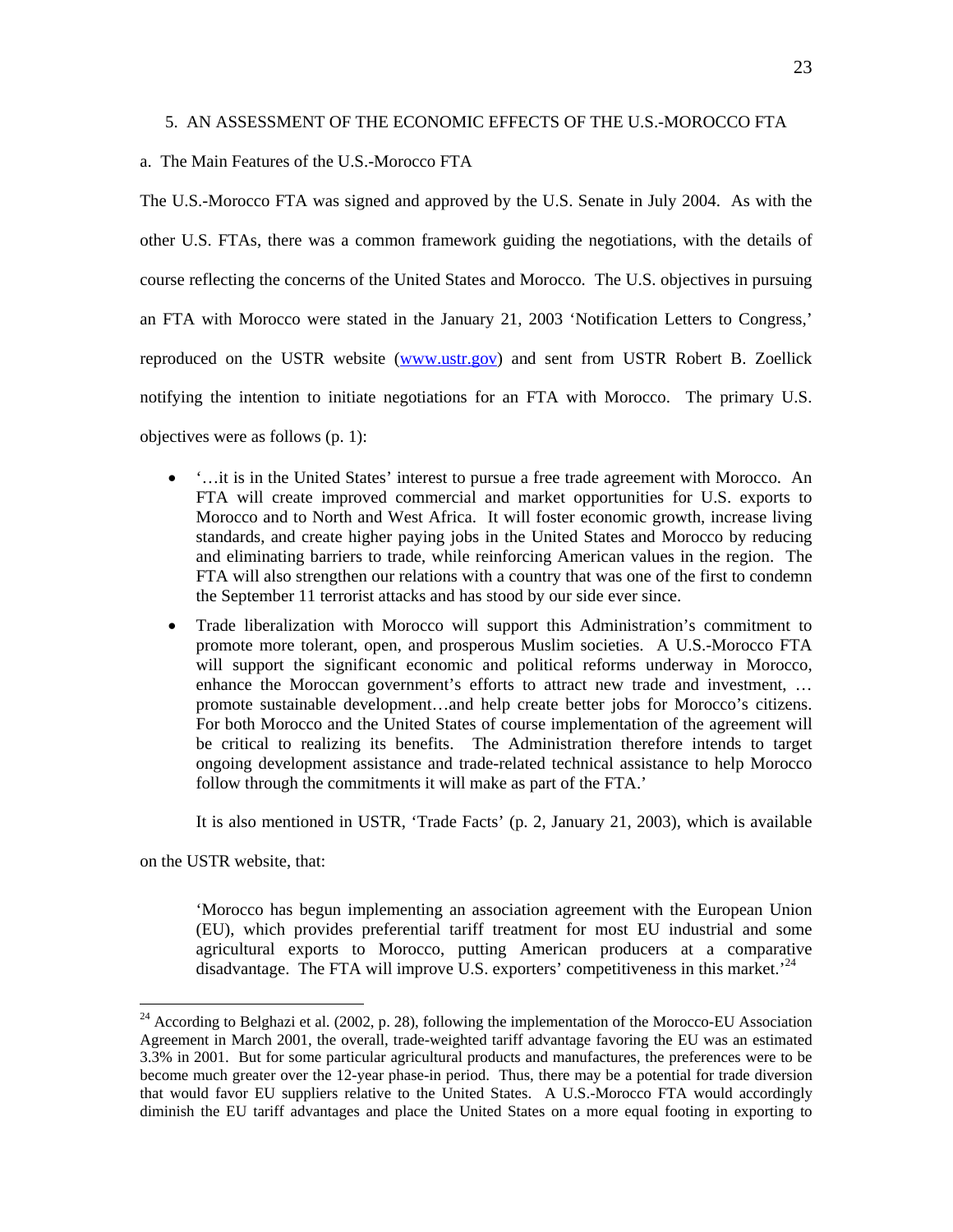## 5. AN ASSESSMENT OF THE ECONOMIC EFFECTS OF THE U.S.-MOROCCO FTA

### a. The Main Features of the U.S.-Morocco FTA

The U.S.-Morocco FTA was signed and approved by the U.S. Senate in July 2004. As with the other U.S. FTAs, there was a common framework guiding the negotiations, with the details of course reflecting the concerns of the United States and Morocco. The U.S. objectives in pursuing an FTA with Morocco were stated in the January 21, 2003 'Notification Letters to Congress,' reproduced on the USTR website (www.ustr.gov) and sent from USTR Robert B. Zoellick notifying the intention to initiate negotiations for an FTA with Morocco. The primary U.S. objectives were as follows (p. 1):

- '…it is in the United States' interest to pursue a free trade agreement with Morocco. An FTA will create improved commercial and market opportunities for U.S. exports to Morocco and to North and West Africa. It will foster economic growth, increase living standards, and create higher paying jobs in the United States and Morocco by reducing and eliminating barriers to trade, while reinforcing American values in the region. The FTA will also strengthen our relations with a country that was one of the first to condemn the September 11 terrorist attacks and has stood by our side ever since.
- Trade liberalization with Morocco will support this Administration's commitment to promote more tolerant, open, and prosperous Muslim societies. A U.S.-Morocco FTA will support the significant economic and political reforms underway in Morocco, enhance the Moroccan government's efforts to attract new trade and investment, … promote sustainable development…and help create better jobs for Morocco's citizens. For both Morocco and the United States of course implementation of the agreement will be critical to realizing its benefits. The Administration therefore intends to target ongoing development assistance and trade-related technical assistance to help Morocco follow through the commitments it will make as part of the FTA.'

It is also mentioned in USTR, 'Trade Facts' (p. 2, January 21, 2003), which is available on the USTR website, that:

> 'Morocco has begun implementing an association agreement with the European Union (EU), which provides preferential tariff treatment for most EU industrial and some agricultural exports to Morocco, putting American producers at a comparative disadvantage. The FTA will improve U.S. exporters' competitiveness in this market.'[24]

[24] According to Belghazi et al. (2002, p. 28), following the implementation of the Morocco-EU Association Agreement in March 2001, the overall, trade-weighted tariff advantage favoring the EU was an estimated 3.3% in 2001. But for some particular agricultural products and manufactures, the preferences were to be become much greater over the 12-year phase-in period. Thus, there may be a potential for trade diversion that would favor EU suppliers relative to the United States. A U.S.-Morocco FTA would accordingly diminish the EU tariff advantages and place the United States on a more equal footing in exporting to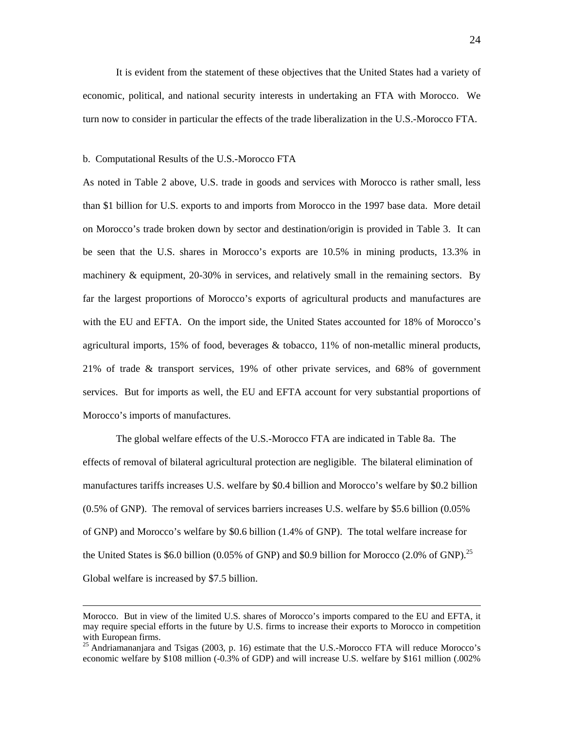It is evident from the statement of these objectives that the United States had a variety of economic, political, and national security interests in undertaking an FTA with Morocco. We turn now to consider in particular the effects of the trade liberalization in the U.S.-Morocco FTA.

b. Computational Results of the U.S.-Morocco FTA

As noted in Table 2 above, U.S. trade in goods and services with Morocco is rather small, less than $1 billion for U.S. exports to and imports from Morocco in the 1997 base data. More detail on Morocco's trade broken down by sector and destination/origin is provided in Table 3. It can be seen that the U.S. shares in Morocco's exports are 10.5% in mining products, 13.3% in machinery & equipment, 20-30% in services, and relatively small in the remaining sectors. By far the largest proportions of Morocco's exports of agricultural products and manufactures are with the EU and EFTA. On the import side, the United States accounted for 18% of Morocco's agricultural imports, 15% of food, beverages & tobacco, 11% of non-metallic mineral products, 21% of trade & transport services, 19% of other private services, and 68% of government services. But for imports as well, the EU and EFTA account for very substantial proportions of Morocco's imports of manufactures.

The global welfare effects of the U.S.-Morocco FTA are indicated in Table 8a. The effects of removal of bilateral agricultural protection are negligible. The bilateral elimination of manufactures tariffs increases U.S. welfare by $0.4 billion and Morocco's welfare by $0.2 billion (0.5% of GNP). The removal of services barriers increases U.S. welfare by $5.6 billion (0.05% of GNP) and Morocco's welfare by $0.6 billion (1.4% of GNP). The total welfare increase for the United States is $6.0 billion (0.05% of GNP) and $0.9 billion for Morocco (2.0% of GNP).[25] Global welfare is increased by $7.5 billion.

---

Morocco. But in view of the limited U.S. shares of Morocco's imports compared to the EU and EFTA, it may require special efforts in the future by U.S. firms to increase their exports to Morocco in competition with European firms.

[25] Andriamananjara and Tsigas (2003, p. 16) estimate that the U.S.-Morocco FTA will reduce Morocco's economic welfare by $108 million (-0.3% of GDP) and will increase U.S. welfare by $161 million (.002%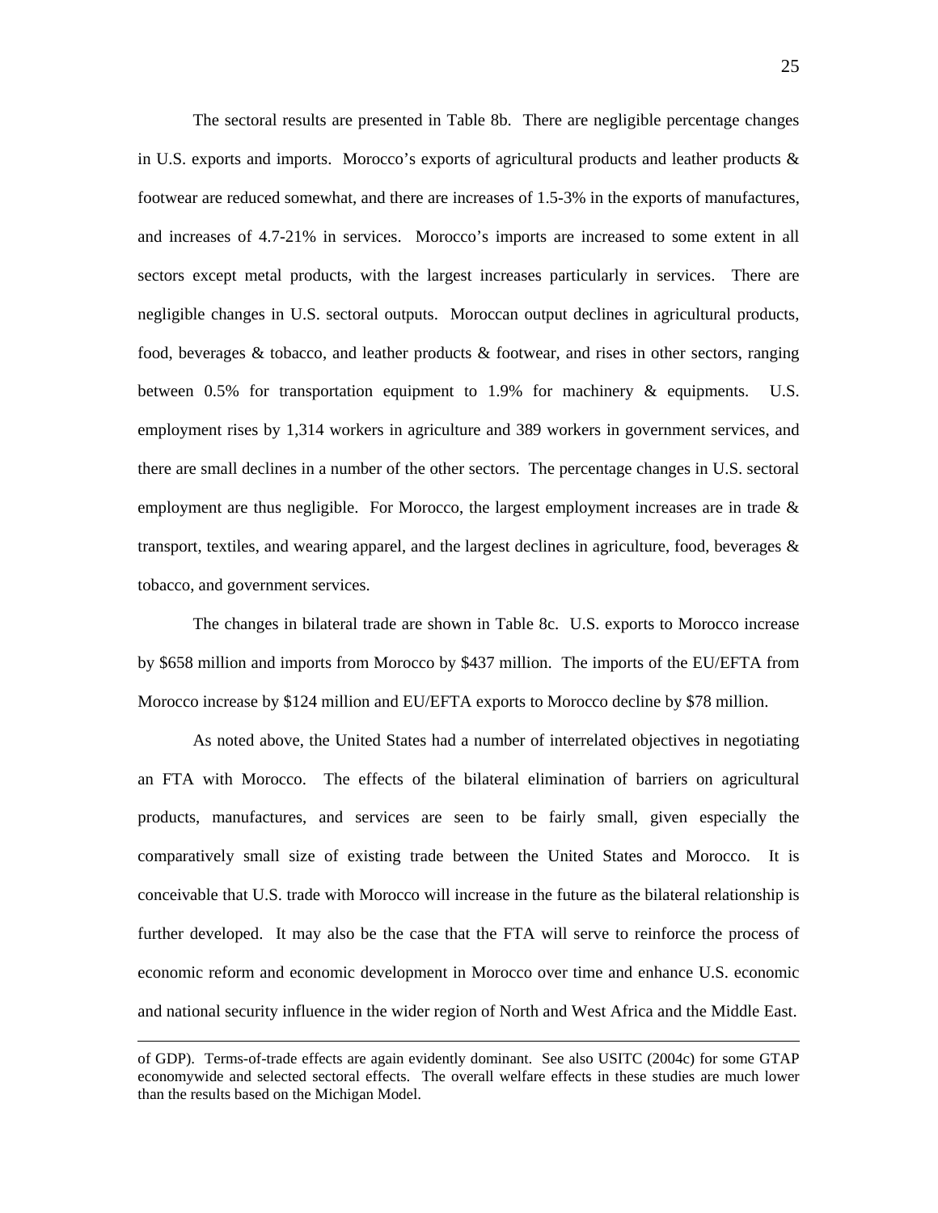The sectoral results are presented in Table 8b. There are negligible percentage changes in U.S. exports and imports. Morocco's exports of agricultural products and leather products & footwear are reduced somewhat, and there are increases of 1.5-3% in the exports of manufactures, and increases of 4.7-21% in services. Morocco's imports are increased to some extent in all sectors except metal products, with the largest increases particularly in services. There are negligible changes in U.S. sectoral outputs. Moroccan output declines in agricultural products, food, beverages & tobacco, and leather products & footwear, and rises in other sectors, ranging between 0.5% for transportation equipment to 1.9% for machinery & equipments. U.S. employment rises by 1,314 workers in agriculture and 389 workers in government services, and there are small declines in a number of the other sectors. The percentage changes in U.S. sectoral employment are thus negligible. For Morocco, the largest employment increases are in trade & transport, textiles, and wearing apparel, and the largest declines in agriculture, food, beverages & tobacco, and government services.

The changes in bilateral trade are shown in Table 8c. U.S. exports to Morocco increase by $658 million and imports from Morocco by $437 million. The imports of the EU/EFTA from Morocco increase by $124 million and EU/EFTA exports to Morocco decline by $78 million.

As noted above, the United States had a number of interrelated objectives in negotiating an FTA with Morocco. The effects of the bilateral elimination of barriers on agricultural products, manufactures, and services are seen to be fairly small, given especially the comparatively small size of existing trade between the United States and Morocco. It is conceivable that U.S. trade with Morocco will increase in the future as the bilateral relationship is further developed. It may also be the case that the FTA will serve to reinforce the process of economic reform and economic development in Morocco over time and enhance U.S. economic and national security influence in the wider region of North and West Africa and the Middle East.

---

of GDP). Terms-of-trade effects are again evidently dominant. See also USITC (2004c) for some GTAP economywide and selected sectoral effects. The overall welfare effects in these studies are much lower than the results based on the Michigan Model.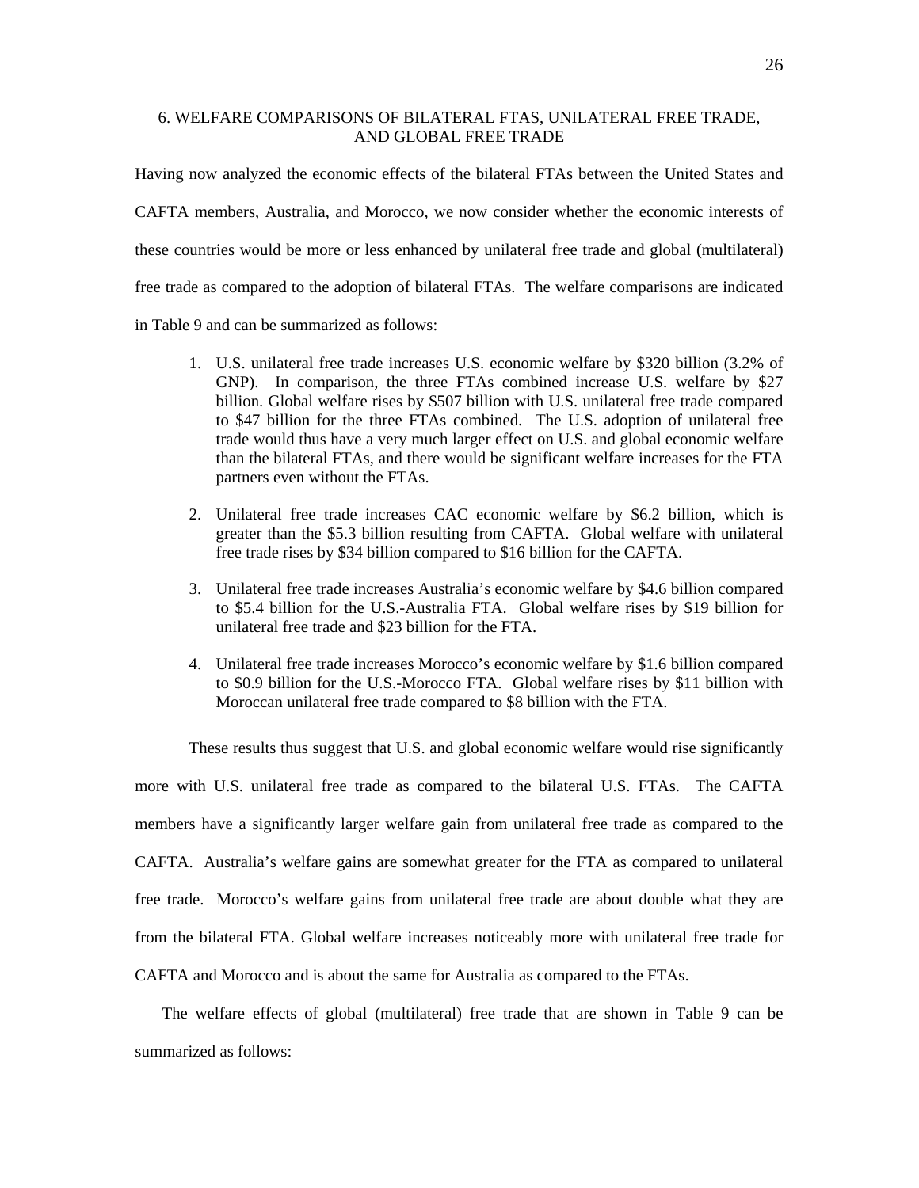## 6. WELFARE COMPARISONS OF BILATERAL FTAS, UNILATERAL FREE TRADE, AND GLOBAL FREE TRADE

Having now analyzed the economic effects of the bilateral FTAs between the United States and CAFTA members, Australia, and Morocco, we now consider whether the economic interests of these countries would be more or less enhanced by unilateral free trade and global (multilateral) free trade as compared to the adoption of bilateral FTAs. The welfare comparisons are indicated in Table 9 and can be summarized as follows:

1. U.S. unilateral free trade increases U.S. economic welfare by $320 billion (3.2% of GNP). In comparison, the three FTAs combined increase U.S. welfare by $27 billion. Global welfare rises by $507 billion with U.S. unilateral free trade compared to $47 billion for the three FTAs combined. The U.S. adoption of unilateral free trade would thus have a very much larger effect on U.S. and global economic welfare than the bilateral FTAs, and there would be significant welfare increases for the FTA partners even without the FTAs.

2. Unilateral free trade increases CAC economic welfare by $6.2 billion, which is greater than the $5.3 billion resulting from CAFTA. Global welfare with unilateral free trade rises by $34 billion compared to $16 billion for the CAFTA.

3. Unilateral free trade increases Australia's economic welfare by $4.6 billion compared to $5.4 billion for the U.S.-Australia FTA. Global welfare rises by $19 billion for unilateral free trade and $23 billion for the FTA.

4. Unilateral free trade increases Morocco's economic welfare by $1.6 billion compared to $0.9 billion for the U.S.-Morocco FTA. Global welfare rises by $11 billion with Moroccan unilateral free trade compared to $8 billion with the FTA.

These results thus suggest that U.S. and global economic welfare would rise significantly more with U.S. unilateral free trade as compared to the bilateral U.S. FTAs. The CAFTA members have a significantly larger welfare gain from unilateral free trade as compared to the CAFTA. Australia's welfare gains are somewhat greater for the FTA as compared to unilateral free trade. Morocco's welfare gains from unilateral free trade are about double what they are from the bilateral FTA. Global welfare increases noticeably more with unilateral free trade for CAFTA and Morocco and is about the same for Australia as compared to the FTAs.

The welfare effects of global (multilateral) free trade that are shown in Table 9 can be summarized as follows: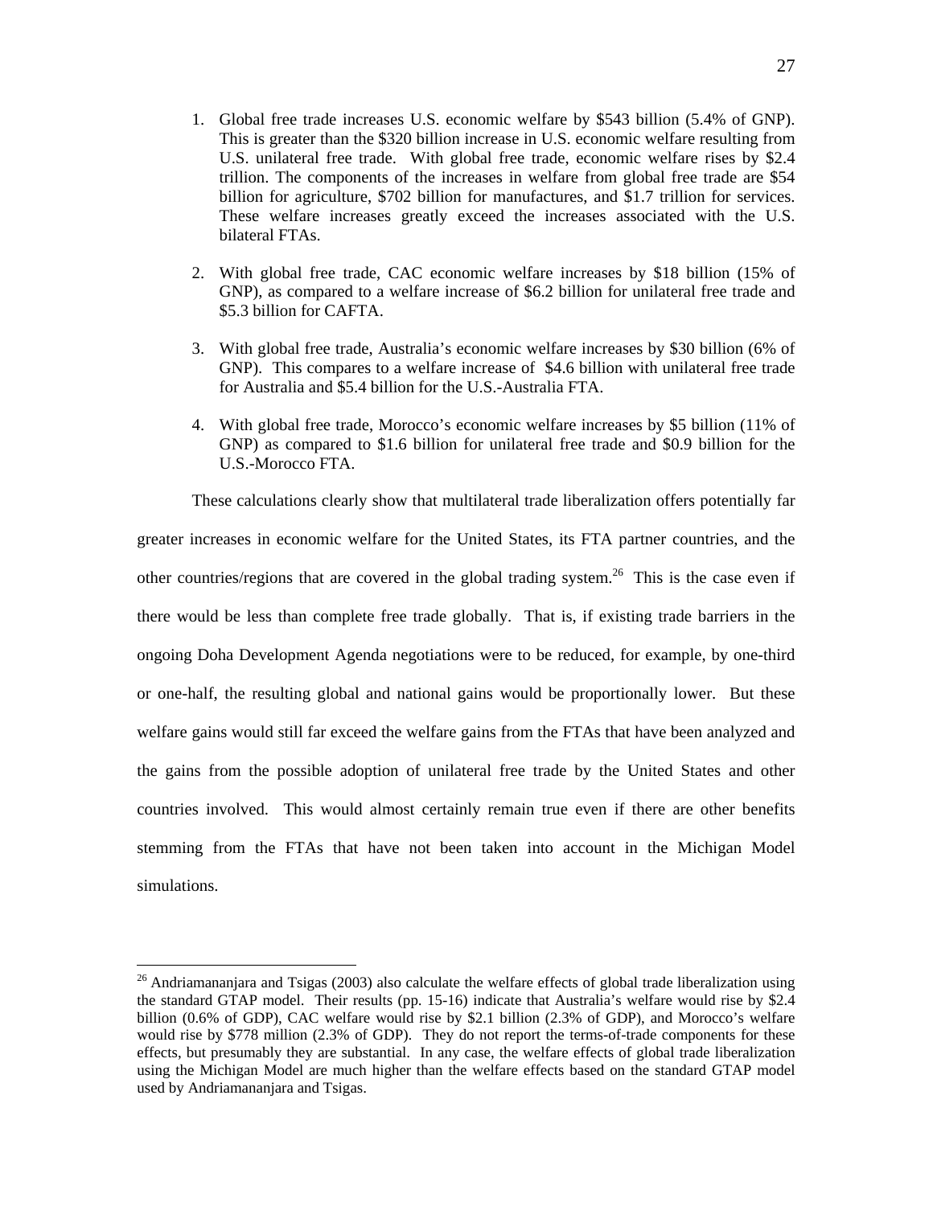1. Global free trade increases U.S. economic welfare by $543 billion (5.4% of GNP). This is greater than the $320 billion increase in U.S. economic welfare resulting from U.S. unilateral free trade. With global free trade, economic welfare rises by $2.4 trillion. The components of the increases in welfare from global free trade are $54 billion for agriculture, $702 billion for manufactures, and $1.7 trillion for services. These welfare increases greatly exceed the increases associated with the U.S. bilateral FTAs.

2. With global free trade, CAC economic welfare increases by $18 billion (15% of GNP), as compared to a welfare increase of $6.2 billion for unilateral free trade and $5.3 billion for CAFTA.

3. With global free trade, Australia's economic welfare increases by $30 billion (6% of GNP). This compares to a welfare increase of $4.6 billion with unilateral free trade for Australia and $5.4 billion for the U.S.-Australia FTA.

4. With global free trade, Morocco's economic welfare increases by $5 billion (11% of GNP) as compared to $1.6 billion for unilateral free trade and $0.9 billion for the U.S.-Morocco FTA.

These calculations clearly show that multilateral trade liberalization offers potentially far greater increases in economic welfare for the United States, its FTA partner countries, and the other countries/regions that are covered in the global trading system.[26] This is the case even if there would be less than complete free trade globally. That is, if existing trade barriers in the ongoing Doha Development Agenda negotiations were to be reduced, for example, by one-third or one-half, the resulting global and national gains would be proportionally lower. But these welfare gains would still far exceed the welfare gains from the FTAs that have been analyzed and the gains from the possible adoption of unilateral free trade by the United States and other countries involved. This would almost certainly remain true even if there are other benefits stemming from the FTAs that have not been taken into account in the Michigan Model simulations.

[26] Andriamananjara and Tsigas (2003) also calculate the welfare effects of global trade liberalization using the standard GTAP model. Their results (pp. 15-16) indicate that Australia's welfare would rise by $2.4 billion (0.6% of GDP), CAC welfare would rise by $2.1 billion (2.3% of GDP), and Morocco's welfare would rise by $778 million (2.3% of GDP). They do not report the terms-of-trade components for these effects, but presumably they are substantial. In any case, the welfare effects of global trade liberalization using the Michigan Model are much higher than the welfare effects based on the standard GTAP model used by Andriamananjara and Tsigas.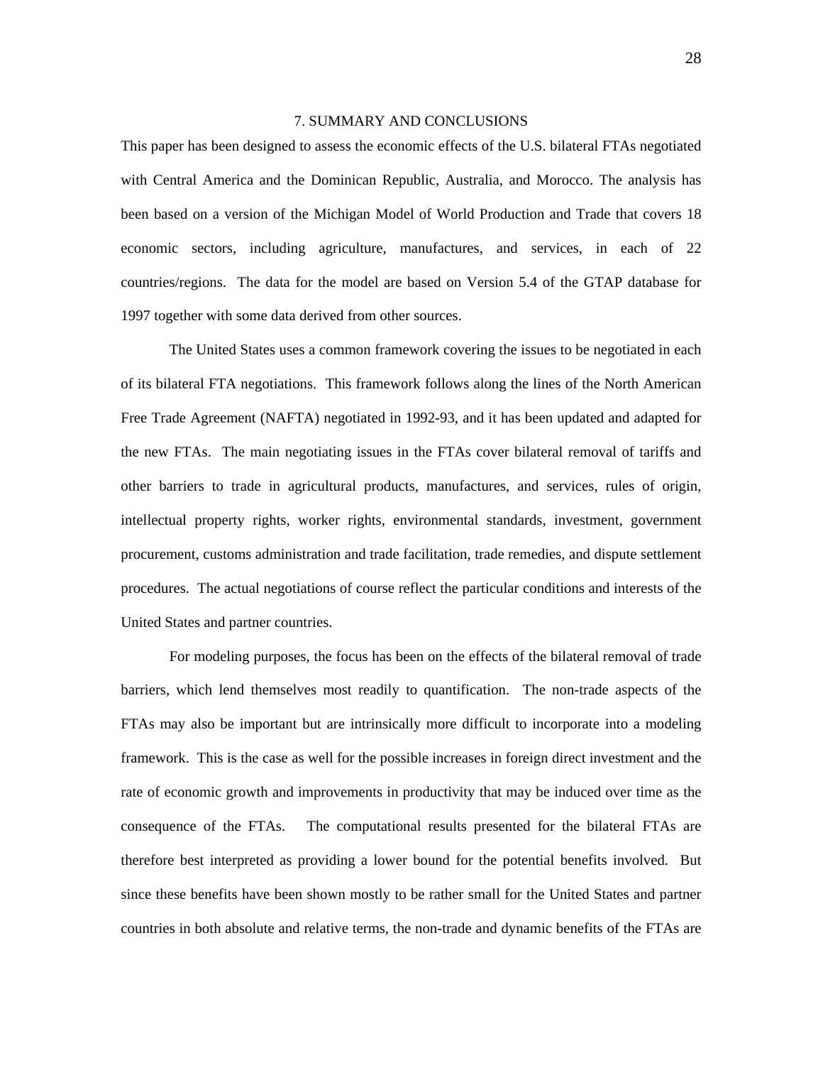## 7. SUMMARY AND CONCLUSIONS

This paper has been designed to assess the economic effects of the U.S. bilateral FTAs negotiated with Central America and the Dominican Republic, Australia, and Morocco. The analysis has been based on a version of the Michigan Model of World Production and Trade that covers 18 economic sectors, including agriculture, manufactures, and services, in each of 22 countries/regions. The data for the model are based on Version 5.4 of the GTAP database for 1997 together with some data derived from other sources.

The United States uses a common framework covering the issues to be negotiated in each of its bilateral FTA negotiations. This framework follows along the lines of the North American Free Trade Agreement (NAFTA) negotiated in 1992-93, and it has been updated and adapted for the new FTAs. The main negotiating issues in the FTAs cover bilateral removal of tariffs and other barriers to trade in agricultural products, manufactures, and services, rules of origin, intellectual property rights, worker rights, environmental standards, investment, government procurement, customs administration and trade facilitation, trade remedies, and dispute settlement procedures. The actual negotiations of course reflect the particular conditions and interests of the United States and partner countries.

For modeling purposes, the focus has been on the effects of the bilateral removal of trade barriers, which lend themselves most readily to quantification. The non-trade aspects of the FTAs may also be important but are intrinsically more difficult to incorporate into a modeling framework. This is the case as well for the possible increases in foreign direct investment and the rate of economic growth and improvements in productivity that may be induced over time as the consequence of the FTAs. The computational results presented for the bilateral FTAs are therefore best interpreted as providing a lower bound for the potential benefits involved. But since these benefits have been shown mostly to be rather small for the United States and partner countries in both absolute and relative terms, the non-trade and dynamic benefits of the FTAs are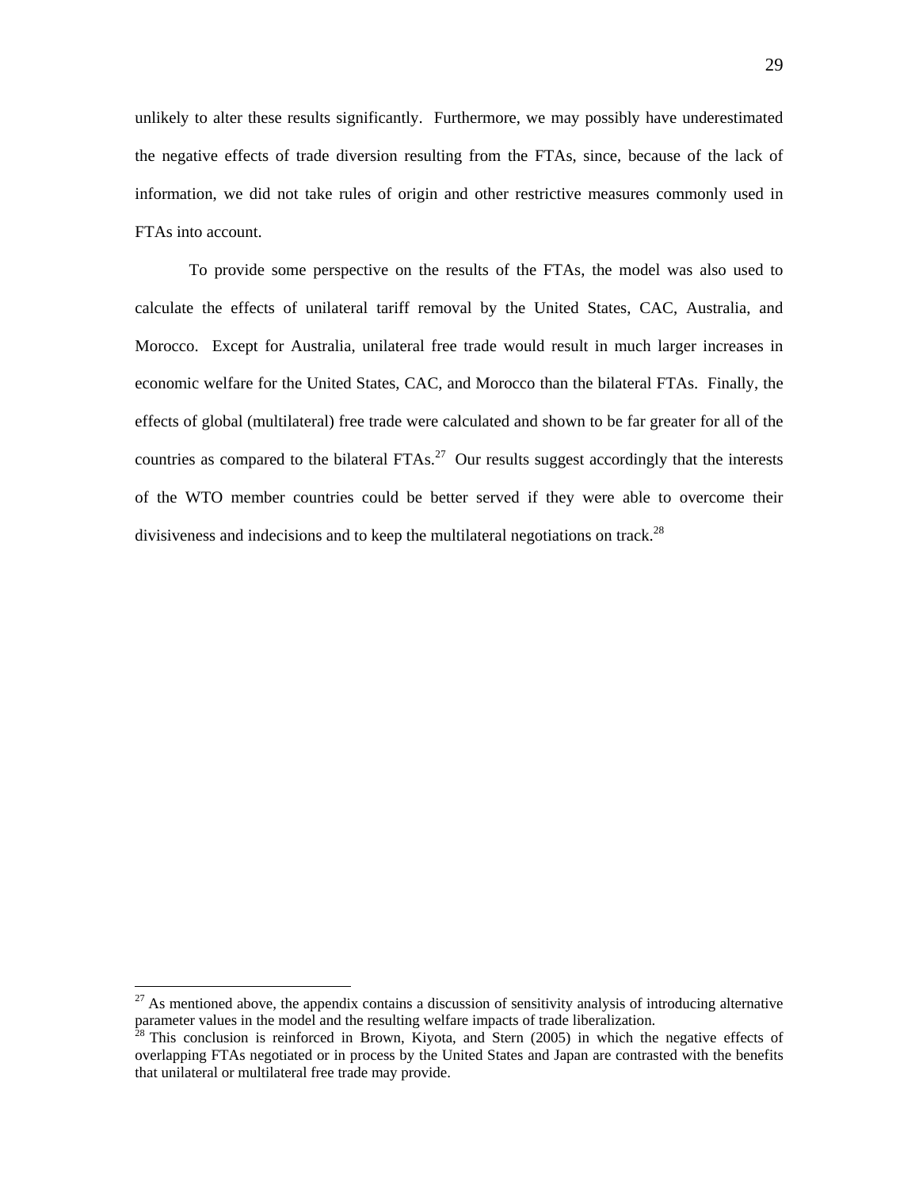unlikely to alter these results significantly. Furthermore, we may possibly have underestimated the negative effects of trade diversion resulting from the FTAs, since, because of the lack of information, we did not take rules of origin and other restrictive measures commonly used in FTAs into account.

To provide some perspective on the results of the FTAs, the model was also used to calculate the effects of unilateral tariff removal by the United States, CAC, Australia, and Morocco. Except for Australia, unilateral free trade would result in much larger increases in economic welfare for the United States, CAC, and Morocco than the bilateral FTAs. Finally, the effects of global (multilateral) free trade were calculated and shown to be far greater for all of the countries as compared to the bilateral FTAs.[27] Our results suggest accordingly that the interests of the WTO member countries could be better served if they were able to overcome their divisiveness and indecisions and to keep the multilateral negotiations on track.[28]

---

[27] As mentioned above, the appendix contains a discussion of sensitivity analysis of introducing alternative parameter values in the model and the resulting welfare impacts of trade liberalization.

[28] This conclusion is reinforced in Brown, Kiyota, and Stern (2005) in which the negative effects of overlapping FTAs negotiated or in process by the United States and Japan are contrasted with the benefits that unilateral or multilateral free trade may provide.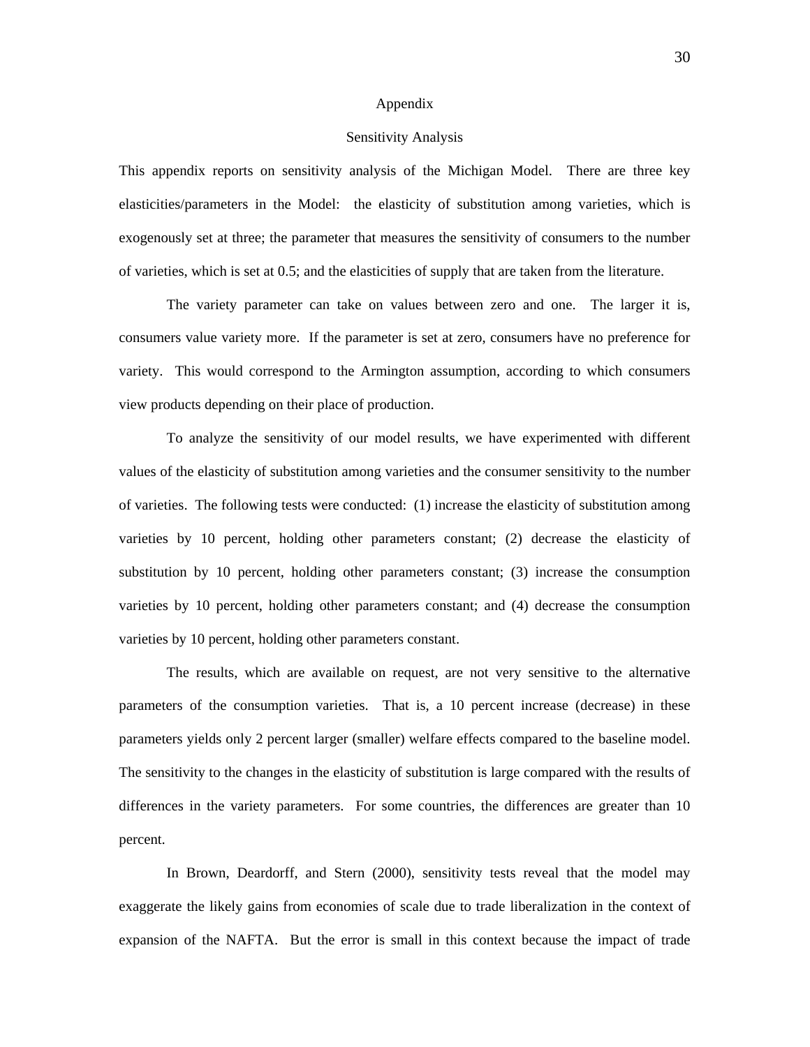# Appendix

## Sensitivity Analysis

This appendix reports on sensitivity analysis of the Michigan Model. There are three key elasticities/parameters in the Model: the elasticity of substitution among varieties, which is exogenously set at three; the parameter that measures the sensitivity of consumers to the number of varieties, which is set at 0.5; and the elasticities of supply that are taken from the literature.

The variety parameter can take on values between zero and one. The larger it is, consumers value variety more. If the parameter is set at zero, consumers have no preference for variety. This would correspond to the Armington assumption, according to which consumers view products depending on their place of production.

To analyze the sensitivity of our model results, we have experimented with different values of the elasticity of substitution among varieties and the consumer sensitivity to the number of varieties. The following tests were conducted: (1) increase the elasticity of substitution among varieties by 10 percent, holding other parameters constant; (2) decrease the elasticity of substitution by 10 percent, holding other parameters constant; (3) increase the consumption varieties by 10 percent, holding other parameters constant; and (4) decrease the consumption varieties by 10 percent, holding other parameters constant.

The results, which are available on request, are not very sensitive to the alternative parameters of the consumption varieties. That is, a 10 percent increase (decrease) in these parameters yields only 2 percent larger (smaller) welfare effects compared to the baseline model. The sensitivity to the changes in the elasticity of substitution is large compared with the results of differences in the variety parameters. For some countries, the differences are greater than 10 percent.

In Brown, Deardorff, and Stern (2000), sensitivity tests reveal that the model may exaggerate the likely gains from economies of scale due to trade liberalization in the context of expansion of the NAFTA. But the error is small in this context because the impact of trade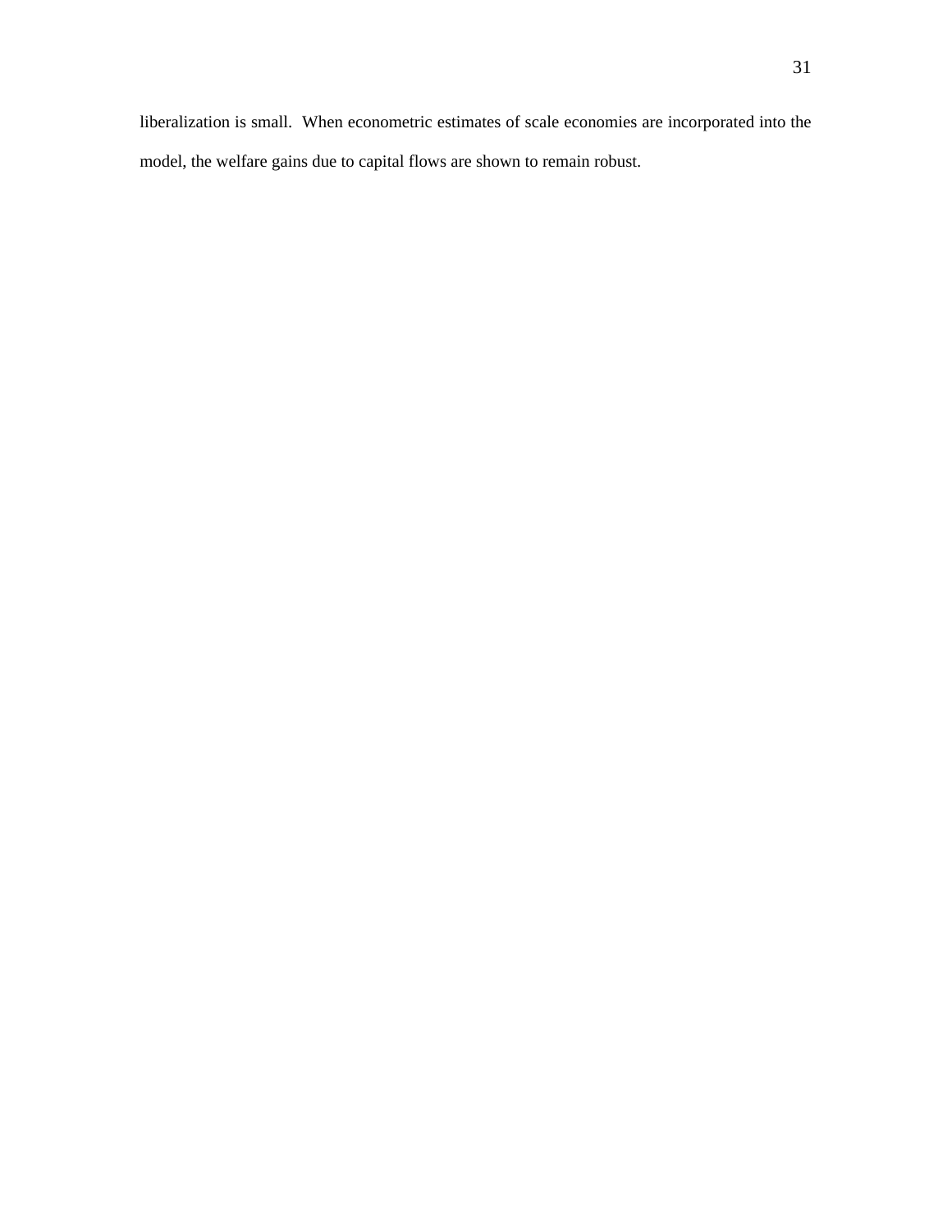liberalization is small. When econometric estimates of scale economies are incorporated into the model, the welfare gains due to capital flows are shown to remain robust.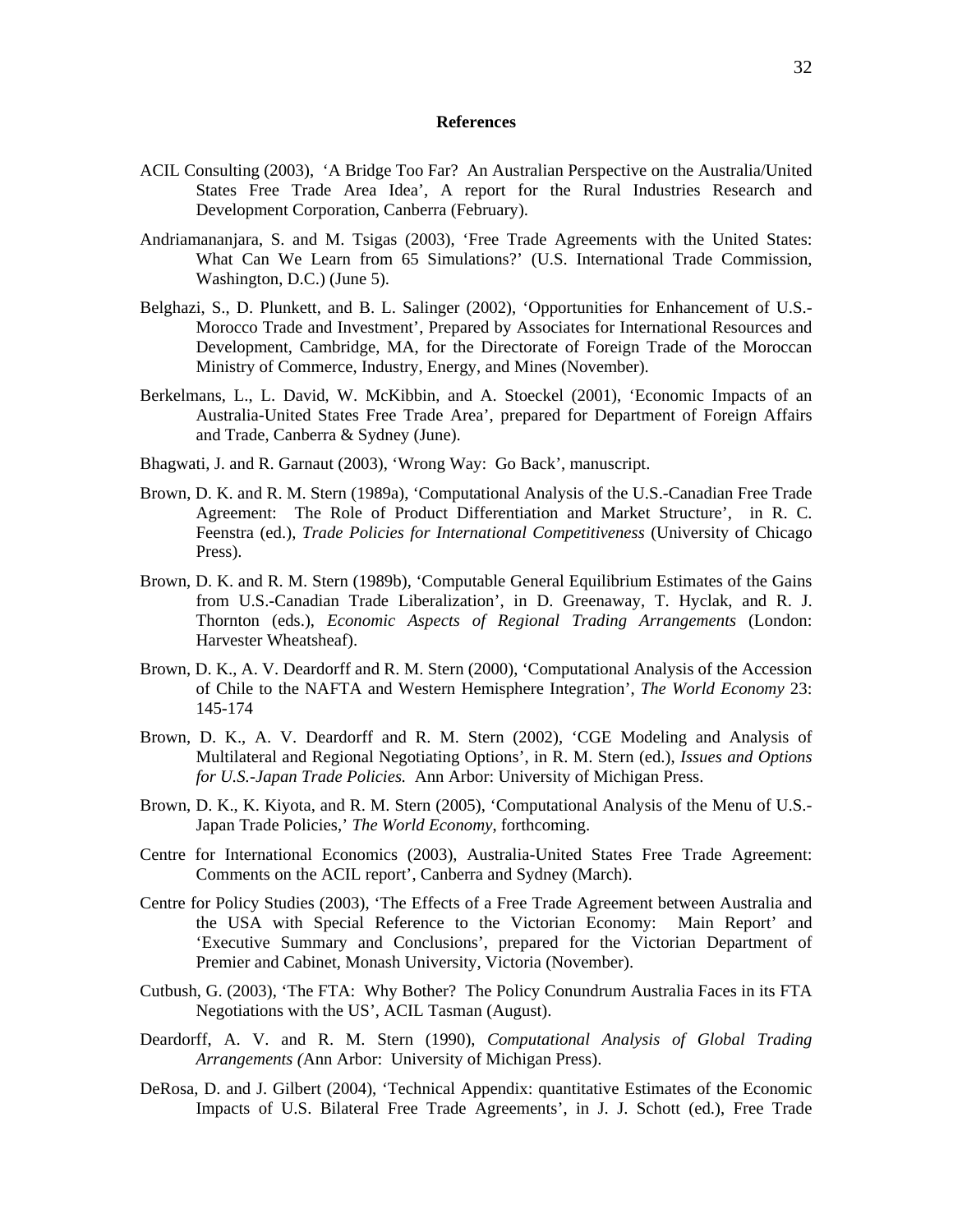**References**

ACIL Consulting (2003), 'A Bridge Too Far? An Australian Perspective on the Australia/United States Free Trade Area Idea', A report for the Rural Industries Research and Development Corporation, Canberra (February).

Andriamananjara, S. and M. Tsigas (2003), 'Free Trade Agreements with the United States: What Can We Learn from 65 Simulations?' (U.S. International Trade Commission, Washington, D.C.) (June 5).

Belghazi, S., D. Plunkett, and B. L. Salinger (2002), 'Opportunities for Enhancement of U.S.-Morocco Trade and Investment', Prepared by Associates for International Resources and Development, Cambridge, MA, for the Directorate of Foreign Trade of the Moroccan Ministry of Commerce, Industry, Energy, and Mines (November).

Berkelmans, L., L. David, W. McKibbin, and A. Stoeckel (2001), 'Economic Impacts of an Australia-United States Free Trade Area', prepared for Department of Foreign Affairs and Trade, Canberra & Sydney (June).

Bhagwati, J. and R. Garnaut (2003), 'Wrong Way: Go Back', manuscript.

Brown, D. K. and R. M. Stern (1989a), 'Computational Analysis of the U.S.-Canadian Free Trade Agreement: The Role of Product Differentiation and Market Structure', in R. C. Feenstra (ed.), *Trade Policies for International Competitiveness* (University of Chicago Press).

Brown, D. K. and R. M. Stern (1989b), 'Computable General Equilibrium Estimates of the Gains from U.S.-Canadian Trade Liberalization', in D. Greenaway, T. Hyclak, and R. J. Thornton (eds.), *Economic Aspects of Regional Trading Arrangements* (London: Harvester Wheatsheaf).

Brown, D. K., A. V. Deardorff and R. M. Stern (2000), 'Computational Analysis of the Accession of Chile to the NAFTA and Western Hemisphere Integration', *The World Economy* 23: 145-174

Brown, D. K., A. V. Deardorff and R. M. Stern (2002), 'CGE Modeling and Analysis of Multilateral and Regional Negotiating Options', in R. M. Stern (ed.), *Issues and Options for U.S.-Japan Trade Policies.* Ann Arbor: University of Michigan Press.

Brown, D. K., K. Kiyota, and R. M. Stern (2005), 'Computational Analysis of the Menu of U.S.-Japan Trade Policies,' *The World Economy*, forthcoming.

Centre for International Economics (2003), Australia-United States Free Trade Agreement: Comments on the ACIL report', Canberra and Sydney (March).

Centre for Policy Studies (2003), 'The Effects of a Free Trade Agreement between Australia and the USA with Special Reference to the Victorian Economy: Main Report' and 'Executive Summary and Conclusions', prepared for the Victorian Department of Premier and Cabinet, Monash University, Victoria (November).

Cutbush, G. (2003), 'The FTA: Why Bother? The Policy Conundrum Australia Faces in its FTA Negotiations with the US', ACIL Tasman (August).

Deardorff, A. V. and R. M. Stern (1990), *Computational Analysis of Global Trading Arrangements (*Ann Arbor: University of Michigan Press).

DeRosa, D. and J. Gilbert (2004), 'Technical Appendix: quantitative Estimates of the Economic Impacts of U.S. Bilateral Free Trade Agreements', in J. J. Schott (ed.), Free Trade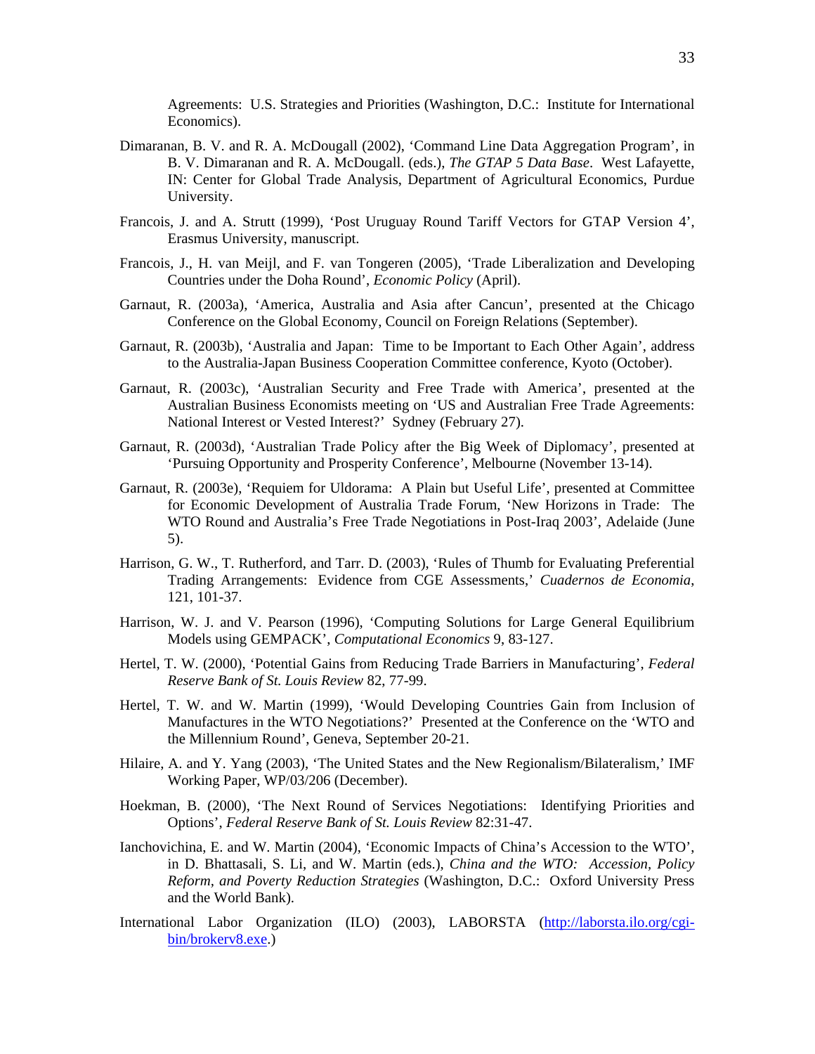Agreements: U.S. Strategies and Priorities (Washington, D.C.: Institute for International Economics).

Dimaranan, B. V. and R. A. McDougall (2002), 'Command Line Data Aggregation Program', in B. V. Dimaranan and R. A. McDougall. (eds.), *The GTAP 5 Data Base*. West Lafayette, IN: Center for Global Trade Analysis, Department of Agricultural Economics, Purdue University.

Francois, J. and A. Strutt (1999), 'Post Uruguay Round Tariff Vectors for GTAP Version 4', Erasmus University, manuscript.

Francois, J., H. van Meijl, and F. van Tongeren (2005), 'Trade Liberalization and Developing Countries under the Doha Round', *Economic Policy* (April).

Garnaut, R. (2003a), 'America, Australia and Asia after Cancun', presented at the Chicago Conference on the Global Economy, Council on Foreign Relations (September).

Garnaut, R. (2003b), 'Australia and Japan: Time to be Important to Each Other Again', address to the Australia-Japan Business Cooperation Committee conference, Kyoto (October).

Garnaut, R. (2003c), 'Australian Security and Free Trade with America', presented at the Australian Business Economists meeting on 'US and Australian Free Trade Agreements: National Interest or Vested Interest?' Sydney (February 27).

Garnaut, R. (2003d), 'Australian Trade Policy after the Big Week of Diplomacy', presented at 'Pursuing Opportunity and Prosperity Conference', Melbourne (November 13-14).

Garnaut, R. (2003e), 'Requiem for Uldorama: A Plain but Useful Life', presented at Committee for Economic Development of Australia Trade Forum, 'New Horizons in Trade: The WTO Round and Australia's Free Trade Negotiations in Post-Iraq 2003', Adelaide (June 5).

Harrison, G. W., T. Rutherford, and Tarr. D. (2003), 'Rules of Thumb for Evaluating Preferential Trading Arrangements: Evidence from CGE Assessments,' *Cuadernos de Economia*, 121, 101-37.

Harrison, W. J. and V. Pearson (1996), 'Computing Solutions for Large General Equilibrium Models using GEMPACK', *Computational Economics* 9, 83-127.

Hertel, T. W. (2000), 'Potential Gains from Reducing Trade Barriers in Manufacturing', *Federal Reserve Bank of St. Louis Review* 82, 77-99.

Hertel, T. W. and W. Martin (1999), 'Would Developing Countries Gain from Inclusion of Manufactures in the WTO Negotiations?' Presented at the Conference on the 'WTO and the Millennium Round', Geneva, September 20-21.

Hilaire, A. and Y. Yang (2003), 'The United States and the New Regionalism/Bilateralism,' IMF Working Paper, WP/03/206 (December).

Hoekman, B. (2000), 'The Next Round of Services Negotiations: Identifying Priorities and Options', *Federal Reserve Bank of St. Louis Review* 82:31-47.

Ianchovichina, E. and W. Martin (2004), 'Economic Impacts of China's Accession to the WTO', in D. Bhattasali, S. Li, and W. Martin (eds.), *China and the WTO: Accession, Policy Reform, and Poverty Reduction Strategies* (Washington, D.C.: Oxford University Press and the World Bank).

International Labor Organization (ILO) (2003), LABORSTA (http://laborsta.ilo.org/cgi-bin/brokerv8.exe.)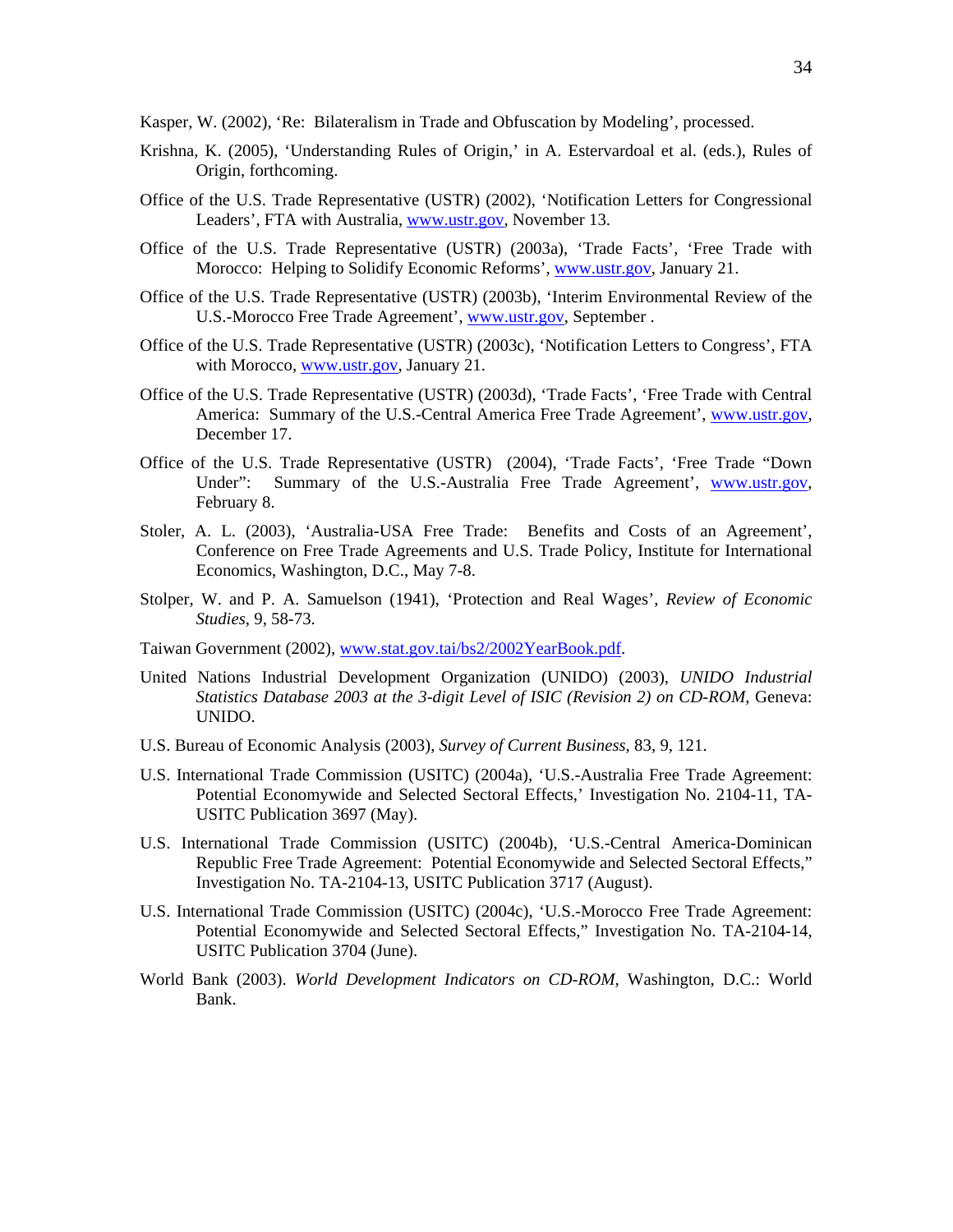Kasper, W. (2002), 'Re: Bilateralism in Trade and Obfuscation by Modeling', processed.

Krishna, K. (2005), 'Understanding Rules of Origin,' in A. Estervardoal et al. (eds.), Rules of Origin, forthcoming.

Office of the U.S. Trade Representative (USTR) (2002), 'Notification Letters for Congressional Leaders', FTA with Australia, www.ustr.gov, November 13.

Office of the U.S. Trade Representative (USTR) (2003a), 'Trade Facts', 'Free Trade with Morocco: Helping to Solidify Economic Reforms', www.ustr.gov, January 21.

Office of the U.S. Trade Representative (USTR) (2003b), 'Interim Environmental Review of the U.S.-Morocco Free Trade Agreement', www.ustr.gov, September .

Office of the U.S. Trade Representative (USTR) (2003c), 'Notification Letters to Congress', FTA with Morocco, www.ustr.gov, January 21.

Office of the U.S. Trade Representative (USTR) (2003d), 'Trade Facts', 'Free Trade with Central America: Summary of the U.S.-Central America Free Trade Agreement', www.ustr.gov, December 17.

Office of the U.S. Trade Representative (USTR) (2004), 'Trade Facts', 'Free Trade "Down Under": Summary of the U.S.-Australia Free Trade Agreement', www.ustr.gov, February 8.

Stoler, A. L. (2003), 'Australia-USA Free Trade: Benefits and Costs of an Agreement', Conference on Free Trade Agreements and U.S. Trade Policy, Institute for International Economics, Washington, D.C., May 7-8.

Stolper, W. and P. A. Samuelson (1941), 'Protection and Real Wages', *Review of Economic Studies*, 9, 58-73.

Taiwan Government (2002), www.stat.gov.tai/bs2/2002YearBook.pdf.

United Nations Industrial Development Organization (UNIDO) (2003), *UNIDO Industrial Statistics Database 2003 at the 3-digit Level of ISIC (Revision 2) on CD-ROM*, Geneva: UNIDO.

U.S. Bureau of Economic Analysis (2003), *Survey of Current Business*, 83, 9, 121.

U.S. International Trade Commission (USITC) (2004a), 'U.S.-Australia Free Trade Agreement: Potential Economywide and Selected Sectoral Effects,' Investigation No. 2104-11, TA-USITC Publication 3697 (May).

U.S. International Trade Commission (USITC) (2004b), 'U.S.-Central America-Dominican Republic Free Trade Agreement: Potential Economywide and Selected Sectoral Effects," Investigation No. TA-2104-13, USITC Publication 3717 (August).

U.S. International Trade Commission (USITC) (2004c), 'U.S.-Morocco Free Trade Agreement: Potential Economywide and Selected Sectoral Effects," Investigation No. TA-2104-14, USITC Publication 3704 (June).

World Bank (2003). *World Development Indicators on CD-ROM*, Washington, D.C.: World Bank.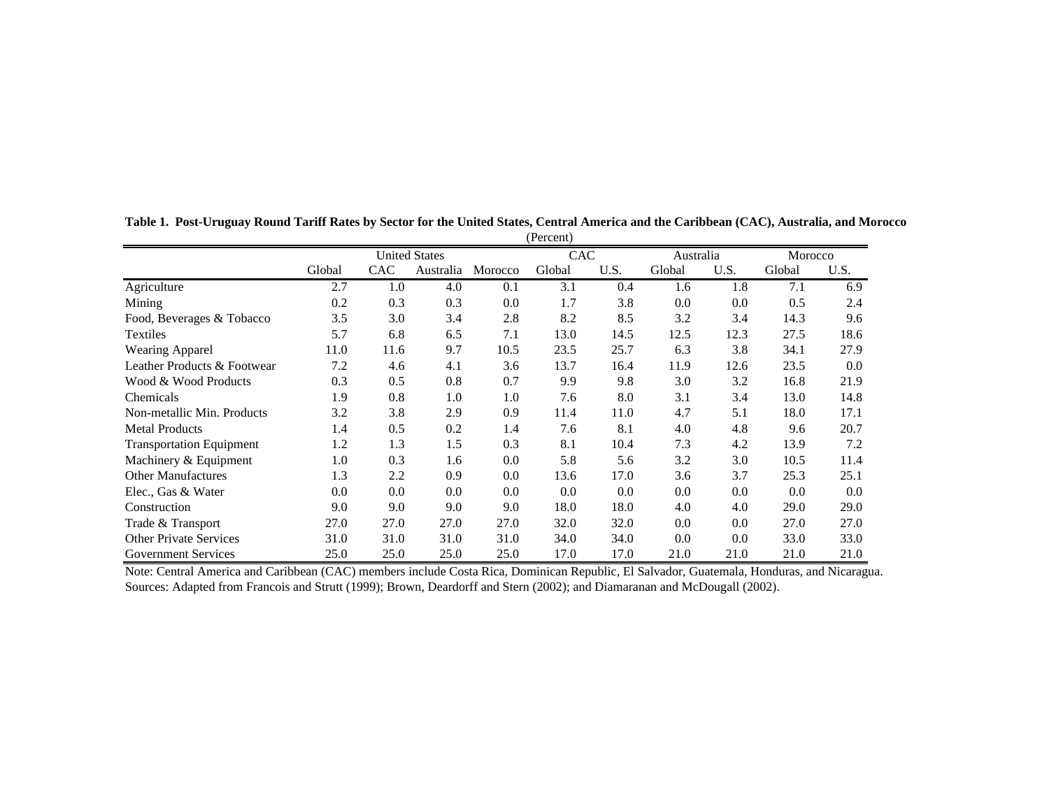**Table 1. Post-Uruguay Round Tariff Rates by Sector for the United States, Central America and the Caribbean (CAC), Australia, and Morocco**

(Percent)

| | United States | | | | CAC | | Australia | | Morocco | |
|---|---|---|---|---|---|---|---|---|---|---|
| | Global | CAC | Australia | Morocco | Global | U.S. | Global | U.S. | Global | U.S. |
| Agriculture | 2.7 | 1.0 | 4.0 | 0.1 | 3.1 | 0.4 | 1.6 | 1.8 | 7.1 | 6.9 |
| Mining | 0.2 | 0.3 | 0.3 | 0.0 | 1.7 | 3.8 | 0.0 | 0.0 | 0.5 | 2.4 |
| Food, Beverages & Tobacco | 3.5 | 3.0 | 3.4 | 2.8 | 8.2 | 8.5 | 3.2 | 3.4 | 14.3 | 9.6 |
| Textiles | 5.7 | 6.8 | 6.5 | 7.1 | 13.0 | 14.5 | 12.5 | 12.3 | 27.5 | 18.6 |
| Wearing Apparel | 11.0 | 11.6 | 9.7 | 10.5 | 23.5 | 25.7 | 6.3 | 3.8 | 34.1 | 27.9 |
| Leather Products & Footwear | 7.2 | 4.6 | 4.1 | 3.6 | 13.7 | 16.4 | 11.9 | 12.6 | 23.5 | 0.0 |
| Wood & Wood Products | 0.3 | 0.5 | 0.8 | 0.7 | 9.9 | 9.8 | 3.0 | 3.2 | 16.8 | 21.9 |
| Chemicals | 1.9 | 0.8 | 1.0 | 1.0 | 7.6 | 8.0 | 3.1 | 3.4 | 13.0 | 14.8 |
| Non-metallic Min. Products | 3.2 | 3.8 | 2.9 | 0.9 | 11.4 | 11.0 | 4.7 | 5.1 | 18.0 | 17.1 |
| Metal Products | 1.4 | 0.5 | 0.2 | 1.4 | 7.6 | 8.1 | 4.0 | 4.8 | 9.6 | 20.7 |
| Transportation Equipment | 1.2 | 1.3 | 1.5 | 0.3 | 8.1 | 10.4 | 7.3 | 4.2 | 13.9 | 7.2 |
| Machinery & Equipment | 1.0 | 0.3 | 1.6 | 0.0 | 5.8 | 5.6 | 3.2 | 3.0 | 10.5 | 11.4 |
| Other Manufactures | 1.3 | 2.2 | 0.9 | 0.0 | 13.6 | 17.0 | 3.6 | 3.7 | 25.3 | 25.1 |
| Elec., Gas & Water | 0.0 | 0.0 | 0.0 | 0.0 | 0.0 | 0.0 | 0.0 | 0.0 | 0.0 | 0.0 |
| Construction | 9.0 | 9.0 | 9.0 | 9.0 | 18.0 | 18.0 | 4.0 | 4.0 | 29.0 | 29.0 |
| Trade & Transport | 27.0 | 27.0 | 27.0 | 27.0 | 32.0 | 32.0 | 0.0 | 0.0 | 27.0 | 27.0 |
| Other Private Services | 31.0 | 31.0 | 31.0 | 31.0 | 34.0 | 34.0 | 0.0 | 0.0 | 33.0 | 33.0 |
| Government Services | 25.0 | 25.0 | 25.0 | 25.0 | 17.0 | 17.0 | 21.0 | 21.0 | 21.0 | 21.0 |

Note: Central America and Caribbean (CAC) members include Costa Rica, Dominican Republic, El Salvador, Guatemala, Honduras, and Nicaragua.
Sources: Adapted from Francois and Strutt (1999); Brown, Deardorff and Stern (2002); and Diamaranan and McDougall (2002).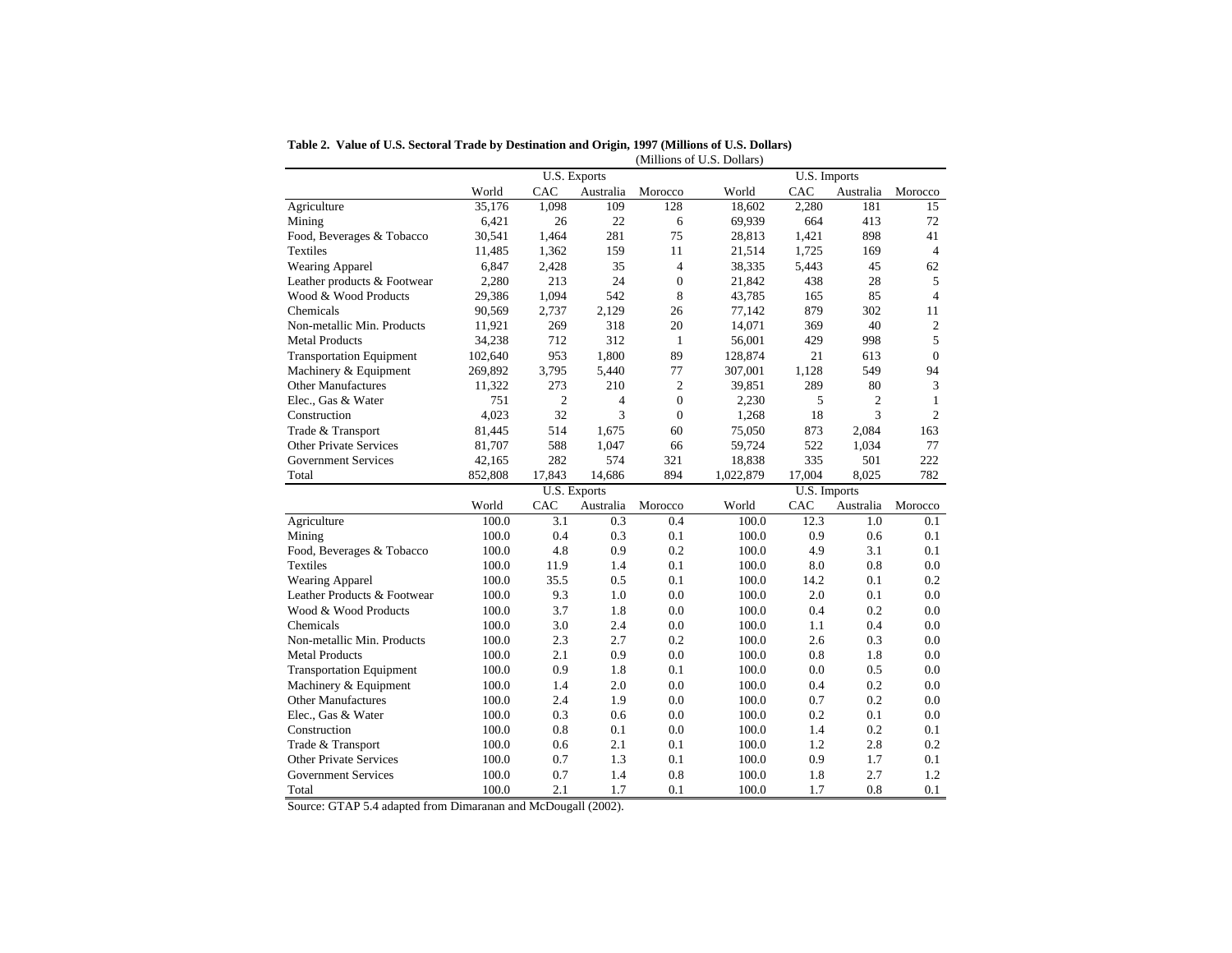**Table 2. Value of U.S. Sectoral Trade by Destination and Origin, 1997 (Millions of U.S. Dollars)**

(Millions of U.S. Dollars)

| | U.S. Exports | | | | U.S. Imports | | | |
|---|---|---|---|---|---|---|---|---|
| | World | CAC | Australia | Morocco | World | CAC | Australia | Morocco |
| Agriculture | 35,176 | 1,098 | 109 | 128 | 18,602 | 2,280 | 181 | 15 |
| Mining | 6,421 | 26 | 22 | 6 | 69,939 | 664 | 413 | 72 |
| Food, Beverages & Tobacco | 30,541 | 1,464 | 281 | 75 | 28,813 | 1,421 | 898 | 41 |
| Textiles | 11,485 | 1,362 | 159 | 11 | 21,514 | 1,725 | 169 | 4 |
| Wearing Apparel | 6,847 | 2,428 | 35 | 4 | 38,335 | 5,443 | 45 | 62 |
| Leather products & Footwear | 2,280 | 213 | 24 | 0 | 21,842 | 438 | 28 | 5 |
| Wood & Wood Products | 29,386 | 1,094 | 542 | 8 | 43,785 | 165 | 85 | 4 |
| Chemicals | 90,569 | 2,737 | 2,129 | 26 | 77,142 | 879 | 302 | 11 |
| Non-metallic Min. Products | 11,921 | 269 | 318 | 20 | 14,071 | 369 | 40 | 2 |
| Metal Products | 34,238 | 712 | 312 | 1 | 56,001 | 429 | 998 | 5 |
| Transportation Equipment | 102,640 | 953 | 1,800 | 89 | 128,874 | 21 | 613 | 0 |
| Machinery & Equipment | 269,892 | 3,795 | 5,440 | 77 | 307,001 | 1,128 | 549 | 94 |
| Other Manufactures | 11,322 | 273 | 210 | 2 | 39,851 | 289 | 80 | 3 |
| Elec., Gas & Water | 751 | 2 | 4 | 0 | 2,230 | 5 | 2 | 1 |
| Construction | 4,023 | 32 | 3 | 0 | 1,268 | 18 | 3 | 2 |
| Trade & Transport | 81,445 | 514 | 1,675 | 60 | 75,050 | 873 | 2,084 | 163 |
| Other Private Services | 81,707 | 588 | 1,047 | 66 | 59,724 | 522 | 1,034 | 77 |
| Government Services | 42,165 | 282 | 574 | 321 | 18,838 | 335 | 501 | 222 |
| Total | 852,808 | 17,843 | 14,686 | 894 | 1,022,879 | 17,004 | 8,025 | 782 |

| | U.S. Exports | | | | U.S. Imports | | | |
|---|---|---|---|---|---|---|---|---|
| | World | CAC | Australia | Morocco | World | CAC | Australia | Morocco |
| Agriculture | 100.0 | 3.1 | 0.3 | 0.4 | 100.0 | 12.3 | 1.0 | 0.1 |
| Mining | 100.0 | 0.4 | 0.3 | 0.1 | 100.0 | 0.9 | 0.6 | 0.1 |
| Food, Beverages & Tobacco | 100.0 | 4.8 | 0.9 | 0.2 | 100.0 | 4.9 | 3.1 | 0.1 |
| Textiles | 100.0 | 11.9 | 1.4 | 0.1 | 100.0 | 8.0 | 0.8 | 0.0 |
| Wearing Apparel | 100.0 | 35.5 | 0.5 | 0.1 | 100.0 | 14.2 | 0.1 | 0.2 |
| Leather Products & Footwear | 100.0 | 9.3 | 1.0 | 0.0 | 100.0 | 2.0 | 0.1 | 0.0 |
| Wood & Wood Products | 100.0 | 3.7 | 1.8 | 0.0 | 100.0 | 0.4 | 0.2 | 0.0 |
| Chemicals | 100.0 | 3.0 | 2.4 | 0.0 | 100.0 | 1.1 | 0.4 | 0.0 |
| Non-metallic Min. Products | 100.0 | 2.3 | 2.7 | 0.2 | 100.0 | 2.6 | 0.3 | 0.0 |
| Metal Products | 100.0 | 2.1 | 0.9 | 0.0 | 100.0 | 0.8 | 1.8 | 0.0 |
| Transportation Equipment | 100.0 | 0.9 | 1.8 | 0.1 | 100.0 | 0.0 | 0.5 | 0.0 |
| Machinery & Equipment | 100.0 | 1.4 | 2.0 | 0.0 | 100.0 | 0.4 | 0.2 | 0.0 |
| Other Manufactures | 100.0 | 2.4 | 1.9 | 0.0 | 100.0 | 0.7 | 0.2 | 0.0 |
| Elec., Gas & Water | 100.0 | 0.3 | 0.6 | 0.0 | 100.0 | 0.2 | 0.1 | 0.0 |
| Construction | 100.0 | 0.8 | 0.1 | 0.0 | 100.0 | 1.4 | 0.2 | 0.1 |
| Trade & Transport | 100.0 | 0.6 | 2.1 | 0.1 | 100.0 | 1.2 | 2.8 | 0.2 |
| Other Private Services | 100.0 | 0.7 | 1.3 | 0.1 | 100.0 | 0.9 | 1.7 | 0.1 |
| Government Services | 100.0 | 0.7 | 1.4 | 0.8 | 100.0 | 1.8 | 2.7 | 1.2 |
| Total | 100.0 | 2.1 | 1.7 | 0.1 | 100.0 | 1.7 | 0.8 | 0.1 |

Source: GTAP 5.4 adapted from Dimaranan and McDougall (2002).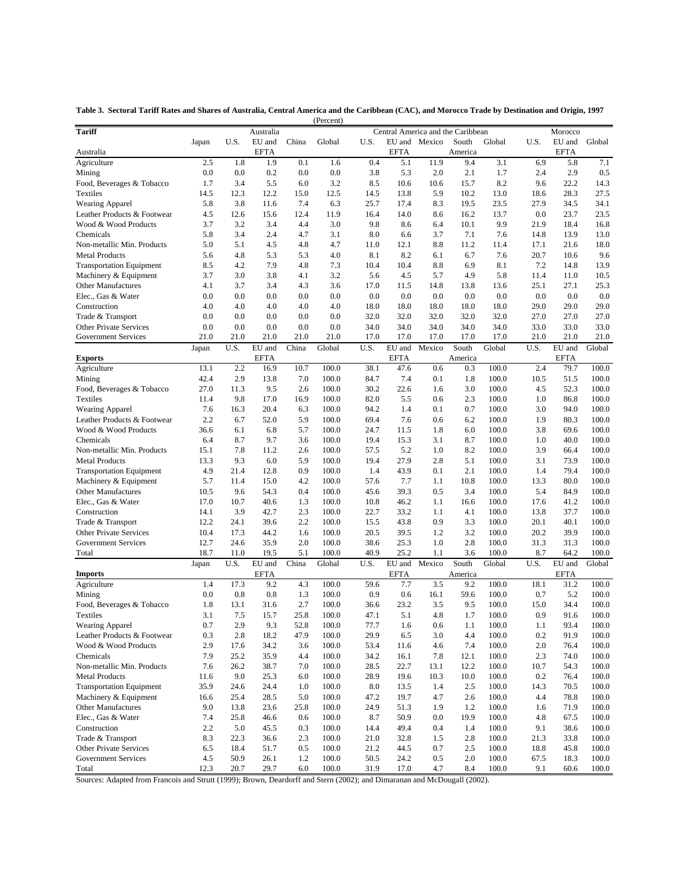**Table 3. Sectoral Tariff Rates and Shares of Australia, Central America and the Caribbean (CAC), and Morocco Trade by Destination and Origin, 1997**

(Percent)

| **Tariff** | Australia | | | | | Central America and the Caribbean | | | | | Morocco | | |
|---|---|---|---|---|---|---|---|---|---|---|---|---|---|
| Australia | Japan | U.S. | EU and EFTA | China | Global | U.S. | EU and EFTA | Mexico | South America | Global | U.S. | EU and EFTA | Global |
| Agriculture | 2.5 | 1.8 | 1.9 | 0.1 | 1.6 | 0.4 | 5.1 | 11.9 | 9.4 | 3.1 | 6.9 | 5.8 | 7.1 |
| Mining | 0.0 | 0.0 | 0.2 | 0.0 | 0.0 | 3.8 | 5.3 | 2.0 | 2.1 | 1.7 | 2.4 | 2.9 | 0.5 |
| Food, Beverages & Tobacco | 1.7 | 3.4 | 5.5 | 6.0 | 3.2 | 8.5 | 10.6 | 10.6 | 15.7 | 8.2 | 9.6 | 22.2 | 14.3 |
| Textiles | 14.5 | 12.3 | 12.2 | 15.0 | 12.5 | 14.5 | 13.8 | 5.9 | 10.2 | 13.0 | 18.6 | 28.3 | 27.5 |
| Wearing Apparel | 5.8 | 3.8 | 11.6 | 7.4 | 6.3 | 25.7 | 17.4 | 8.3 | 19.5 | 23.5 | 27.9 | 34.5 | 34.1 |
| Leather Products & Footwear | 4.5 | 12.6 | 15.6 | 12.4 | 11.9 | 16.4 | 14.0 | 8.6 | 16.2 | 13.7 | 0.0 | 23.7 | 23.5 |
| Wood & Wood Products | 3.7 | 3.2 | 3.4 | 4.4 | 3.0 | 9.8 | 8.6 | 6.4 | 10.1 | 9.9 | 21.9 | 18.4 | 16.8 |
| Chemicals | 5.8 | 3.4 | 2.4 | 4.7 | 3.1 | 8.0 | 6.6 | 3.7 | 7.1 | 7.6 | 14.8 | 13.9 | 13.0 |
| Non-metallic Min. Products | 5.0 | 5.1 | 4.5 | 4.8 | 4.7 | 11.0 | 12.1 | 8.8 | 11.2 | 11.4 | 17.1 | 21.6 | 18.0 |
| Metal Products | 5.6 | 4.8 | 5.3 | 5.3 | 4.0 | 8.1 | 8.2 | 6.1 | 6.7 | 7.6 | 20.7 | 10.6 | 9.6 |
| Transportation Equipment | 8.5 | 4.2 | 7.9 | 4.8 | 7.3 | 10.4 | 10.4 | 8.8 | 6.9 | 8.1 | 7.2 | 14.8 | 13.9 |
| Machinery & Equipment | 3.7 | 3.0 | 3.8 | 4.1 | 3.2 | 5.6 | 4.5 | 5.7 | 4.9 | 5.8 | 11.4 | 11.0 | 10.5 |
| Other Manufactures | 4.1 | 3.7 | 3.4 | 4.3 | 3.6 | 17.0 | 11.5 | 14.8 | 13.8 | 13.6 | 25.1 | 27.1 | 25.3 |
| Elec., Gas & Water | 0.0 | 0.0 | 0.0 | 0.0 | 0.0 | 0.0 | 0.0 | 0.0 | 0.0 | 0.0 | 0.0 | 0.0 | 0.0 |
| Construction | 4.0 | 4.0 | 4.0 | 4.0 | 4.0 | 18.0 | 18.0 | 18.0 | 18.0 | 18.0 | 29.0 | 29.0 | 29.0 |
| Trade & Transport | 0.0 | 0.0 | 0.0 | 0.0 | 0.0 | 32.0 | 32.0 | 32.0 | 32.0 | 32.0 | 27.0 | 27.0 | 27.0 |
| Other Private Services | 0.0 | 0.0 | 0.0 | 0.0 | 0.0 | 34.0 | 34.0 | 34.0 | 34.0 | 34.0 | 33.0 | 33.0 | 33.0 |
| Government Services | 21.0 | 21.0 | 21.0 | 21.0 | 21.0 | 17.0 | 17.0 | 17.0 | 17.0 | 17.0 | 21.0 | 21.0 | 21.0 |
| **Exports** | Japan | U.S. | EU and EFTA | China | Global | U.S. | EU and EFTA | Mexico | South America | Global | U.S. | EU and EFTA | Global |
| Agriculture | 13.1 | 2.2 | 16.9 | 10.7 | 100.0 | 38.1 | 47.6 | 0.6 | 0.3 | 100.0 | 2.4 | 79.7 | 100.0 |
| Mining | 42.4 | 2.9 | 13.8 | 7.0 | 100.0 | 84.7 | 7.4 | 0.1 | 1.8 | 100.0 | 10.5 | 51.5 | 100.0 |
| Food, Beverages & Tobacco | 27.0 | 11.3 | 9.5 | 2.6 | 100.0 | 30.2 | 22.6 | 1.6 | 3.0 | 100.0 | 4.5 | 52.3 | 100.0 |
| Textiles | 11.4 | 9.8 | 17.0 | 16.9 | 100.0 | 82.0 | 5.5 | 0.6 | 2.3 | 100.0 | 1.0 | 86.8 | 100.0 |
| Wearing Apparel | 7.6 | 16.3 | 20.4 | 6.3 | 100.0 | 94.2 | 1.4 | 0.1 | 0.7 | 100.0 | 3.0 | 94.0 | 100.0 |
| Leather Products & Footwear | 2.2 | 6.7 | 52.0 | 5.9 | 100.0 | 69.4 | 7.6 | 0.6 | 6.2 | 100.0 | 1.9 | 80.3 | 100.0 |
| Wood & Wood Products | 36.6 | 6.1 | 6.8 | 5.7 | 100.0 | 24.7 | 11.5 | 1.8 | 6.0 | 100.0 | 3.8 | 69.6 | 100.0 |
| Chemicals | 6.4 | 8.7 | 9.7 | 3.6 | 100.0 | 19.4 | 15.3 | 3.1 | 8.7 | 100.0 | 1.0 | 40.0 | 100.0 |
| Non-metallic Min. Products | 15.1 | 7.8 | 11.2 | 2.6 | 100.0 | 57.5 | 5.2 | 1.0 | 8.2 | 100.0 | 3.9 | 66.4 | 100.0 |
| Metal Products | 13.3 | 9.3 | 6.0 | 5.9 | 100.0 | 19.4 | 27.9 | 2.8 | 5.1 | 100.0 | 3.1 | 73.9 | 100.0 |
| Transportation Equipment | 4.9 | 21.4 | 12.8 | 0.9 | 100.0 | 1.4 | 43.9 | 0.1 | 2.1 | 100.0 | 1.4 | 79.4 | 100.0 |
| Machinery & Equipment | 5.7 | 11.4 | 15.0 | 4.2 | 100.0 | 57.6 | 7.7 | 1.1 | 10.8 | 100.0 | 13.3 | 80.0 | 100.0 |
| Other Manufactures | 10.5 | 9.6 | 54.3 | 0.4 | 100.0 | 45.6 | 39.3 | 0.5 | 3.4 | 100.0 | 5.4 | 84.9 | 100.0 |
| Elec., Gas & Water | 17.0 | 10.7 | 40.6 | 1.3 | 100.0 | 10.8 | 46.2 | 1.1 | 16.6 | 100.0 | 17.6 | 41.2 | 100.0 |
| Construction | 14.1 | 3.9 | 42.7 | 2.3 | 100.0 | 22.7 | 33.2 | 1.1 | 4.1 | 100.0 | 13.8 | 37.7 | 100.0 |
| Trade & Transport | 12.2 | 24.1 | 39.6 | 2.2 | 100.0 | 15.5 | 43.8 | 0.9 | 3.3 | 100.0 | 20.1 | 40.1 | 100.0 |
| Other Private Services | 10.4 | 17.3 | 44.2 | 1.6 | 100.0 | 20.5 | 39.5 | 1.2 | 3.2 | 100.0 | 20.2 | 39.9 | 100.0 |
| Government Services | 12.7 | 24.6 | 35.9 | 2.0 | 100.0 | 38.6 | 25.3 | 1.0 | 2.8 | 100.0 | 31.3 | 31.3 | 100.0 |
| Total | 18.7 | 11.0 | 19.5 | 5.1 | 100.0 | 40.9 | 25.2 | 1.1 | 3.6 | 100.0 | 8.7 | 64.2 | 100.0 |
| **Imports** | Japan | U.S. | EU and EFTA | China | Global | U.S. | EU and EFTA | Mexico | South America | Global | U.S. | EU and EFTA | Global |
| Agriculture | 1.4 | 17.3 | 9.2 | 4.3 | 100.0 | 59.6 | 7.7 | 3.5 | 9.2 | 100.0 | 18.1 | 31.2 | 100.0 |
| Mining | 0.0 | 0.8 | 0.8 | 1.3 | 100.0 | 0.9 | 0.6 | 16.1 | 59.6 | 100.0 | 0.7 | 5.2 | 100.0 |
| Food, Beverages & Tobacco | 1.8 | 13.1 | 31.6 | 2.7 | 100.0 | 36.6 | 23.2 | 3.5 | 9.5 | 100.0 | 15.0 | 34.4 | 100.0 |
| Textiles | 3.1 | 7.5 | 15.7 | 25.8 | 100.0 | 47.1 | 5.1 | 4.8 | 1.7 | 100.0 | 0.9 | 91.6 | 100.0 |
| Wearing Apparel | 0.7 | 2.9 | 9.3 | 52.8 | 100.0 | 77.7 | 1.6 | 0.6 | 1.1 | 100.0 | 1.1 | 93.4 | 100.0 |
| Leather Products & Footwear | 0.3 | 2.8 | 18.2 | 47.9 | 100.0 | 29.9 | 6.5 | 3.0 | 4.4 | 100.0 | 0.2 | 91.9 | 100.0 |
| Wood & Wood Products | 2.9 | 17.6 | 34.2 | 3.6 | 100.0 | 53.4 | 11.6 | 4.6 | 7.4 | 100.0 | 2.0 | 76.4 | 100.0 |
| Chemicals | 7.9 | 25.2 | 35.9 | 4.4 | 100.0 | 34.2 | 16.1 | 7.8 | 12.1 | 100.0 | 2.3 | 74.0 | 100.0 |
| Non-metallic Min. Products | 7.6 | 26.2 | 38.7 | 7.0 | 100.0 | 28.5 | 22.7 | 13.1 | 12.2 | 100.0 | 10.7 | 54.3 | 100.0 |
| Metal Products | 11.6 | 9.0 | 25.3 | 6.0 | 100.0 | 28.9 | 19.6 | 10.3 | 10.0 | 100.0 | 0.2 | 76.4 | 100.0 |
| Transportation Equipment | 35.9 | 24.6 | 24.4 | 1.0 | 100.0 | 8.0 | 13.5 | 1.4 | 2.5 | 100.0 | 14.3 | 70.5 | 100.0 |
| Machinery & Equipment | 16.6 | 25.4 | 28.5 | 5.0 | 100.0 | 47.2 | 19.7 | 4.7 | 2.6 | 100.0 | 4.4 | 78.8 | 100.0 |
| Other Manufactures | 9.0 | 13.8 | 23.6 | 25.8 | 100.0 | 24.9 | 51.3 | 1.9 | 1.2 | 100.0 | 1.6 | 71.9 | 100.0 |
| Elec., Gas & Water | 7.4 | 25.8 | 46.6 | 0.6 | 100.0 | 8.7 | 50.9 | 0.0 | 19.9 | 100.0 | 4.8 | 67.5 | 100.0 |
| Construction | 2.2 | 5.0 | 45.5 | 0.3 | 100.0 | 14.4 | 49.4 | 0.4 | 1.4 | 100.0 | 9.1 | 38.6 | 100.0 |
| Trade & Transport | 8.3 | 22.3 | 36.6 | 2.3 | 100.0 | 21.0 | 32.8 | 1.5 | 2.8 | 100.0 | 21.3 | 33.8 | 100.0 |
| Other Private Services | 6.5 | 18.4 | 51.7 | 0.5 | 100.0 | 21.2 | 44.5 | 0.7 | 2.5 | 100.0 | 18.8 | 45.8 | 100.0 |
| Government Services | 4.5 | 50.9 | 26.1 | 1.2 | 100.0 | 50.5 | 24.2 | 0.5 | 2.0 | 100.0 | 67.5 | 18.3 | 100.0 |
| Total | 12.3 | 20.7 | 29.7 | 6.0 | 100.0 | 31.9 | 17.0 | 4.7 | 8.4 | 100.0 | 9.1 | 60.6 | 100.0 |

Sources: Adapted from Francois and Strutt (1999); Brown, Deardorff and Stern (2002); and Dimaranan and McDougall (2002).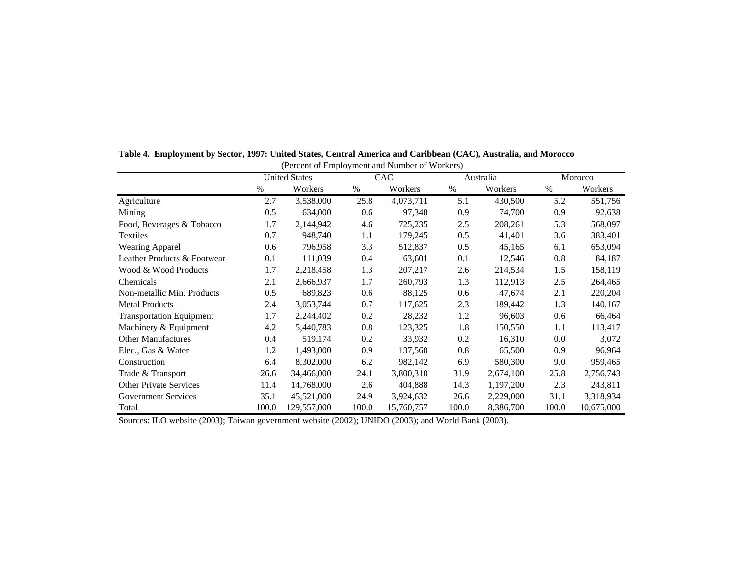**Table 4. Employment by Sector, 1997: United States, Central America and Caribbean (CAC), Australia, and Morocco**

(Percent of Employment and Number of Workers)

| | United States | | CAC | | Australia | | Morocco | |
|---|---|---|---|---|---|---|---|---|
| | % | Workers | % | Workers | % | Workers | % | Workers |
| Agriculture | 2.7 | 3,538,000 | 25.8 | 4,073,711 | 5.1 | 430,500 | 5.2 | 551,756 |
| Mining | 0.5 | 634,000 | 0.6 | 97,348 | 0.9 | 74,700 | 0.9 | 92,638 |
| Food, Beverages & Tobacco | 1.7 | 2,144,942 | 4.6 | 725,235 | 2.5 | 208,261 | 5.3 | 568,097 |
| Textiles | 0.7 | 948,740 | 1.1 | 179,245 | 0.5 | 41,401 | 3.6 | 383,401 |
| Wearing Apparel | 0.6 | 796,958 | 3.3 | 512,837 | 0.5 | 45,165 | 6.1 | 653,094 |
| Leather Products & Footwear | 0.1 | 111,039 | 0.4 | 63,601 | 0.1 | 12,546 | 0.8 | 84,187 |
| Wood & Wood Products | 1.7 | 2,218,458 | 1.3 | 207,217 | 2.6 | 214,534 | 1.5 | 158,119 |
| Chemicals | 2.1 | 2,666,937 | 1.7 | 260,793 | 1.3 | 112,913 | 2.5 | 264,465 |
| Non-metallic Min. Products | 0.5 | 689,823 | 0.6 | 88,125 | 0.6 | 47,674 | 2.1 | 220,204 |
| Metal Products | 2.4 | 3,053,744 | 0.7 | 117,625 | 2.3 | 189,442 | 1.3 | 140,167 |
| Transportation Equipment | 1.7 | 2,244,402 | 0.2 | 28,232 | 1.2 | 96,603 | 0.6 | 66,464 |
| Machinery & Equipment | 4.2 | 5,440,783 | 0.8 | 123,325 | 1.8 | 150,550 | 1.1 | 113,417 |
| Other Manufactures | 0.4 | 519,174 | 0.2 | 33,932 | 0.2 | 16,310 | 0.0 | 3,072 |
| Elec., Gas & Water | 1.2 | 1,493,000 | 0.9 | 137,560 | 0.8 | 65,500 | 0.9 | 96,964 |
| Construction | 6.4 | 8,302,000 | 6.2 | 982,142 | 6.9 | 580,300 | 9.0 | 959,465 |
| Trade & Transport | 26.6 | 34,466,000 | 24.1 | 3,800,310 | 31.9 | 2,674,100 | 25.8 | 2,756,743 |
| Other Private Services | 11.4 | 14,768,000 | 2.6 | 404,888 | 14.3 | 1,197,200 | 2.3 | 243,811 |
| Government Services | 35.1 | 45,521,000 | 24.9 | 3,924,632 | 26.6 | 2,229,000 | 31.1 | 3,318,934 |
| Total | 100.0 | 129,557,000 | 100.0 | 15,760,757 | 100.0 | 8,386,700 | 100.0 | 10,675,000 |

Sources: ILO website (2003); Taiwan government website (2002); UNIDO (2003); and World Bank (2003).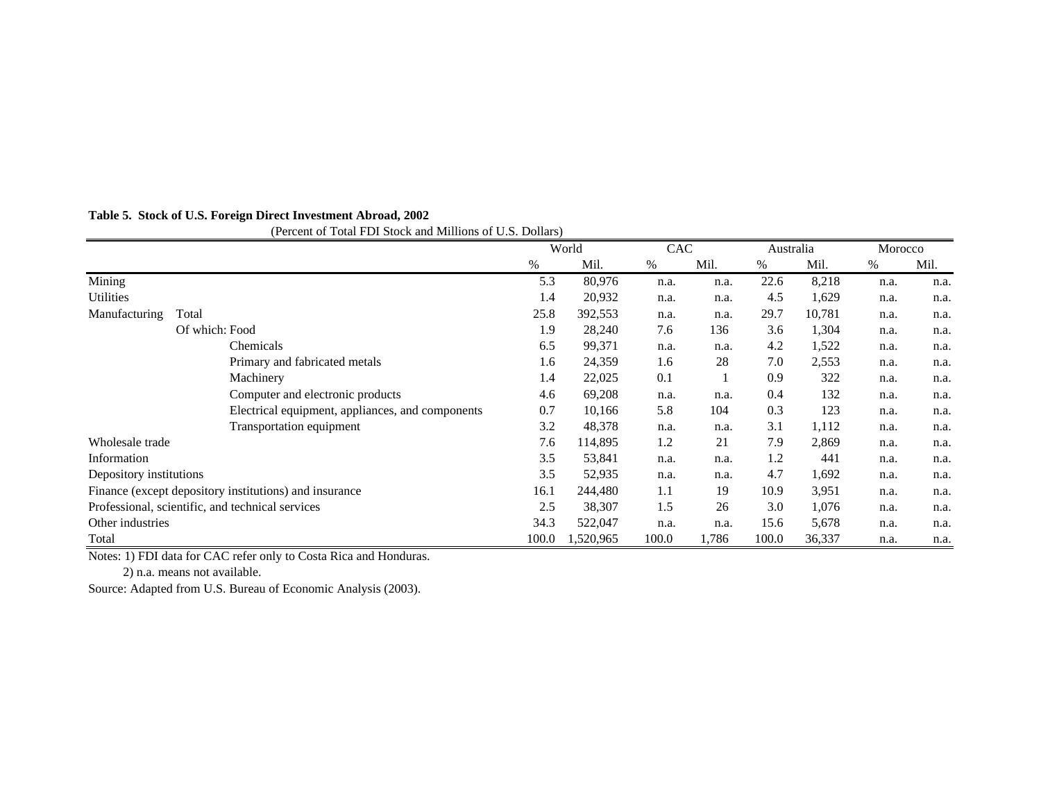**Table 5. Stock of U.S. Foreign Direct Investment Abroad, 2002**

(Percent of Total FDI Stock and Millions of U.S. Dollars)

| | World | | CAC | | Australia | | Morocco | |
|---|---|---|---|---|---|---|---|---|
| | % | Mil. | % | Mil. | % | Mil. | % | Mil. |
| Mining | 5.3 | 80,976 | n.a. | n.a. | 22.6 | 8,218 | n.a. | n.a. |
| Utilities | 1.4 | 20,932 | n.a. | n.a. | 4.5 | 1,629 | n.a. | n.a. |
| Manufacturing Total | 25.8 | 392,553 | n.a. | n.a. | 29.7 | 10,781 | n.a. | n.a. |
| Of which: Food | 1.9 | 28,240 | 7.6 | 136 | 3.6 | 1,304 | n.a. | n.a. |
| Chemicals | 6.5 | 99,371 | n.a. | n.a. | 4.2 | 1,522 | n.a. | n.a. |
| Primary and fabricated metals | 1.6 | 24,359 | 1.6 | 28 | 7.0 | 2,553 | n.a. | n.a. |
| Machinery | 1.4 | 22,025 | 0.1 | 1 | 0.9 | 322 | n.a. | n.a. |
| Computer and electronic products | 4.6 | 69,208 | n.a. | n.a. | 0.4 | 132 | n.a. | n.a. |
| Electrical equipment, appliances, and components | 0.7 | 10,166 | 5.8 | 104 | 0.3 | 123 | n.a. | n.a. |
| Transportation equipment | 3.2 | 48,378 | n.a. | n.a. | 3.1 | 1,112 | n.a. | n.a. |
| Wholesale trade | 7.6 | 114,895 | 1.2 | 21 | 7.9 | 2,869 | n.a. | n.a. |
| Information | 3.5 | 53,841 | n.a. | n.a. | 1.2 | 441 | n.a. | n.a. |
| Depository institutions | 3.5 | 52,935 | n.a. | n.a. | 4.7 | 1,692 | n.a. | n.a. |
| Finance (except depository institutions) and insurance | 16.1 | 244,480 | 1.1 | 19 | 10.9 | 3,951 | n.a. | n.a. |
| Professional, scientific, and technical services | 2.5 | 38,307 | 1.5 | 26 | 3.0 | 1,076 | n.a. | n.a. |
| Other industries | 34.3 | 522,047 | n.a. | n.a. | 15.6 | 5,678 | n.a. | n.a. |
| Total | 100.0 | 1,520,965 | 100.0 | 1,786 | 100.0 | 36,337 | n.a. | n.a. |

Notes: 1) FDI data for CAC refer only to Costa Rica and Honduras.

2) n.a. means not available.

Source: Adapted from U.S. Bureau of Economic Analysis (2003).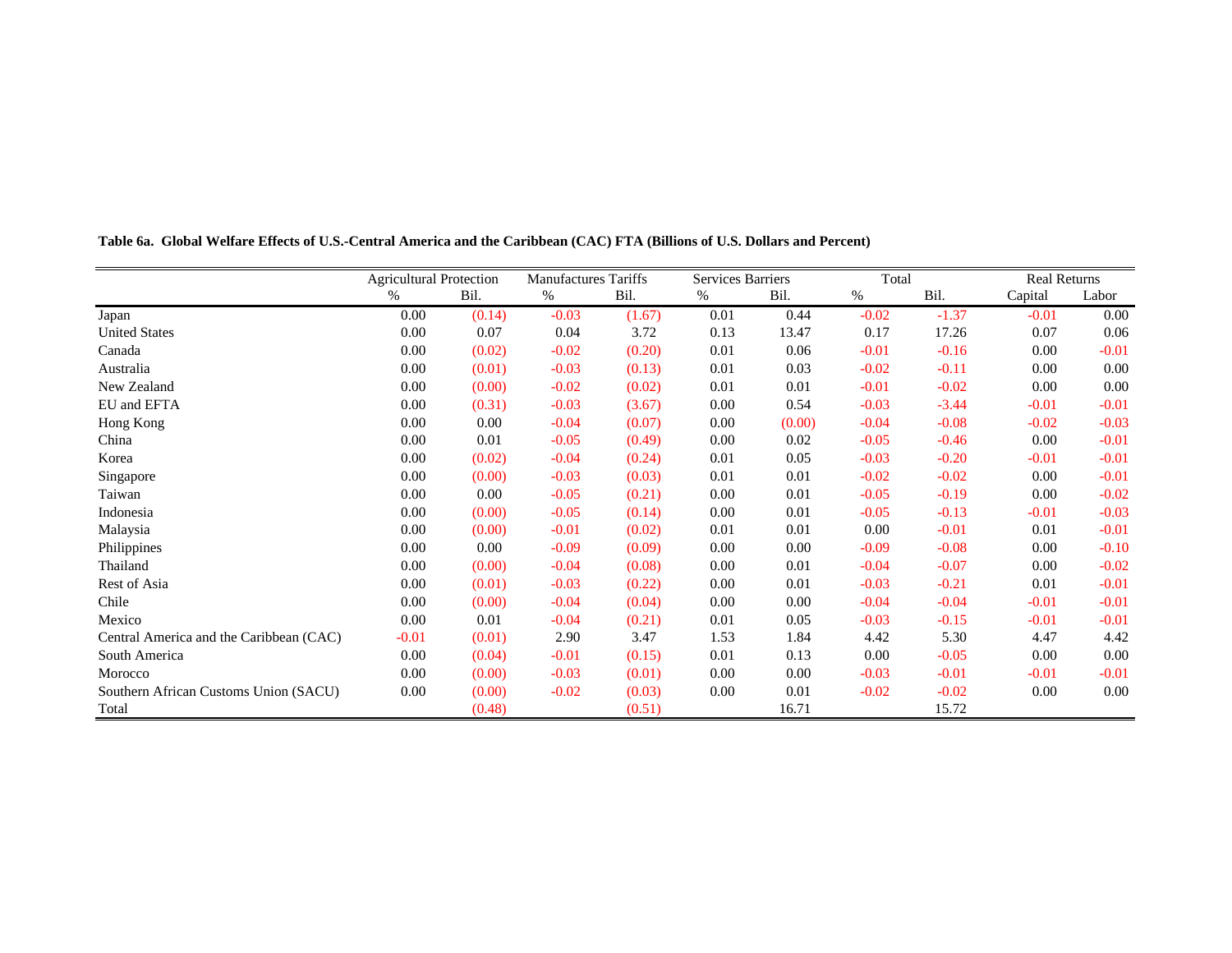**Table 6a. Global Welfare Effects of U.S.-Central America and the Caribbean (CAC) FTA (Billions of U.S. Dollars and Percent)**

| | Agricultural Protection | | Manufactures Tariffs | | Services Barriers | | Total | | Real Returns | |
|---|---|---|---|---|---|---|---|---|---|---|
| | % | Bil. | % | Bil. | % | Bil. | % | Bil. | Capital | Labor |
| Japan | 0.00 | (0.14) | -0.03 | (1.67) | 0.01 | 0.44 | -0.02 | -1.37 | -0.01 | 0.00 |
| United States | 0.00 | 0.07 | 0.04 | 3.72 | 0.13 | 13.47 | 0.17 | 17.26 | 0.07 | 0.06 |
| Canada | 0.00 | (0.02) | -0.02 | (0.20) | 0.01 | 0.06 | -0.01 | -0.16 | 0.00 | -0.01 |
| Australia | 0.00 | (0.01) | -0.03 | (0.13) | 0.01 | 0.03 | -0.02 | -0.11 | 0.00 | 0.00 |
| New Zealand | 0.00 | (0.00) | -0.02 | (0.02) | 0.01 | 0.01 | -0.01 | -0.02 | 0.00 | 0.00 |
| EU and EFTA | 0.00 | (0.31) | -0.03 | (3.67) | 0.00 | 0.54 | -0.03 | -3.44 | -0.01 | -0.01 |
| Hong Kong | 0.00 | 0.00 | -0.04 | (0.07) | 0.00 | (0.00) | -0.04 | -0.08 | -0.02 | -0.03 |
| China | 0.00 | 0.01 | -0.05 | (0.49) | 0.00 | 0.02 | -0.05 | -0.46 | 0.00 | -0.01 |
| Korea | 0.00 | (0.02) | -0.04 | (0.24) | 0.01 | 0.05 | -0.03 | -0.20 | -0.01 | -0.01 |
| Singapore | 0.00 | (0.00) | -0.03 | (0.03) | 0.01 | 0.01 | -0.02 | -0.02 | 0.00 | -0.01 |
| Taiwan | 0.00 | 0.00 | -0.05 | (0.21) | 0.00 | 0.01 | -0.05 | -0.19 | 0.00 | -0.02 |
| Indonesia | 0.00 | (0.00) | -0.05 | (0.14) | 0.00 | 0.01 | -0.05 | -0.13 | -0.01 | -0.03 |
| Malaysia | 0.00 | (0.00) | -0.01 | (0.02) | 0.01 | 0.01 | 0.00 | -0.01 | 0.01 | -0.01 |
| Philippines | 0.00 | 0.00 | -0.09 | (0.09) | 0.00 | 0.00 | -0.09 | -0.08 | 0.00 | -0.10 |
| Thailand | 0.00 | (0.00) | -0.04 | (0.08) | 0.00 | 0.01 | -0.04 | -0.07 | 0.00 | -0.02 |
| Rest of Asia | 0.00 | (0.01) | -0.03 | (0.22) | 0.00 | 0.01 | -0.03 | -0.21 | 0.01 | -0.01 |
| Chile | 0.00 | (0.00) | -0.04 | (0.04) | 0.00 | 0.00 | -0.04 | -0.04 | -0.01 | -0.01 |
| Mexico | 0.00 | 0.01 | -0.04 | (0.21) | 0.01 | 0.05 | -0.03 | -0.15 | -0.01 | -0.01 |
| Central America and the Caribbean (CAC) | -0.01 | (0.01) | 2.90 | 3.47 | 1.53 | 1.84 | 4.42 | 5.30 | 4.47 | 4.42 |
| South America | 0.00 | (0.04) | -0.01 | (0.15) | 0.01 | 0.13 | 0.00 | -0.05 | 0.00 | 0.00 |
| Morocco | 0.00 | (0.00) | -0.03 | (0.01) | 0.00 | 0.00 | -0.03 | -0.01 | -0.01 | -0.01 |
| Southern African Customs Union (SACU) | 0.00 | (0.00) | -0.02 | (0.03) | 0.00 | 0.01 | -0.02 | -0.02 | 0.00 | 0.00 |
| Total | | (0.48) | | (0.51) | | 16.71 | | 15.72 | | |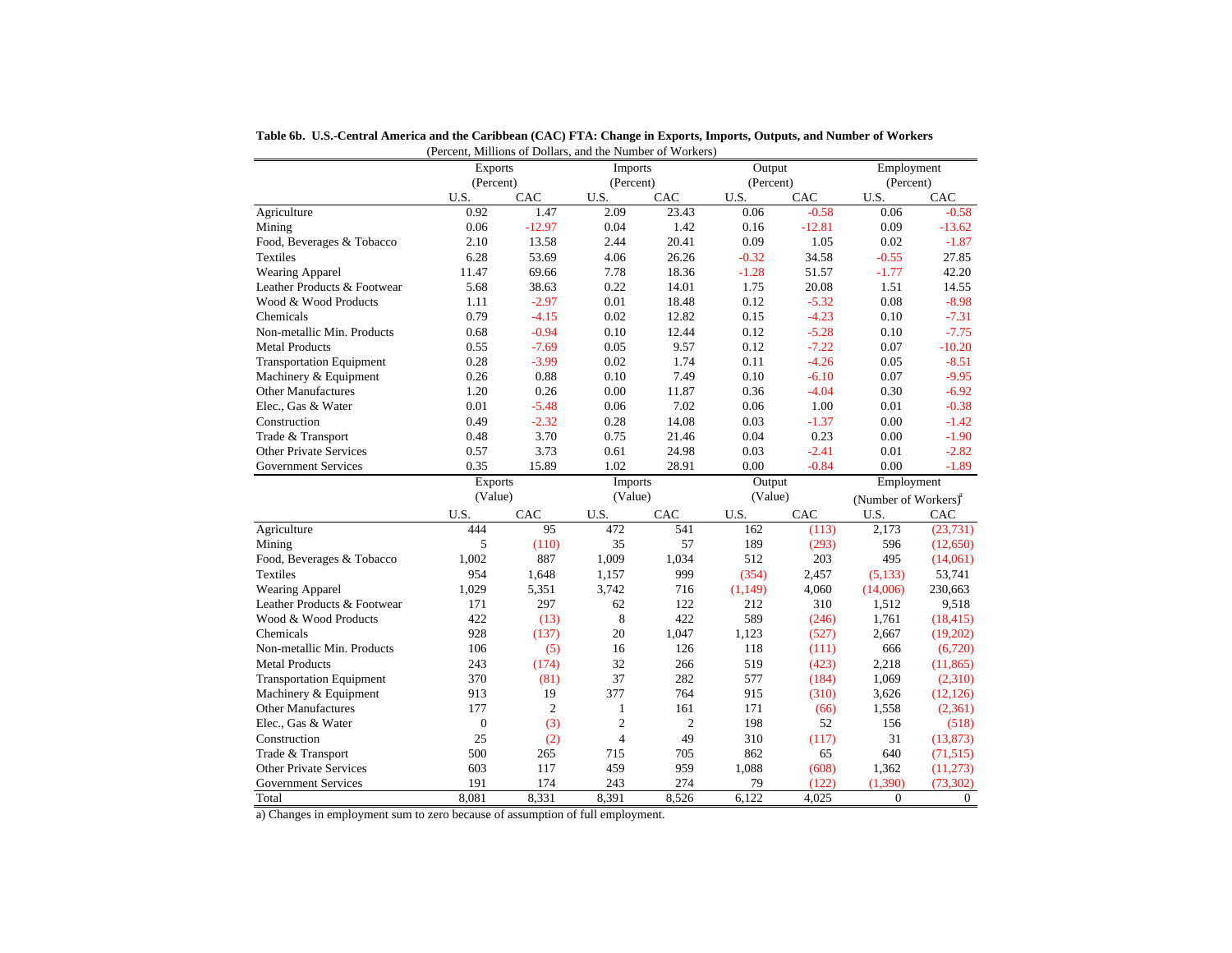**Table 6b. U.S.-Central America and the Caribbean (CAC) FTA: Change in Exports, Imports, Outputs, and Number of Workers**

(Percent, Millions of Dollars, and the Number of Workers)

| | Exports (Percent) | | Imports (Percent) | | Output (Percent) | | Employment (Percent) | |
|---|---|---|---|---|---|---|---|---|
| | U.S. | CAC | U.S. | CAC | U.S. | CAC | U.S. | CAC |
| Agriculture | 0.92 | 1.47 | 2.09 | 23.43 | 0.06 | -0.58 | 0.06 | -0.58 |
| Mining | 0.06 | -12.97 | 0.04 | 1.42 | 0.16 | -12.81 | 0.09 | -13.62 |
| Food, Beverages & Tobacco | 2.10 | 13.58 | 2.44 | 20.41 | 0.09 | 1.05 | 0.02 | -1.87 |
| Textiles | 6.28 | 53.69 | 4.06 | 26.26 | -0.32 | 34.58 | -0.55 | 27.85 |
| Wearing Apparel | 11.47 | 69.66 | 7.78 | 18.36 | -1.28 | 51.57 | -1.77 | 42.20 |
| Leather Products & Footwear | 5.68 | 38.63 | 0.22 | 14.01 | 1.75 | 20.08 | 1.51 | 14.55 |
| Wood & Wood Products | 1.11 | -2.97 | 0.01 | 18.48 | 0.12 | -5.32 | 0.08 | -8.98 |
| Chemicals | 0.79 | -4.15 | 0.02 | 12.82 | 0.15 | -4.23 | 0.10 | -7.31 |
| Non-metallic Min. Products | 0.68 | -0.94 | 0.10 | 12.44 | 0.12 | -5.28 | 0.10 | -7.75 |
| Metal Products | 0.55 | -7.69 | 0.05 | 9.57 | 0.12 | -7.22 | 0.07 | -10.20 |
| Transportation Equipment | 0.28 | -3.99 | 0.02 | 1.74 | 0.11 | -4.26 | 0.05 | -8.51 |
| Machinery & Equipment | 0.26 | 0.88 | 0.10 | 7.49 | 0.10 | -6.10 | 0.07 | -9.95 |
| Other Manufactures | 1.20 | 0.26 | 0.00 | 11.87 | 0.36 | -4.04 | 0.30 | -6.92 |
| Elec., Gas & Water | 0.01 | -5.48 | 0.06 | 7.02 | 0.06 | 1.00 | 0.01 | -0.38 |
| Construction | 0.49 | -2.32 | 0.28 | 14.08 | 0.03 | -1.37 | 0.00 | -1.42 |
| Trade & Transport | 0.48 | 3.70 | 0.75 | 21.46 | 0.04 | 0.23 | 0.00 | -1.90 |
| Other Private Services | 0.57 | 3.73 | 0.61 | 24.98 | 0.03 | -2.41 | 0.01 | -2.82 |
| Government Services | 0.35 | 15.89 | 1.02 | 28.91 | 0.00 | -0.84 | 0.00 | -1.89 |

| | Exports (Value) | | Imports (Value) | | Output (Value) | | Employment (Number of Workers)[a] | |
|---|---|---|---|---|---|---|---|---|
| | U.S. | CAC | U.S. | CAC | U.S. | CAC | U.S. | CAC |
| Agriculture | 444 | 95 | 472 | 541 | 162 | (113) | 2,173 | (23,731) |
| Mining | 5 | (110) | 35 | 57 | 189 | (293) | 596 | (12,650) |
| Food, Beverages & Tobacco | 1,002 | 887 | 1,009 | 1,034 | 512 | 203 | 495 | (14,061) |
| Textiles | 954 | 1,648 | 1,157 | 999 | (354) | 2,457 | (5,133) | 53,741 |
| Wearing Apparel | 1,029 | 5,351 | 3,742 | 716 | (1,149) | 4,060 | (14,006) | 230,663 |
| Leather Products & Footwear | 171 | 297 | 62 | 122 | 212 | 310 | 1,512 | 9,518 |
| Wood & Wood Products | 422 | (13) | 8 | 422 | 589 | (246) | 1,761 | (18,415) |
| Chemicals | 928 | (137) | 20 | 1,047 | 1,123 | (527) | 2,667 | (19,202) |
| Non-metallic Min. Products | 106 | (5) | 16 | 126 | 118 | (111) | 666 | (6,720) |
| Metal Products | 243 | (174) | 32 | 266 | 519 | (423) | 2,218 | (11,865) |
| Transportation Equipment | 370 | (81) | 37 | 282 | 577 | (184) | 1,069 | (2,310) |
| Machinery & Equipment | 913 | 19 | 377 | 764 | 915 | (310) | 3,626 | (12,126) |
| Other Manufactures | 177 | 2 | 1 | 161 | 171 | (66) | 1,558 | (2,361) |
| Elec., Gas & Water | 0 | (3) | 2 | 2 | 198 | 52 | 156 | (518) |
| Construction | 25 | (2) | 4 | 49 | 310 | (117) | 31 | (13,873) |
| Trade & Transport | 500 | 265 | 715 | 705 | 862 | 65 | 640 | (71,515) |
| Other Private Services | 603 | 117 | 459 | 959 | 1,088 | (608) | 1,362 | (11,273) |
| Government Services | 191 | 174 | 243 | 274 | 79 | (122) | (1,390) | (73,302) |
| Total | 8,081 | 8,331 | 8,391 | 8,526 | 6,122 | 4,025 | 0 | 0 |

a) Changes in employment sum to zero because of assumption of full employment.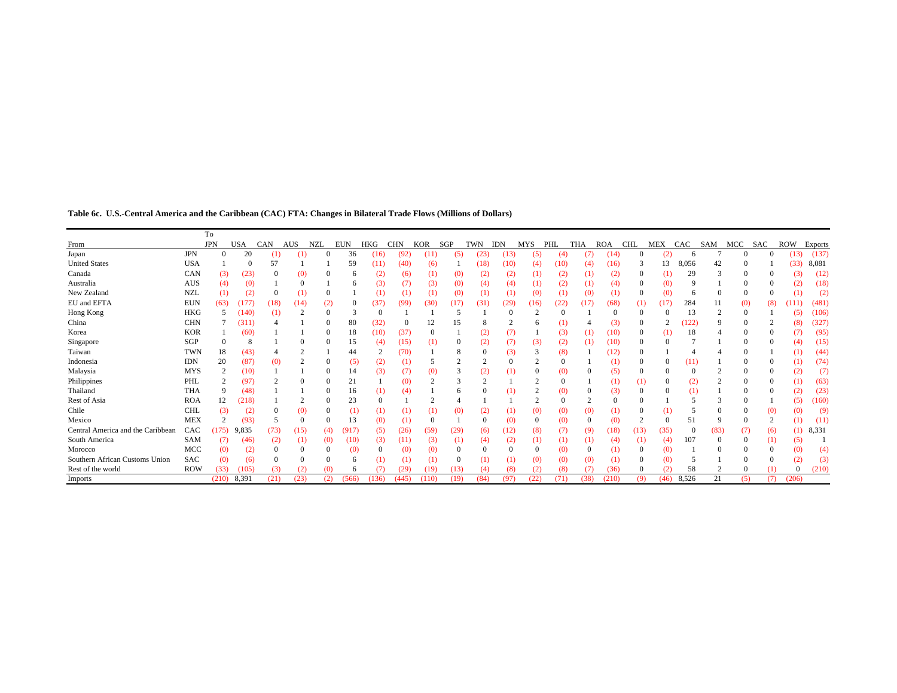**Table 6c. U.S.-Central America and the Caribbean (CAC) FTA: Changes in Bilateral Trade Flows (Millions of Dollars)**

| From | | To JPN | USA | CAN | AUS | NZL | EUN | HKG | CHN | KOR | SGP | TWN | IDN | MYS | PHL | THA | ROA | CHL | MEX | CAC | SAM | MCC | SAC | ROW | Exports |
|---|---|---|---|---|---|---|---|---|---|---|---|---|---|---|---|---|---|---|---|---|---|---|---|---|---|
| Japan | JPN | 0 | 20 | (1) | (1) | 0 | 36 | (16) | (92) | (11) | (5) | (23) | (13) | (5) | (4) | (7) | (14) | 0 | (2) | 6 | 7 | 0 | 0 | (13) | (137) |
| United States | USA | 1 | 0 | 57 | 1 | 1 | 59 | (11) | (40) | (6) | 1 | (18) | (10) | (4) | (10) | (4) | (16) | 3 | 13 | 8,056 | 42 | 0 | 1 | (33) | 8,081 |
| Canada | CAN | (3) | (23) | 0 | (0) | 0 | 6 | (2) | (6) | (1) | (0) | (2) | (2) | (1) | (2) | (1) | (2) | 0 | (1) | 29 | 3 | 0 | 0 | (3) | (12) |
| Australia | AUS | (4) | (0) | 1 | 0 | 1 | 6 | (3) | (7) | (3) | (0) | (4) | (4) | (1) | (2) | (1) | (4) | 0 | (0) | 9 | 1 | 0 | 0 | (2) | (18) |
| New Zealand | NZL | (1) | (2) | 0 | (1) | 0 | 1 | (1) | (1) | (1) | (0) | (1) | (1) | (0) | (1) | (0) | (1) | 0 | (0) | 6 | 0 | 0 | 0 | (1) | (2) |
| EU and EFTA | EUN | (63) | (177) | (18) | (14) | (2) | 0 | (37) | (99) | (30) | (17) | (31) | (29) | (16) | (22) | (17) | (68) | (1) | (17) | 284 | 11 | (0) | (8) | (111) | (481) |
| Hong Kong | HKG | 5 | (140) | (1) | 2 | 0 | 3 | 0 | 1 | 1 | 5 | 1 | 0 | 2 | 0 | 1 | 0 | 0 | 0 | 13 | 2 | 0 | 1 | (5) | (106) |
| China | CHN | 7 | (311) | 4 | 1 | 0 | 80 | (32) | 0 | 12 | 15 | 8 | 2 | 6 | (1) | 4 | (3) | 0 | 2 | (122) | 9 | 0 | 2 | (8) | (327) |
| Korea | KOR | 1 | (60) | 1 | 1 | 0 | 18 | (10) | (37) | 0 | 1 | (2) | (7) | 1 | (3) | (1) | (10) | 0 | (1) | 18 | 4 | 0 | 0 | (7) | (95) |
| Singapore | SGP | 0 | 8 | 1 | 0 | 0 | 15 | (4) | (15) | (1) | 0 | (2) | (7) | (3) | (2) | (1) | (10) | 0 | 0 | 7 | 1 | 0 | 0 | (4) | (15) |
| Taiwan | TWN | 18 | (43) | 4 | 2 | 1 | 44 | 2 | (70) | 1 | 8 | 0 | (3) | 3 | (8) | 1 | (12) | 0 | 1 | 4 | 4 | 0 | 1 | (1) | (44) |
| Indonesia | IDN | 20 | (87) | (0) | 2 | 0 | (5) | (2) | (1) | 5 | 2 | 2 | 0 | 2 | 0 | 1 | (1) | 0 | 0 | (11) | 1 | 0 | 0 | (1) | (74) |
| Malaysia | MYS | 2 | (10) | 1 | 1 | 0 | 14 | (3) | (7) | (0) | 3 | (2) | (1) | 0 | (0) | 0 | (5) | 0 | 0 | 0 | 2 | 0 | 0 | (2) | (7) |
| Philippines | PHL | 2 | (97) | 2 | 0 | 0 | 21 | 1 | (0) | 2 | 3 | 2 | 1 | 2 | 0 | 1 | (1) | (1) | 0 | (2) | 2 | 0 | 0 | (1) | (63) |
| Thailand | THA | 9 | (48) | 1 | 1 | 0 | 16 | (1) | (4) | 1 | 6 | 0 | (1) | 2 | (0) | 0 | (3) | 0 | 0 | (1) | 1 | 0 | 0 | (2) | (23) |
| Rest of Asia | ROA | 12 | (218) | 1 | 2 | 0 | 23 | 0 | 1 | 2 | 4 | 1 | 1 | 2 | 0 | 2 | 0 | 0 | 1 | 5 | 3 | 0 | 1 | (5) | (160) |
| Chile | CHL | (3) | (2) | 0 | (0) | 0 | (1) | (1) | (1) | (1) | (0) | (2) | (1) | (0) | (0) | (0) | (1) | 0 | (1) | 5 | 0 | 0 | (0) | (0) | (9) |
| Mexico | MEX | 2 | (93) | 5 | 0 | 0 | 13 | (0) | (1) | 0 | 1 | 0 | (0) | 0 | (0) | 0 | (0) | 2 | 0 | 51 | 9 | 0 | 2 | (1) | (11) |
| Central America and the Caribbean | CAC | (175) | 9,835 | (73) | (15) | (4) | (917) | (5) | (26) | (59) | (29) | (6) | (12) | (8) | (7) | (9) | (18) | (13) | (35) | 0 | (83) | (7) | (6) | (1) | 8,331 |
| South America | SAM | (7) | (46) | (2) | (1) | (0) | (10) | (3) | (11) | (3) | (1) | (4) | (2) | (1) | (1) | (1) | (4) | (1) | (4) | 107 | 0 | 0 | (1) | (5) | 1 |
| Morocco | MCC | (0) | (2) | 0 | 0 | 0 | (0) | 0 | (0) | (0) | 0 | 0 | 0 | 0 | (0) | 0 | (1) | 0 | (0) | 1 | 0 | 0 | 0 | (0) | (4) |
| Southern African Customs Union | SAC | (0) | (6) | 0 | 0 | 0 | 6 | (1) | (1) | (1) | 0 | (1) | (1) | (0) | (0) | (0) | (1) | 0 | (0) | 5 | 1 | 0 | 0 | (2) | (3) |
| Rest of the world | ROW | (33) | (105) | (3) | (2) | (0) | 6 | (7) | (29) | (19) | (13) | (4) | (8) | (2) | (8) | (7) | (36) | 0 | (2) | 58 | 2 | 0 | (1) | 0 | (210) |
| Imports | | (210) | 8,391 | (21) | (23) | (2) | (566) | (136) | (445) | (110) | (19) | (84) | (97) | (22) | (71) | (38) | (210) | (9) | (46) | 8,526 | 21 | (5) | (7) | (206) | |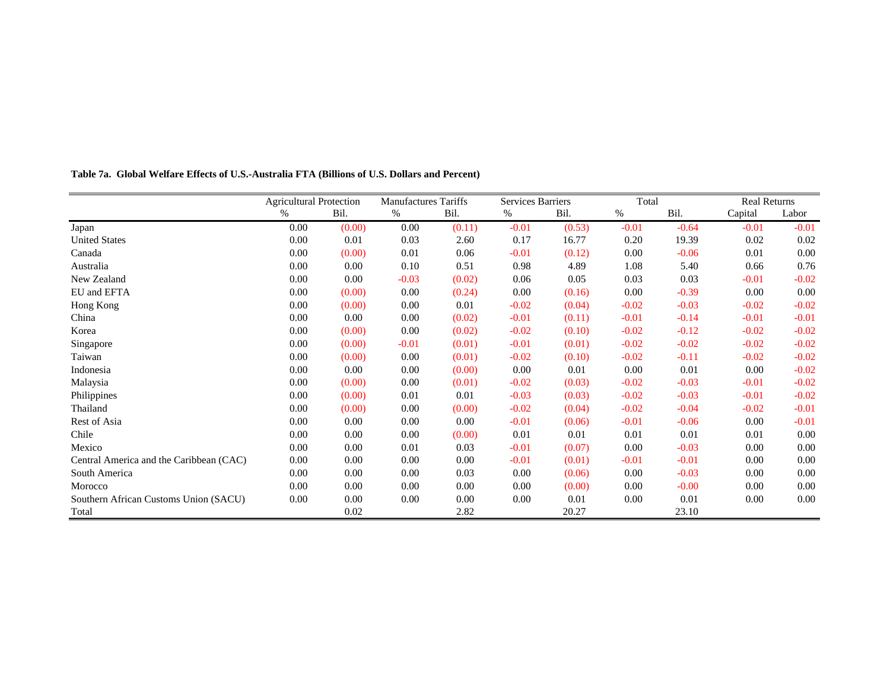**Table 7a. Global Welfare Effects of U.S.-Australia FTA (Billions of U.S. Dollars and Percent)**

| | Agricultural Protection | | Manufactures Tariffs | | Services Barriers | | Total | | Real Returns | |
|---|---|---|---|---|---|---|---|---|---|---|
| | % | Bil. | % | Bil. | % | Bil. | % | Bil. | Capital | Labor |
| Japan | 0.00 | (0.00) | 0.00 | (0.11) | -0.01 | (0.53) | -0.01 | -0.64 | -0.01 | -0.01 |
| United States | 0.00 | 0.01 | 0.03 | 2.60 | 0.17 | 16.77 | 0.20 | 19.39 | 0.02 | 0.02 |
| Canada | 0.00 | (0.00) | 0.01 | 0.06 | -0.01 | (0.12) | 0.00 | -0.06 | 0.01 | 0.00 |
| Australia | 0.00 | 0.00 | 0.10 | 0.51 | 0.98 | 4.89 | 1.08 | 5.40 | 0.66 | 0.76 |
| New Zealand | 0.00 | 0.00 | -0.03 | (0.02) | 0.06 | 0.05 | 0.03 | 0.03 | -0.01 | -0.02 |
| EU and EFTA | 0.00 | (0.00) | 0.00 | (0.24) | 0.00 | (0.16) | 0.00 | -0.39 | 0.00 | 0.00 |
| Hong Kong | 0.00 | (0.00) | 0.00 | 0.01 | -0.02 | (0.04) | -0.02 | -0.03 | -0.02 | -0.02 |
| China | 0.00 | 0.00 | 0.00 | (0.02) | -0.01 | (0.11) | -0.01 | -0.14 | -0.01 | -0.01 |
| Korea | 0.00 | (0.00) | 0.00 | (0.02) | -0.02 | (0.10) | -0.02 | -0.12 | -0.02 | -0.02 |
| Singapore | 0.00 | (0.00) | -0.01 | (0.01) | -0.01 | (0.01) | -0.02 | -0.02 | -0.02 | -0.02 |
| Taiwan | 0.00 | (0.00) | 0.00 | (0.01) | -0.02 | (0.10) | -0.02 | -0.11 | -0.02 | -0.02 |
| Indonesia | 0.00 | 0.00 | 0.00 | (0.00) | 0.00 | 0.01 | 0.00 | 0.01 | 0.00 | -0.02 |
| Malaysia | 0.00 | (0.00) | 0.00 | (0.01) | -0.02 | (0.03) | -0.02 | -0.03 | -0.01 | -0.02 |
| Philippines | 0.00 | (0.00) | 0.01 | 0.01 | -0.03 | (0.03) | -0.02 | -0.03 | -0.01 | -0.02 |
| Thailand | 0.00 | (0.00) | 0.00 | (0.00) | -0.02 | (0.04) | -0.02 | -0.04 | -0.02 | -0.01 |
| Rest of Asia | 0.00 | 0.00 | 0.00 | 0.00 | -0.01 | (0.06) | -0.01 | -0.06 | 0.00 | -0.01 |
| Chile | 0.00 | 0.00 | 0.00 | (0.00) | 0.01 | 0.01 | 0.01 | 0.01 | 0.01 | 0.00 |
| Mexico | 0.00 | 0.00 | 0.01 | 0.03 | -0.01 | (0.07) | 0.00 | -0.03 | 0.00 | 0.00 |
| Central America and the Caribbean (CAC) | 0.00 | 0.00 | 0.00 | 0.00 | -0.01 | (0.01) | -0.01 | -0.01 | 0.00 | 0.00 |
| South America | 0.00 | 0.00 | 0.00 | 0.03 | 0.00 | (0.06) | 0.00 | -0.03 | 0.00 | 0.00 |
| Morocco | 0.00 | 0.00 | 0.00 | 0.00 | 0.00 | (0.00) | 0.00 | -0.00 | 0.00 | 0.00 |
| Southern African Customs Union (SACU) | 0.00 | 0.00 | 0.00 | 0.00 | 0.00 | 0.01 | 0.00 | 0.01 | 0.00 | 0.00 |
| Total | | 0.02 | | 2.82 | | 20.27 | | 23.10 | | |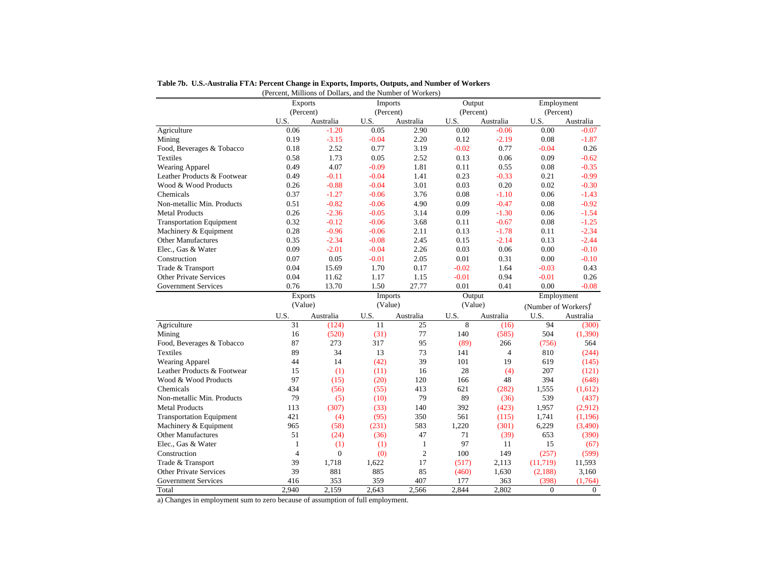**Table 7b. U.S.-Australia FTA: Percent Change in Exports, Imports, Outputs, and Number of Workers**

(Percent, Millions of Dollars, and the Number of Workers)

| | Exports (Percent) | | Imports (Percent) | | Output (Percent) | | Employment (Percent) | |
|---|---|---|---|---|---|---|---|---|
| | U.S. | Australia | U.S. | Australia | U.S. | Australia | U.S. | Australia |
| Agriculture | 0.06 | -1.20 | 0.05 | 2.90 | 0.00 | -0.06 | 0.00 | -0.07 |
| Mining | 0.19 | -3.15 | -0.04 | 2.20 | 0.12 | -2.19 | 0.08 | -1.87 |
| Food, Beverages & Tobacco | 0.18 | 2.52 | 0.77 | 3.19 | -0.02 | 0.77 | -0.04 | 0.26 |
| Textiles | 0.58 | 1.73 | 0.05 | 2.52 | 0.13 | 0.06 | 0.09 | -0.62 |
| Wearing Apparel | 0.49 | 4.07 | -0.09 | 1.81 | 0.11 | 0.55 | 0.08 | -0.35 |
| Leather Products & Footwear | 0.49 | -0.11 | -0.04 | 1.41 | 0.23 | -0.33 | 0.21 | -0.99 |
| Wood & Wood Products | 0.26 | -0.88 | -0.04 | 3.01 | 0.03 | 0.20 | 0.02 | -0.30 |
| Chemicals | 0.37 | -1.27 | -0.06 | 3.76 | 0.08 | -1.10 | 0.06 | -1.43 |
| Non-metallic Min. Products | 0.51 | -0.82 | -0.06 | 4.90 | 0.09 | -0.47 | 0.08 | -0.92 |
| Metal Products | 0.26 | -2.36 | -0.05 | 3.14 | 0.09 | -1.30 | 0.06 | -1.54 |
| Transportation Equipment | 0.32 | -0.12 | -0.06 | 3.68 | 0.11 | -0.67 | 0.08 | -1.25 |
| Machinery & Equipment | 0.28 | -0.96 | -0.06 | 2.11 | 0.13 | -1.78 | 0.11 | -2.34 |
| Other Manufactures | 0.35 | -2.34 | -0.08 | 2.45 | 0.15 | -2.14 | 0.13 | -2.44 |
| Elec., Gas & Water | 0.09 | -2.01 | -0.04 | 2.26 | 0.03 | 0.06 | 0.00 | -0.10 |
| Construction | 0.07 | 0.05 | -0.01 | 2.05 | 0.01 | 0.31 | 0.00 | -0.10 |
| Trade & Transport | 0.04 | 15.69 | 1.70 | 0.17 | -0.02 | 1.64 | -0.03 | 0.43 |
| Other Private Services | 0.04 | 11.62 | 1.17 | 1.15 | -0.01 | 0.94 | -0.01 | 0.26 |
| Government Services | 0.76 | 13.70 | 1.50 | 27.77 | 0.01 | 0.41 | 0.00 | -0.08 |

| | Exports (Value) | | Imports (Value) | | Output (Value) | | Employment (Number of Workers)[a] | |
|---|---|---|---|---|---|---|---|---|
| | U.S. | Australia | U.S. | Australia | U.S. | Australia | U.S. | Australia |
| Agriculture | 31 | (124) | 11 | 25 | 8 | (16) | 94 | (300) |
| Mining | 16 | (520) | (31) | 77 | 140 | (585) | 504 | (1,390) |
| Food, Beverages & Tobacco | 87 | 273 | 317 | 95 | (89) | 266 | (756) | 564 |
| Textiles | 89 | 34 | 13 | 73 | 141 | 4 | 810 | (244) |
| Wearing Apparel | 44 | 14 | (42) | 39 | 101 | 19 | 619 | (145) |
| Leather Products & Footwear | 15 | (1) | (11) | 16 | 28 | (4) | 207 | (121) |
| Wood & Wood Products | 97 | (15) | (20) | 120 | 166 | 48 | 394 | (648) |
| Chemicals | 434 | (56) | (55) | 413 | 621 | (282) | 1,555 | (1,612) |
| Non-metallic Min. Products | 79 | (5) | (10) | 79 | 89 | (36) | 539 | (437) |
| Metal Products | 113 | (307) | (33) | 140 | 392 | (423) | 1,957 | (2,912) |
| Transportation Equipment | 421 | (4) | (95) | 350 | 561 | (115) | 1,741 | (1,196) |
| Machinery & Equipment | 965 | (58) | (231) | 583 | 1,220 | (301) | 6,229 | (3,490) |
| Other Manufactures | 51 | (24) | (36) | 47 | 71 | (39) | 653 | (390) |
| Elec., Gas & Water | 1 | (1) | (1) | 1 | 97 | 11 | 15 | (67) |
| Construction | 4 | 0 | (0) | 2 | 100 | 149 | (257) | (599) |
| Trade & Transport | 39 | 1,718 | 1,622 | 17 | (517) | 2,113 | (11,719) | 11,593 |
| Other Private Services | 39 | 881 | 885 | 85 | (460) | 1,630 | (2,188) | 3,160 |
| Government Services | 416 | 353 | 359 | 407 | 177 | 363 | (398) | (1,764) |
| Total | 2,940 | 2,159 | 2,643 | 2,566 | 2,844 | 2,802 | 0 | 0 |

a) Changes in employment sum to zero because of assumption of full employment.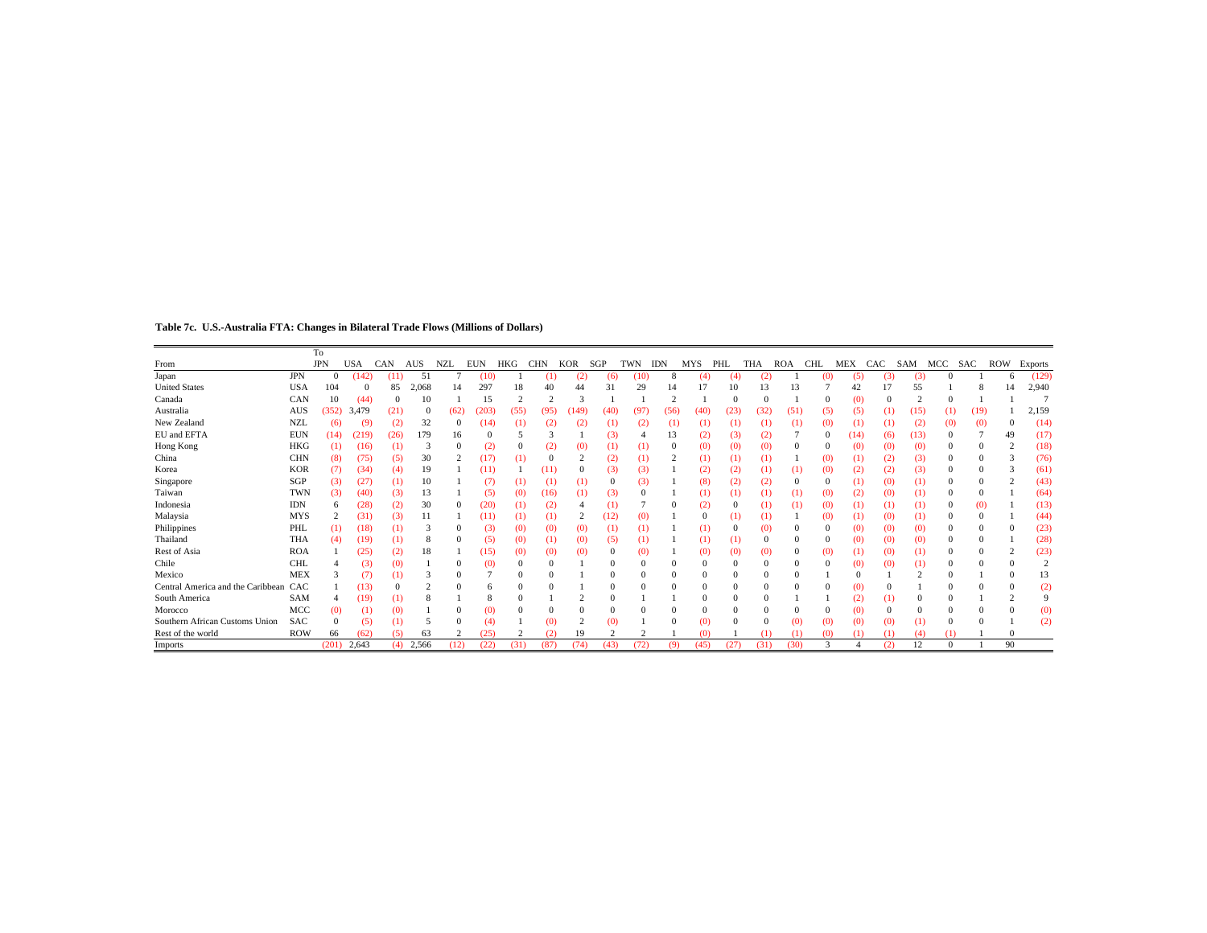**Table 7c. U.S.-Australia FTA: Changes in Bilateral Trade Flows (Millions of Dollars)**

| From | | To JPN | USA | CAN | AUS | NZL | EUN | HKG | CHN | KOR | SGP | TWN | IDN | MYS | PHL | THA | ROA | CHL | MEX | CAC | SAM | MCC | SAC | ROW | Exports |
|---|---|---|---|---|---|---|---|---|---|---|---|---|---|---|---|---|---|---|---|---|---|---|---|---|---|
| Japan | JPN | 0 | (142) | (11) | 51 | 7 | (10) | 1 | (1) | (2) | (6) | (10) | 8 | (4) | (4) | (2) | 1 | (0) | (5) | (3) | (3) | 0 | 1 | 6 | (129) |
| United States | USA | 104 | 0 | 85 | 2,068 | 14 | 297 | 18 | 40 | 44 | 31 | 29 | 14 | 17 | 10 | 13 | 13 | 7 | 42 | 17 | 55 | 1 | 8 | 14 | 2,940 |
| Canada | CAN | 10 | (44) | 0 | 10 | 1 | 15 | 2 | 2 | 3 | 1 | 1 | 2 | 1 | 0 | 0 | 1 | 0 | (0) | 0 | 2 | 0 | 1 | 1 | 7 |
| Australia | AUS | (352) | 3,479 | (21) | 0 | (62) | (203) | (55) | (95) | (149) | (40) | (97) | (56) | (40) | (23) | (32) | (51) | (5) | (5) | (1) | (15) | (1) | (19) | 1 | 2,159 |
| New Zealand | NZL | (6) | (9) | (2) | 32 | 0 | (14) | (1) | (2) | (2) | (1) | (2) | (1) | (1) | (1) | (1) | (1) | (0) | (1) | (1) | (2) | (0) | (0) | 0 | (14) |
| EU and EFTA | EUN | (14) | (219) | (26) | 179 | 16 | 0 | 5 | 3 | 1 | (3) | 4 | 13 | (2) | (3) | (2) | 7 | 0 | (14) | (6) | (13) | 0 | 7 | 49 | (17) |
| Hong Kong | HKG | (1) | (16) | (1) | 3 | 0 | (2) | 0 | (2) | (0) | (1) | (1) | 0 | (0) | (0) | (0) | 0 | 0 | (0) | (0) | (0) | 0 | 0 | 2 | (18) |
| China | CHN | (8) | (75) | (5) | 30 | 2 | (17) | (1) | 0 | 2 | (2) | (1) | 2 | (1) | (1) | (1) | 1 | (0) | (1) | (2) | (3) | 0 | 0 | 3 | (76) |
| Korea | KOR | (7) | (34) | (4) | 19 | 1 | (11) | 1 | (11) | 0 | (3) | (3) | 1 | (2) | (2) | (1) | (1) | (0) | (2) | (2) | (3) | 0 | 0 | 3 | (61) |
| Singapore | SGP | (3) | (27) | (1) | 10 | 1 | (7) | (1) | (1) | (1) | 0 | (3) | 1 | (8) | (2) | (2) | 0 | 0 | (1) | (0) | (1) | 0 | 0 | 2 | (43) |
| Taiwan | TWN | (3) | (40) | (3) | 13 | 1 | (5) | (0) | (16) | (1) | (3) | 0 | 1 | (1) | (1) | (1) | (1) | (0) | (2) | (0) | (1) | 0 | 0 | 1 | (64) |
| Indonesia | IDN | 6 | (28) | (2) | 30 | 0 | (20) | (1) | (2) | 4 | (1) | 7 | 0 | (2) | 0 | (1) | (1) | (0) | (1) | (1) | (1) | 0 | (0) | 1 | (13) |
| Malaysia | MYS | 2 | (31) | (3) | 11 | 1 | (11) | (1) | (1) | 2 | (12) | (0) | 1 | 0 | (1) | (1) | 1 | (0) | (1) | (0) | (1) | 0 | 0 | 1 | (44) |
| Philippines | PHL | (1) | (18) | (1) | 3 | 0 | (3) | (0) | (0) | (0) | (1) | (1) | 1 | (1) | 0 | (0) | 0 | 0 | (0) | (0) | (0) | 0 | 0 | 0 | (23) |
| Thailand | THA | (4) | (19) | (1) | 8 | 0 | (5) | (0) | (1) | (0) | (5) | (1) | 1 | (1) | (1) | 0 | 0 | 0 | (0) | (0) | (0) | 0 | 0 | 1 | (28) |
| Rest of Asia | ROA | 1 | (25) | (2) | 18 | 1 | (15) | (0) | (0) | (0) | 0 | (0) | 1 | (0) | (0) | (0) | 0 | (0) | (1) | (0) | (1) | 0 | 0 | 2 | (23) |
| Chile | CHL | 4 | (3) | (0) | 1 | 0 | (0) | 0 | 0 | 1 | 0 | 0 | 0 | 0 | 0 | 0 | 0 | 0 | (0) | (0) | (1) | 0 | 0 | 0 | 2 |
| Mexico | MEX | 3 | (7) | (1) | 3 | 0 | 7 | 0 | 0 | 1 | 0 | 0 | 0 | 0 | 0 | 0 | 0 | 1 | 0 | 1 | 2 | 0 | 1 | 0 | 13 |
| Central America and the Caribbean | CAC | 1 | (13) | 0 | 2 | 0 | 6 | 0 | 0 | 1 | 0 | 0 | 0 | 0 | 0 | 0 | 0 | 0 | (0) | 0 | 1 | 0 | 0 | 0 | (2) |
| South America | SAM | 4 | (19) | (1) | 8 | 1 | 8 | 0 | 1 | 2 | 0 | 1 | 1 | 0 | 0 | 0 | 1 | 1 | (2) | (1) | 0 | 0 | 1 | 2 | 9 |
| Morocco | MCC | (0) | (1) | (0) | 1 | 0 | (0) | 0 | 0 | 0 | 0 | 0 | 0 | 0 | 0 | 0 | 0 | 0 | (0) | 0 | 0 | 0 | 0 | 0 | (0) |
| Southern African Customs Union | SAC | 0 | (5) | (1) | 5 | 0 | (4) | 1 | (0) | 2 | (0) | 1 | 0 | (0) | 0 | 0 | (0) | (0) | (0) | (0) | (1) | 0 | 0 | 1 | (2) |
| Rest of the world | ROW | 66 | (62) | (5) | 63 | 2 | (25) | 2 | (2) | 19 | 2 | 2 | 1 | (0) | 1 | (1) | (1) | (0) | (1) | (1) | (4) | (1) | 1 | 0 | |
| Imports | | (201) | 2,643 | (4) | 2,566 | (12) | (22) | (31) | (87) | (74) | (43) | (72) | (9) | (45) | (27) | (31) | (30) | 3 | 4 | (2) | 12 | 0 | 1 | 90 | |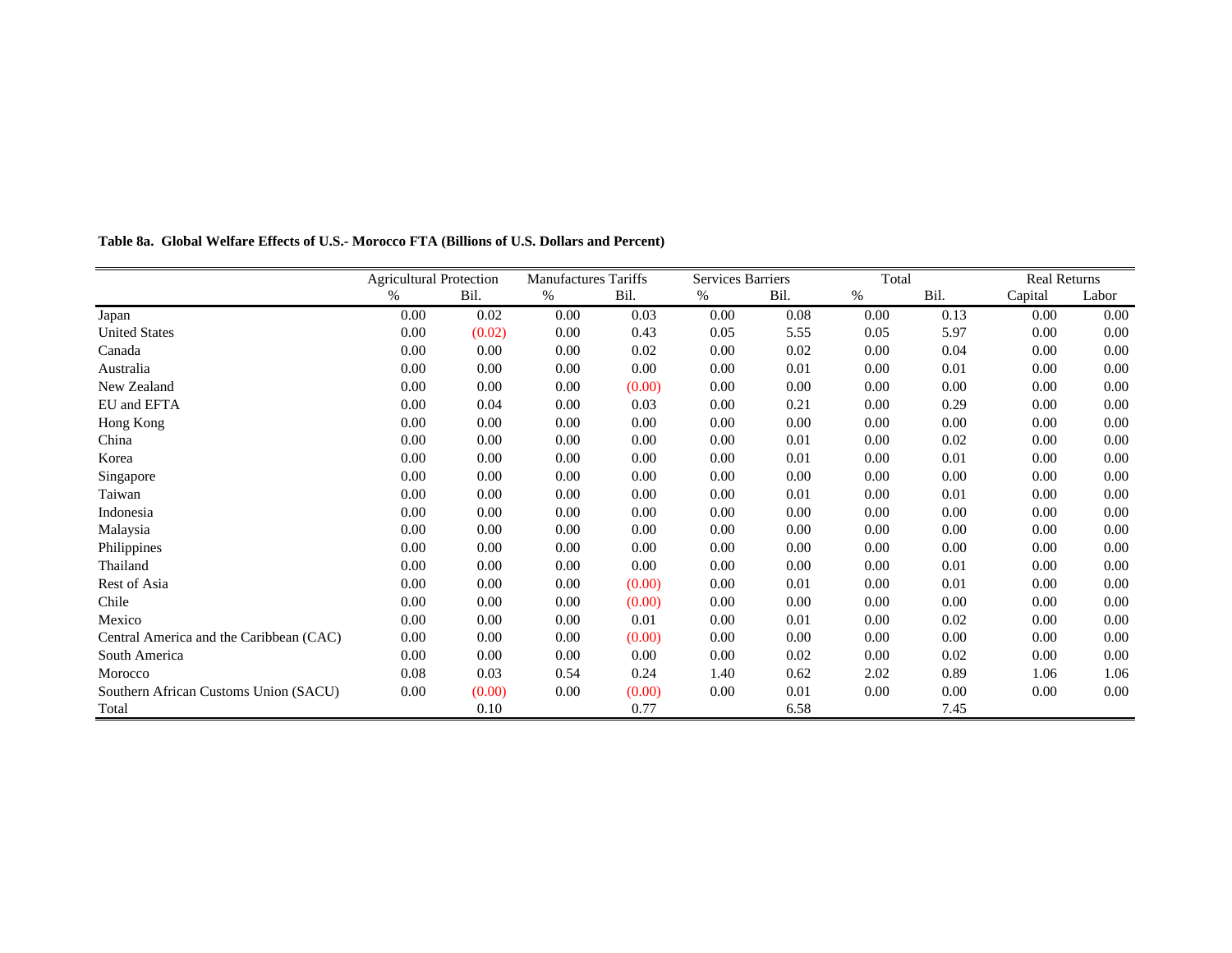**Table 8a. Global Welfare Effects of U.S.- Morocco FTA (Billions of U.S. Dollars and Percent)**

| | Agricultural Protection | | Manufactures Tariffs | | Services Barriers | | Total | | Real Returns | |
|---|---|---|---|---|---|---|---|---|---|---|
| | % | Bil. | % | Bil. | % | Bil. | % | Bil. | Capital | Labor |
| Japan | 0.00 | 0.02 | 0.00 | 0.03 | 0.00 | 0.08 | 0.00 | 0.13 | 0.00 | 0.00 |
| United States | 0.00 | (0.02) | 0.00 | 0.43 | 0.05 | 5.55 | 0.05 | 5.97 | 0.00 | 0.00 |
| Canada | 0.00 | 0.00 | 0.00 | 0.02 | 0.00 | 0.02 | 0.00 | 0.04 | 0.00 | 0.00 |
| Australia | 0.00 | 0.00 | 0.00 | 0.00 | 0.00 | 0.01 | 0.00 | 0.01 | 0.00 | 0.00 |
| New Zealand | 0.00 | 0.00 | 0.00 | (0.00) | 0.00 | 0.00 | 0.00 | 0.00 | 0.00 | 0.00 |
| EU and EFTA | 0.00 | 0.04 | 0.00 | 0.03 | 0.00 | 0.21 | 0.00 | 0.29 | 0.00 | 0.00 |
| Hong Kong | 0.00 | 0.00 | 0.00 | 0.00 | 0.00 | 0.00 | 0.00 | 0.00 | 0.00 | 0.00 |
| China | 0.00 | 0.00 | 0.00 | 0.00 | 0.00 | 0.01 | 0.00 | 0.02 | 0.00 | 0.00 |
| Korea | 0.00 | 0.00 | 0.00 | 0.00 | 0.00 | 0.01 | 0.00 | 0.01 | 0.00 | 0.00 |
| Singapore | 0.00 | 0.00 | 0.00 | 0.00 | 0.00 | 0.00 | 0.00 | 0.00 | 0.00 | 0.00 |
| Taiwan | 0.00 | 0.00 | 0.00 | 0.00 | 0.00 | 0.01 | 0.00 | 0.01 | 0.00 | 0.00 |
| Indonesia | 0.00 | 0.00 | 0.00 | 0.00 | 0.00 | 0.00 | 0.00 | 0.00 | 0.00 | 0.00 |
| Malaysia | 0.00 | 0.00 | 0.00 | 0.00 | 0.00 | 0.00 | 0.00 | 0.00 | 0.00 | 0.00 |
| Philippines | 0.00 | 0.00 | 0.00 | 0.00 | 0.00 | 0.00 | 0.00 | 0.00 | 0.00 | 0.00 |
| Thailand | 0.00 | 0.00 | 0.00 | 0.00 | 0.00 | 0.00 | 0.00 | 0.01 | 0.00 | 0.00 |
| Rest of Asia | 0.00 | 0.00 | 0.00 | (0.00) | 0.00 | 0.01 | 0.00 | 0.01 | 0.00 | 0.00 |
| Chile | 0.00 | 0.00 | 0.00 | (0.00) | 0.00 | 0.00 | 0.00 | 0.00 | 0.00 | 0.00 |
| Mexico | 0.00 | 0.00 | 0.00 | 0.01 | 0.00 | 0.01 | 0.00 | 0.02 | 0.00 | 0.00 |
| Central America and the Caribbean (CAC) | 0.00 | 0.00 | 0.00 | (0.00) | 0.00 | 0.00 | 0.00 | 0.00 | 0.00 | 0.00 |
| South America | 0.00 | 0.00 | 0.00 | 0.00 | 0.00 | 0.02 | 0.00 | 0.02 | 0.00 | 0.00 |
| Morocco | 0.08 | 0.03 | 0.54 | 0.24 | 1.40 | 0.62 | 2.02 | 0.89 | 1.06 | 1.06 |
| Southern African Customs Union (SACU) | 0.00 | (0.00) | 0.00 | (0.00) | 0.00 | 0.01 | 0.00 | 0.00 | 0.00 | 0.00 |
| Total | | 0.10 | | 0.77 | | 6.58 | | 7.45 | | |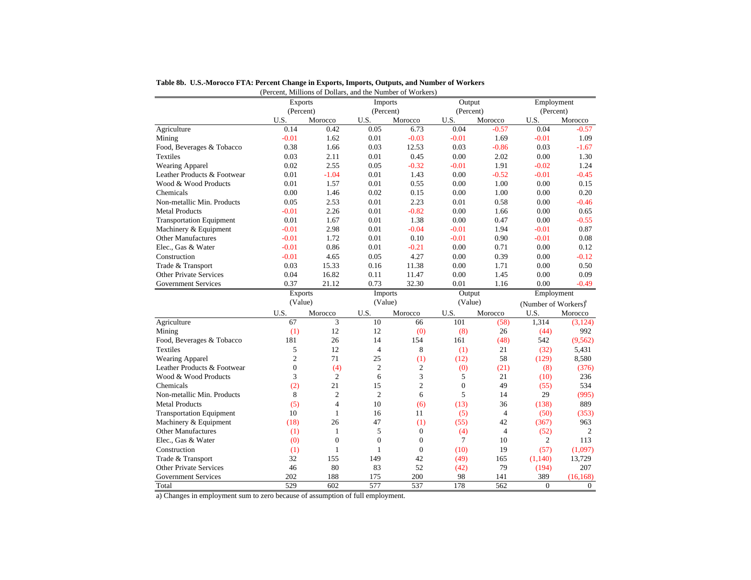**Table 8b. U.S.-Morocco FTA: Percent Change in Exports, Imports, Outputs, and Number of Workers**

(Percent, Millions of Dollars, and the Number of Workers)

| | Exports (Percent) | | Imports (Percent) | | Output (Percent) | | Employment (Percent) | |
|---|---|---|---|---|---|---|---|---|
| | U.S. | Morocco | U.S. | Morocco | U.S. | Morocco | U.S. | Morocco |
| Agriculture | 0.14 | 0.42 | 0.05 | 6.73 | 0.04 | -0.57 | 0.04 | -0.57 |
| Mining | -0.01 | 1.62 | 0.01 | -0.03 | -0.01 | 1.69 | -0.01 | 1.09 |
| Food, Beverages & Tobacco | 0.38 | 1.66 | 0.03 | 12.53 | 0.03 | -0.86 | 0.03 | -1.67 |
| Textiles | 0.03 | 2.11 | 0.01 | 0.45 | 0.00 | 2.02 | 0.00 | 1.30 |
| Wearing Apparel | 0.02 | 2.55 | 0.05 | -0.32 | -0.01 | 1.91 | -0.02 | 1.24 |
| Leather Products & Footwear | 0.01 | -1.04 | 0.01 | 1.43 | 0.00 | -0.52 | -0.01 | -0.45 |
| Wood & Wood Products | 0.01 | 1.57 | 0.01 | 0.55 | 0.00 | 1.00 | 0.00 | 0.15 |
| Chemicals | 0.00 | 1.46 | 0.02 | 0.15 | 0.00 | 1.00 | 0.00 | 0.20 |
| Non-metallic Min. Products | 0.05 | 2.53 | 0.01 | 2.23 | 0.01 | 0.58 | 0.00 | -0.46 |
| Metal Products | -0.01 | 2.26 | 0.01 | -0.82 | 0.00 | 1.66 | 0.00 | 0.65 |
| Transportation Equipment | 0.01 | 1.67 | 0.01 | 1.38 | 0.00 | 0.47 | 0.00 | -0.55 |
| Machinery & Equipment | -0.01 | 2.98 | 0.01 | -0.04 | -0.01 | 1.94 | -0.01 | 0.87 |
| Other Manufactures | -0.01 | 1.72 | 0.01 | 0.10 | -0.01 | 0.90 | -0.01 | 0.08 |
| Elec., Gas & Water | -0.01 | 0.86 | 0.01 | -0.21 | 0.00 | 0.71 | 0.00 | 0.12 |
| Construction | -0.01 | 4.65 | 0.05 | 4.27 | 0.00 | 0.39 | 0.00 | -0.12 |
| Trade & Transport | 0.03 | 15.33 | 0.16 | 11.38 | 0.00 | 1.71 | 0.00 | 0.50 |
| Other Private Services | 0.04 | 16.82 | 0.11 | 11.47 | 0.00 | 1.45 | 0.00 | 0.09 |
| Government Services | 0.37 | 21.12 | 0.73 | 32.30 | 0.01 | 1.16 | 0.00 | -0.49 |
| | **Exports (Value)** | | **Imports (Value)** | | **Output (Value)** | | **Employment (Number of Workers)[a]** | |
| | U.S. | Morocco | U.S. | Morocco | U.S. | Morocco | U.S. | Morocco |
| Agriculture | 67 | 3 | 10 | 66 | 101 | (58) | 1,314 | (3,124) |
| Mining | (1) | 12 | 12 | (0) | (8) | 26 | (44) | 992 |
| Food, Beverages & Tobacco | 181 | 26 | 14 | 154 | 161 | (48) | 542 | (9,562) |
| Textiles | 5 | 12 | 4 | 8 | (1) | 21 | (32) | 5,431 |
| Wearing Apparel | 2 | 71 | 25 | (1) | (12) | 58 | (129) | 8,580 |
| Leather Products & Footwear | 0 | (4) | 2 | 2 | (0) | (21) | (8) | (376) |
| Wood & Wood Products | 3 | 2 | 6 | 3 | 5 | 21 | (10) | 236 |
| Chemicals | (2) | 21 | 15 | 2 | 0 | 49 | (55) | 534 |
| Non-metallic Min. Products | 8 | 2 | 2 | 6 | 5 | 14 | 29 | (995) |
| Metal Products | (5) | 4 | 10 | (6) | (13) | 36 | (138) | 889 |
| Transportation Equipment | 10 | 1 | 16 | 11 | (5) | 4 | (50) | (353) |
| Machinery & Equipment | (18) | 26 | 47 | (1) | (55) | 42 | (367) | 963 |
| Other Manufactures | (1) | 1 | 5 | 0 | (4) | 4 | (52) | 2 |
| Elec., Gas & Water | (0) | 0 | 0 | 0 | 7 | 10 | 2 | 113 |
| Construction | (1) | 1 | 1 | 0 | (10) | 19 | (57) | (1,097) |
| Trade & Transport | 32 | 155 | 149 | 42 | (49) | 165 | (1,140) | 13,729 |
| Other Private Services | 46 | 80 | 83 | 52 | (42) | 79 | (194) | 207 |
| Government Services | 202 | 188 | 175 | 200 | 98 | 141 | 389 | (16,168) |
| Total | 529 | 602 | 577 | 537 | 178 | 562 | 0 | 0 |

a) Changes in employment sum to zero because of assumption of full employment.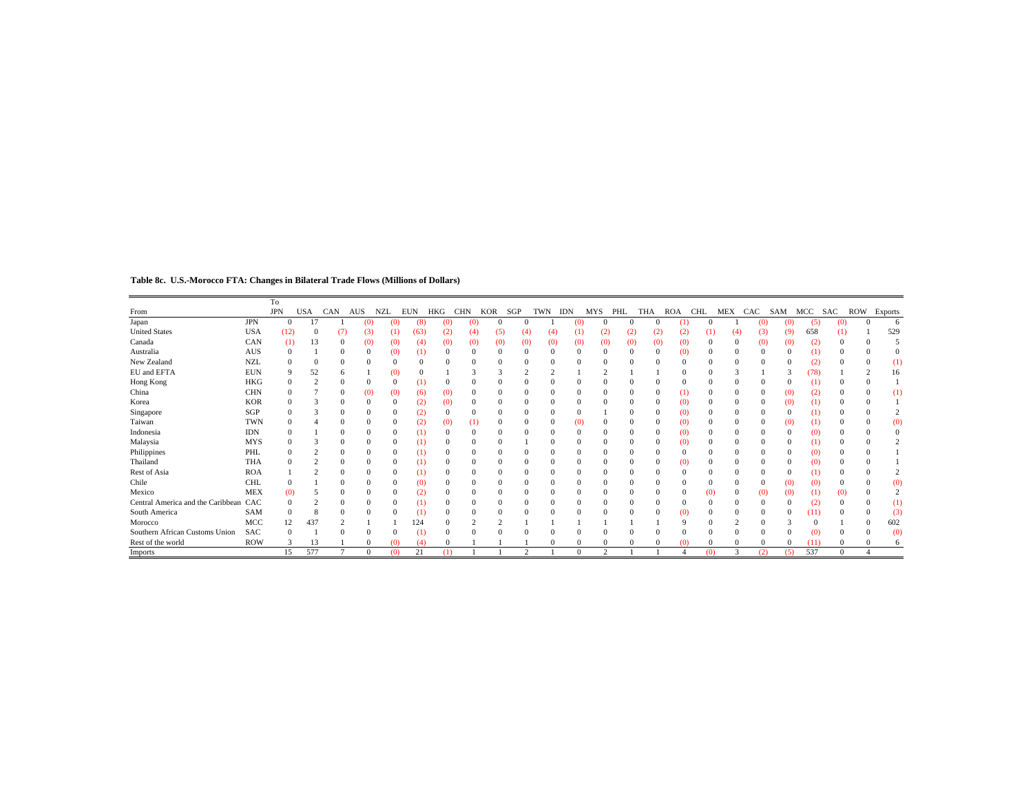**Table 8c. U.S.-Morocco FTA: Changes in Bilateral Trade Flows (Millions of Dollars)**

| From | | To JPN | USA | CAN | AUS | NZL | EUN | HKG | CHN | KOR | SGP | TWN | IDN | MYS | PHL | THA | ROA | CHL | MEX | CAC | SAM | MCC | SAC | ROW | Exports |
|---|---|---|---|---|---|---|---|---|---|---|---|---|---|---|---|---|---|---|---|---|---|---|---|---|---|
| Japan | JPN | 0 | 17 | 1 | (0) | (0) | (8) | (0) | (0) | 0 | 0 | 1 | (0) | 0 | 0 | 0 | (1) | 0 | 1 | (0) | (0) | (5) | (0) | 0 | 6 |
| United States | USA | (12) | 0 | (7) | (3) | (1) | (63) | (2) | (4) | (5) | (4) | (4) | (1) | (2) | (2) | (2) | (2) | (1) | (4) | (3) | (9) | 658 | (1) | 1 | 529 |
| Canada | CAN | (1) | 13 | 0 | (0) | (0) | (4) | (0) | (0) | (0) | (0) | (0) | (0) | (0) | (0) | (0) | (0) | 0 | 0 | (0) | (0) | (2) | 0 | 0 | 5 |
| Australia | AUS | 0 | 1 | 0 | 0 | (0) | (1) | 0 | 0 | 0 | 0 | 0 | 0 | 0 | 0 | 0 | (0) | 0 | 0 | 0 | 0 | (1) | 0 | 0 | 0 |
| New Zealand | NZL | 0 | 0 | 0 | 0 | 0 | 0 | 0 | 0 | 0 | 0 | 0 | 0 | 0 | 0 | 0 | 0 | 0 | 0 | 0 | 0 | (2) | 0 | 0 | (1) |
| EU and EFTA | EUN | 9 | 52 | 6 | 1 | (0) | 0 | 1 | 3 | 3 | 2 | 2 | 1 | 2 | 1 | 1 | 0 | 0 | 3 | 1 | 3 | (78) | 1 | 2 | 16 |
| Hong Kong | HKG | 0 | 2 | 0 | 0 | 0 | (1) | 0 | 0 | 0 | 0 | 0 | 0 | 0 | 0 | 0 | 0 | 0 | 0 | 0 | 0 | (1) | 0 | 0 | 1 |
| China | CHN | 0 | 7 | 0 | (0) | (0) | (6) | (0) | 0 | 0 | 0 | 0 | 0 | 0 | 0 | 0 | (1) | 0 | 0 | 0 | (0) | (2) | 0 | 0 | (1) |
| Korea | KOR | 0 | 3 | 0 | 0 | 0 | (2) | (0) | 0 | 0 | 0 | 0 | 0 | 0 | 0 | 0 | (0) | 0 | 0 | 0 | (0) | (1) | 0 | 0 | 1 |
| Singapore | SGP | 0 | 3 | 0 | 0 | 0 | (2) | 0 | 0 | 0 | 0 | 0 | 0 | 1 | 0 | 0 | (0) | 0 | 0 | 0 | 0 | (1) | 0 | 0 | 2 |
| Taiwan | TWN | 0 | 4 | 0 | 0 | 0 | (2) | (0) | (1) | 0 | 0 | 0 | (0) | 0 | 0 | 0 | (0) | 0 | 0 | 0 | (0) | (1) | 0 | 0 | (0) |
| Indonesia | IDN | 0 | 1 | 0 | 0 | 0 | (1) | 0 | 0 | 0 | 0 | 0 | 0 | 0 | 0 | 0 | (0) | 0 | 0 | 0 | 0 | (0) | 0 | 0 | 0 |
| Malaysia | MYS | 0 | 3 | 0 | 0 | 0 | (1) | 0 | 0 | 0 | 1 | 0 | 0 | 0 | 0 | 0 | (0) | 0 | 0 | 0 | 0 | (1) | 0 | 0 | 2 |
| Philippines | PHL | 0 | 2 | 0 | 0 | 0 | (1) | 0 | 0 | 0 | 0 | 0 | 0 | 0 | 0 | 0 | 0 | 0 | 0 | 0 | 0 | (0) | 0 | 0 | 1 |
| Thailand | THA | 0 | 2 | 0 | 0 | 0 | (1) | 0 | 0 | 0 | 0 | 0 | 0 | 0 | 0 | 0 | (0) | 0 | 0 | 0 | 0 | (0) | 0 | 0 | 1 |
| Rest of Asia | ROA | 1 | 2 | 0 | 0 | 0 | (1) | 0 | 0 | 0 | 0 | 0 | 0 | 0 | 0 | 0 | 0 | 0 | 0 | 0 | 0 | (1) | 0 | 0 | 2 |
| Chile | CHL | 0 | 1 | 0 | 0 | 0 | (0) | 0 | 0 | 0 | 0 | 0 | 0 | 0 | 0 | 0 | 0 | 0 | 0 | 0 | (0) | (0) | 0 | 0 | (0) |
| Mexico | MEX | (0) | 5 | 0 | 0 | 0 | (2) | 0 | 0 | 0 | 0 | 0 | 0 | 0 | 0 | 0 | 0 | (0) | 0 | (0) | (0) | (1) | (0) | 0 | 2 |
| Central America and the Caribbean | CAC | 0 | 2 | 0 | 0 | 0 | (1) | 0 | 0 | 0 | 0 | 0 | 0 | 0 | 0 | 0 | 0 | 0 | 0 | 0 | 0 | (2) | 0 | 0 | (1) |
| South America | SAM | 0 | 8 | 0 | 0 | 0 | (1) | 0 | 0 | 0 | 0 | 0 | 0 | 0 | 0 | 0 | (0) | 0 | 0 | 0 | 0 | (11) | 0 | 0 | (3) |
| Morocco | MCC | 12 | 437 | 2 | 1 | 1 | 124 | 0 | 2 | 2 | 1 | 1 | 1 | 1 | 1 | 1 | 9 | 0 | 2 | 0 | 3 | 0 | 1 | 0 | 602 |
| Southern African Customs Union | SAC | 0 | 1 | 0 | 0 | 0 | (1) | 0 | 0 | 0 | 0 | 0 | 0 | 0 | 0 | 0 | 0 | 0 | 0 | 0 | 0 | (0) | 0 | 0 | (0) |
| Rest of the world | ROW | 3 | 13 | 1 | 0 | (0) | (4) | 0 | 1 | 1 | 1 | 0 | 0 | 0 | 0 | 0 | (0) | 0 | 0 | 0 | 0 | (11) | 0 | 0 | 6 |
| Imports | | 15 | 577 | 7 | 0 | (0) | 21 | (1) | 1 | 1 | 2 | 1 | 0 | 2 | 1 | 1 | 4 | (0) | 3 | (2) | (5) | 537 | 0 | 4 | |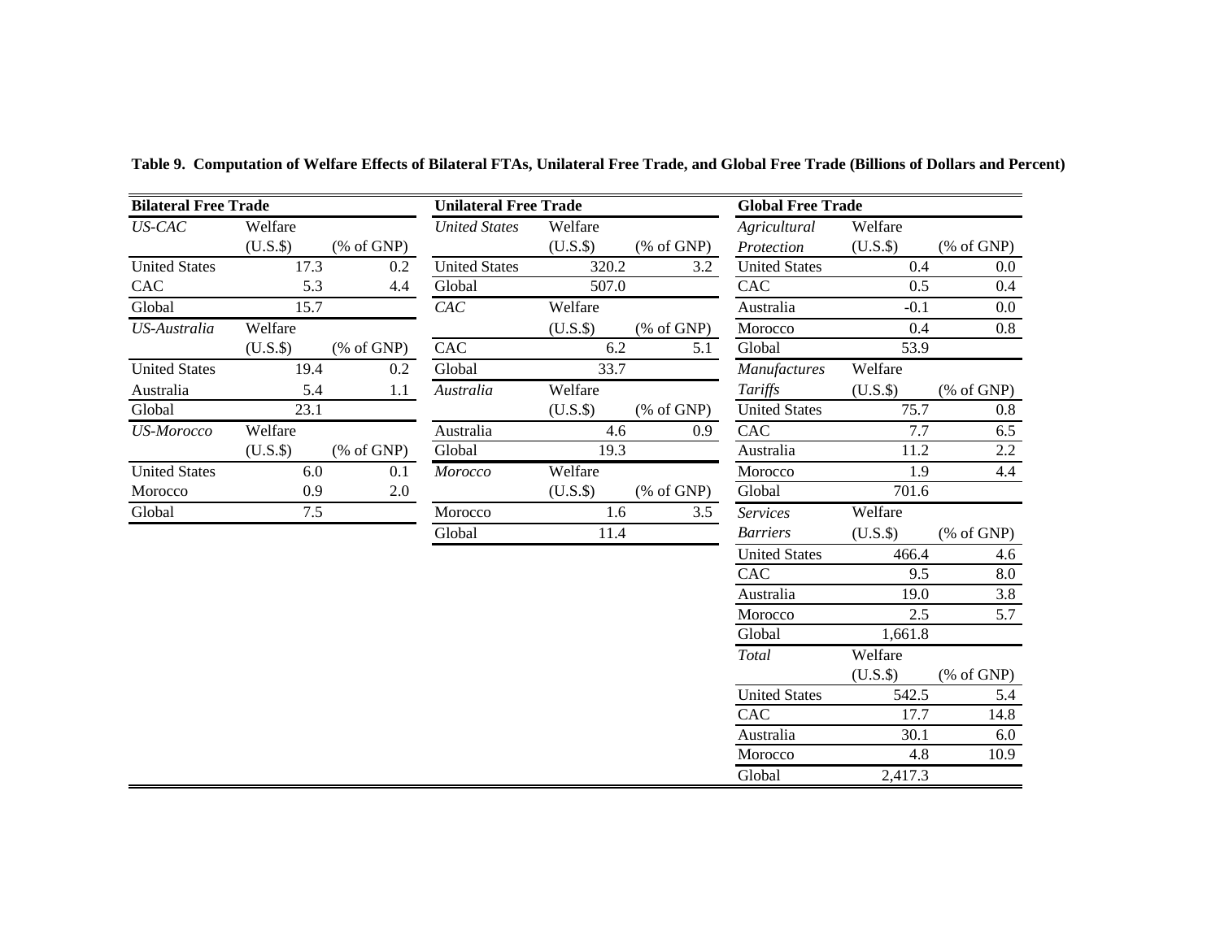**Table 9. Computation of Welfare Effects of Bilateral FTAs, Unilateral Free Trade, and Global Free Trade (Billions of Dollars and Percent)**

**Bilateral Free Trade**

| *US-CAC* | Welfare (U.S.$) | (% of GNP) |
|---|---|---|
| United States | 17.3 | 0.2 |
| CAC | 5.3 | 4.4 |
| Global | 15.7 | |
| *US-Australia* | **Welfare (U.S.$)** | **(% of GNP)** |
| United States | 19.4 | 0.2 |
| Australia | 5.4 | 1.1 |
| Global | 23.1 | |
| *US-Morocco* | **Welfare (U.S.$)** | **(% of GNP)** |
| United States | 6.0 | 0.1 |
| Morocco | 0.9 | 2.0 |
| Global | 7.5 | |

**Unilateral Free Trade**

| *United States* | Welfare (U.S.$) | (% of GNP) |
|---|---|---|
| United States | 320.2 | 3.2 |
| Global | 507.0 | |
| *CAC* | **Welfare (U.S.$)** | **(% of GNP)** |
| CAC | 6.2 | 5.1 |
| Global | 33.7 | |
| *Australia* | **Welfare (U.S.$)** | **(% of GNP)** |
| Australia | 4.6 | 0.9 |
| Global | 19.3 | |
| *Morocco* | **Welfare (U.S.$)** | **(% of GNP)** |
| Morocco | 1.6 | 3.5 |
| Global | 11.4 | |

**Global Free Trade**

| *Agricultural Protection* | Welfare (U.S.$) | (% of GNP) |
|---|---|---|
| United States | 0.4 | 0.0 |
| CAC | 0.5 | 0.4 |
| Australia | -0.1 | 0.0 |
| Morocco | 0.4 | 0.8 |
| Global | 53.9 | |
| *Manufactures Tariffs* | **Welfare (U.S.$)** | **(% of GNP)** |
| United States | 75.7 | 0.8 |
| CAC | 7.7 | 6.5 |
| Australia | 11.2 | 2.2 |
| Morocco | 1.9 | 4.4 |
| Global | 701.6 | |
| *Services Barriers* | **Welfare (U.S.$)** | **(% of GNP)** |
| United States | 466.4 | 4.6 |
| CAC | 9.5 | 8.0 |
| Australia | 19.0 | 3.8 |
| Morocco | 2.5 | 5.7 |
| Global | 1,661.8 | |
| *Total* | **Welfare (U.S.$)** | **(% of GNP)** |
| United States | 542.5 | 5.4 |
| CAC | 17.7 | 14.8 |
| Australia | 30.1 | 6.0 |
| Morocco | 4.8 | 10.9 |
| Global | 2,417.3 | |